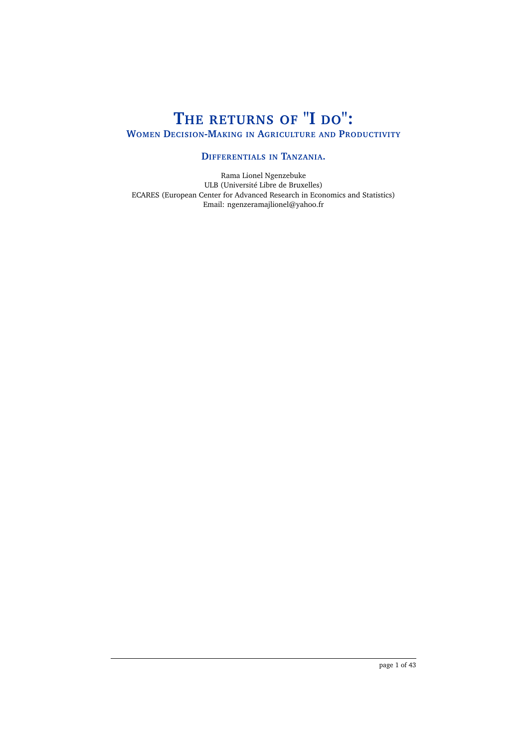# THE RETURNS OF "I DO":

## WOMEN DECISION-MAKING IN AGRICULTURE AND PRODUCTIVITY DIFFERENTIALS IN TANZANIA.

Rama Lionel Ngenzebuke
ULB (Université Libre de Bruxelles)
ECARES (European Center for Advanced Research in Economics and Statistics)
Email: ngenzeramajlionel@yahoo.fr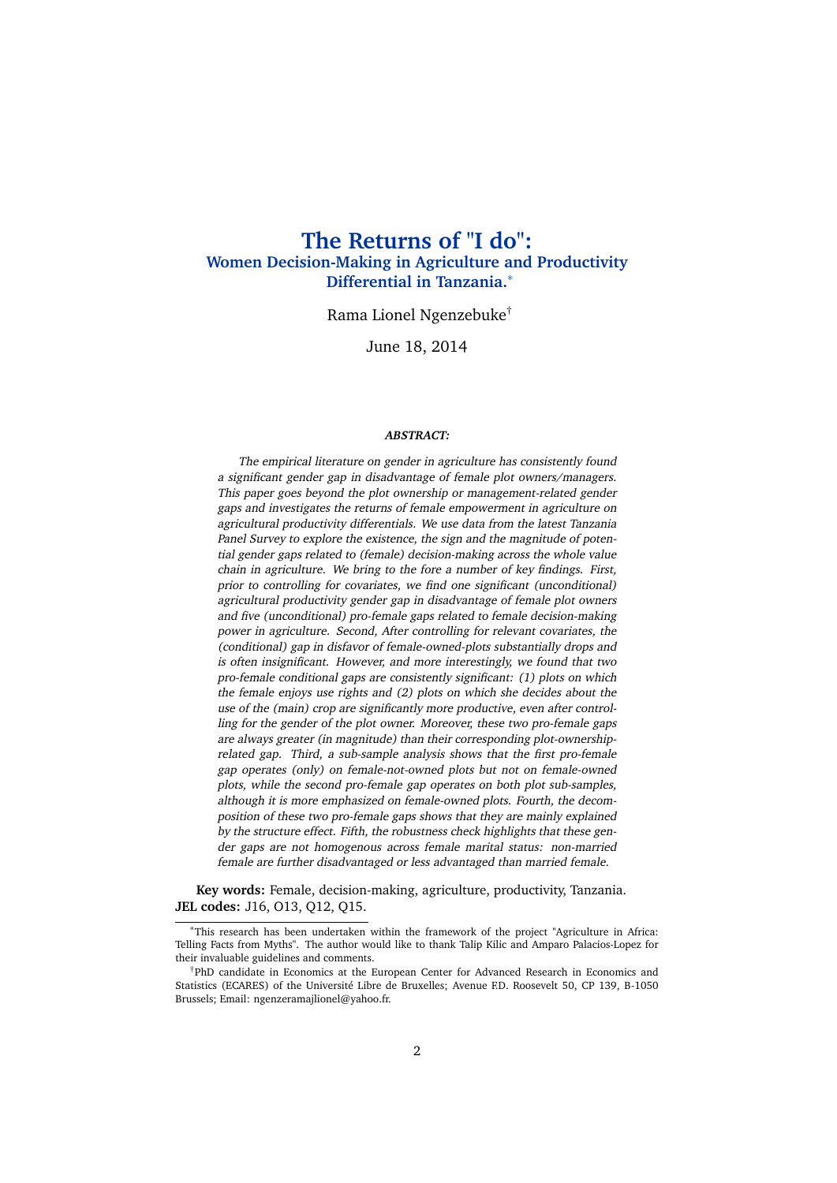# The Returns of "I do":

## Women Decision-Making in Agriculture and Productivity Differential in Tanzania.[*]

Rama Lionel Ngenzebuke[†]

June 18, 2014

***ABSTRACT:***

*The empirical literature on gender in agriculture has consistently found a significant gender gap in disadvantage of female plot owners/managers. This paper goes beyond the plot ownership or management-related gender gaps and investigates the returns of female empowerment in agriculture on agricultural productivity differentials. We use data from the latest Tanzania Panel Survey to explore the existence, the sign and the magnitude of potential gender gaps related to (female) decision-making across the whole value chain in agriculture. We bring to the fore a number of key findings. First, prior to controlling for covariates, we find one significant (unconditional) agricultural productivity gender gap in disadvantage of female plot owners and five (unconditional) pro-female gaps related to female decision-making power in agriculture. Second, After controlling for relevant covariates, the (conditional) gap in disfavor of female-owned-plots substantially drops and is often insignificant. However, and more interestingly, we found that two pro-female conditional gaps are consistently significant: (1) plots on which the female enjoys use rights and (2) plots on which she decides about the use of the (main) crop are significantly more productive, even after controlling for the gender of the plot owner. Moreover, these two pro-female gaps are always greater (in magnitude) than their corresponding plot-ownership-related gap. Third, a sub-sample analysis shows that the first pro-female gap operates (only) on female-not-owned plots but not on female-owned plots, while the second pro-female gap operates on both plot sub-samples, although it is more emphasized on female-owned plots. Fourth, the decomposition of these two pro-female gaps shows that they are mainly explained by the structure effect. Fifth, the robustness check highlights that these gender gaps are not homogenous across female marital status: non-married female are further disadvantaged or less advantaged than married female.*

**Key words:** Female, decision-making, agriculture, productivity, Tanzania.
**JEL codes:** J16, O13, Q12, Q15.

---

[*]This research has been undertaken within the framework of the project "Agriculture in Africa: Telling Facts from Myths". The author would like to thank Talip Kilic and Amparo Palacios-Lopez for their invaluable guidelines and comments.

[†]PhD candidate in Economics at the European Center for Advanced Research in Economics and Statistics (ECARES) of the Université Libre de Bruxelles; Avenue F.D. Roosevelt 50, CP 139, B-1050 Brussels; Email: ngenzeramajlionel@yahoo.fr.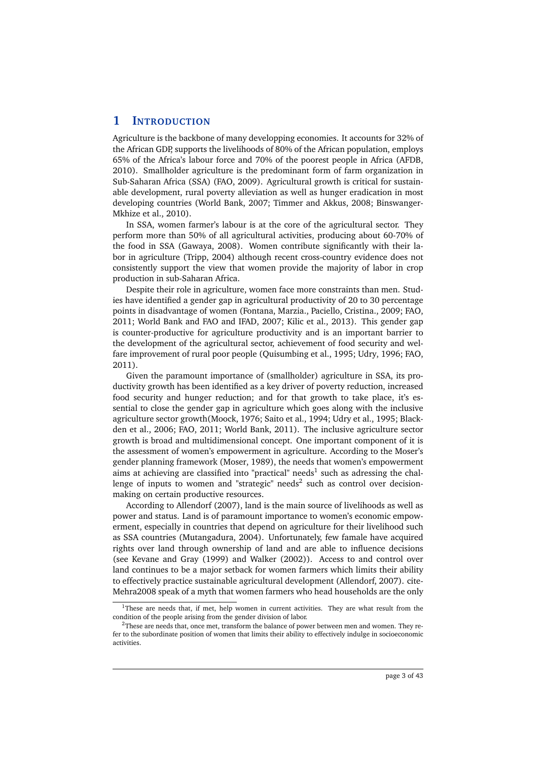# 1 INTRODUCTION

Agriculture is the backbone of many developping economies. It accounts for 32% of the African GDP, supports the livelihoods of 80% of the African population, employs 65% of the Africa's labour force and 70% of the poorest people in Africa (AFDB, 2010). Smallholder agriculture is the predominant form of farm organization in Sub-Saharan Africa (SSA) (FAO, 2009). Agricultural growth is critical for sustainable development, rural poverty alleviation as well as hunger eradication in most developing countries (World Bank, 2007; Timmer and Akkus, 2008; Binswanger-Mkhize et al., 2010).

In SSA, women farmer's labour is at the core of the agricultural sector. They perform more than 50% of all agricultural activities, producing about 60-70% of the food in SSA (Gawaya, 2008). Women contribute significantly with their labor in agriculture (Tripp, 2004) although recent cross-country evidence does not consistently support the view that women provide the majority of labor in crop production in sub-Saharan Africa.

Despite their role in agriculture, women face more constraints than men. Studies have identified a gender gap in agricultural productivity of 20 to 30 percentage points in disadvantage of women (Fontana, Marzia., Paciello, Cristina., 2009; FAO, 2011; World Bank and FAO and IFAD, 2007; Kilic et al., 2013). This gender gap is counter-productive for agriculture productivity and is an important barrier to the development of the agricultural sector, achievement of food security and welfare improvement of rural poor people (Quisumbing et al., 1995; Udry, 1996; FAO, 2011).

Given the paramount importance of (smallholder) agriculture in SSA, its productivity growth has been identified as a key driver of poverty reduction, increased food security and hunger reduction; and for that growth to take place, it's essential to close the gender gap in agriculture which goes along with the inclusive agriculture sector growth(Moock, 1976; Saito et al., 1994; Udry et al., 1995; Blackden et al., 2006; FAO, 2011; World Bank, 2011). The inclusive agriculture sector growth is broad and multidimensional concept. One important component of it is the assessment of women's empowerment in agriculture. According to the Moser's gender planning framework (Moser, 1989), the needs that women's empowerment aims at achieving are classified into "practical" needs[1] such as adressing the challenge of inputs to women and "strategic" needs[2] such as control over decision-making on certain productive resources.

According to Allendorf (2007), land is the main source of livelihoods as well as power and status. Land is of paramount importance to women's economic empowerment, especially in countries that depend on agriculture for their livelihood such as SSA countries (Mutangadura, 2004). Unfortunately, few famale have acquired rights over land through ownership of land and are able to influence decisions (see Kevane and Gray (1999) and Walker (2002)). Access to and control over land continues to be a major setback for women farmers which limits their ability to effectively practice sustainable agricultural development (Allendorf, 2007). cite-Mehra2008 speak of a myth that women farmers who head households are the only

[1] These are needs that, if met, help women in current activities. They are what result from the condition of the people arising from the gender division of labor.

[2] These are needs that, once met, transform the balance of power between men and women. They refer to the subordinate position of women that limits their ability to effectively indulge in socioeconomic activities.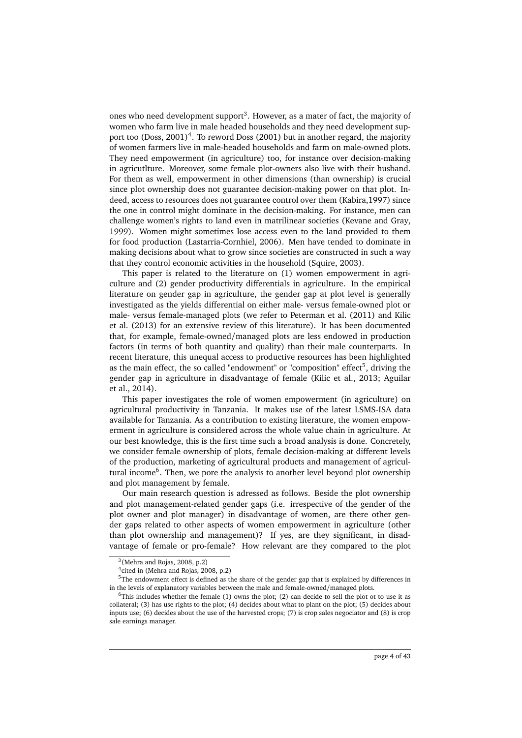ones who need development support[3]. However, as a mater of fact, the majority of women who farm live in male headed households and they need development support too (Doss, 2001)[4]. To reword Doss (2001) but in another regard, the majority of women farmers live in male-headed households and farm on male-owned plots. They need empowerment (in agriculture) too, for instance over decision-making in agricutlture. Moreover, some female plot-owners also live with their husband. For them as well, empowerment in other dimensions (than ownership) is crucial since plot ownership does not guarantee decision-making power on that plot. Indeed, access to resources does not guarantee control over them (Kabira,1997) since the one in control might dominate in the decision-making. For instance, men can challenge women's rights to land even in matrilinear societies (Kevane and Gray, 1999). Women might sometimes lose access even to the land provided to them for food production (Lastarria-Cornhiel, 2006). Men have tended to dominate in making decisions about what to grow since societies are constructed in such a way that they control economic activities in the household (Squire, 2003).

This paper is related to the literature on (1) women empowerment in agriculture and (2) gender productivity differentials in agriculture. In the empirical literature on gender gap in agriculture, the gender gap at plot level is generally investigated as the yields differential on either male- versus female-owned plot or male- versus female-managed plots (we refer to Peterman et al. (2011) and Kilic et al. (2013) for an extensive review of this literature). It has been documented that, for example, female-owned/managed plots are less endowed in production factors (in terms of both quantity and quality) than their male counterparts. In recent literature, this unequal access to productive resources has been highlighted as the main effect, the so called "endowment" or "composition" effect[5], driving the gender gap in agriculture in disadvantage of female (Kilic et al., 2013; Aguilar et al., 2014).

This paper investigates the role of women empowerment (in agriculture) on agricultural productivity in Tanzania. It makes use of the latest LSMS-ISA data available for Tanzania. As a contribution to existing literature, the women empowerment in agriculture is considered across the whole value chain in agriculture. At our best knowledge, this is the first time such a broad analysis is done. Concretely, we consider female ownership of plots, female decision-making at different levels of the production, marketing of agricultural products and management of agricultural income[6]. Then, we pore the analysis to another level beyond plot ownership and plot management by female.

Our main research question is adressed as follows. Beside the plot ownership and plot management-related gender gaps (i.e. irrespective of the gender of the plot owner and plot manager) in disadvantage of women, are there other gender gaps related to other aspects of women empowerment in agriculture (other than plot ownership and management)? If yes, are they significant, in disadvantage of female or pro-female? How relevant are they compared to the plot

[3](Mehra and Rojas, 2008, p.2)

[4]cited in (Mehra and Rojas, 2008, p.2)

[5]The endowment effect is defined as the share of the gender gap that is explained by differences in in the levels of explanatory variables between the male and female-owned/managed plots.

[6]This includes whether the female (1) owns the plot; (2) can decide to sell the plot ot to use it as collateral; (3) has use rights to the plot; (4) decides about what to plant on the plot; (5) decides about inputs use; (6) decides about the use of the harvested crops; (7) is crop sales negociator and (8) is crop sale earnings manager.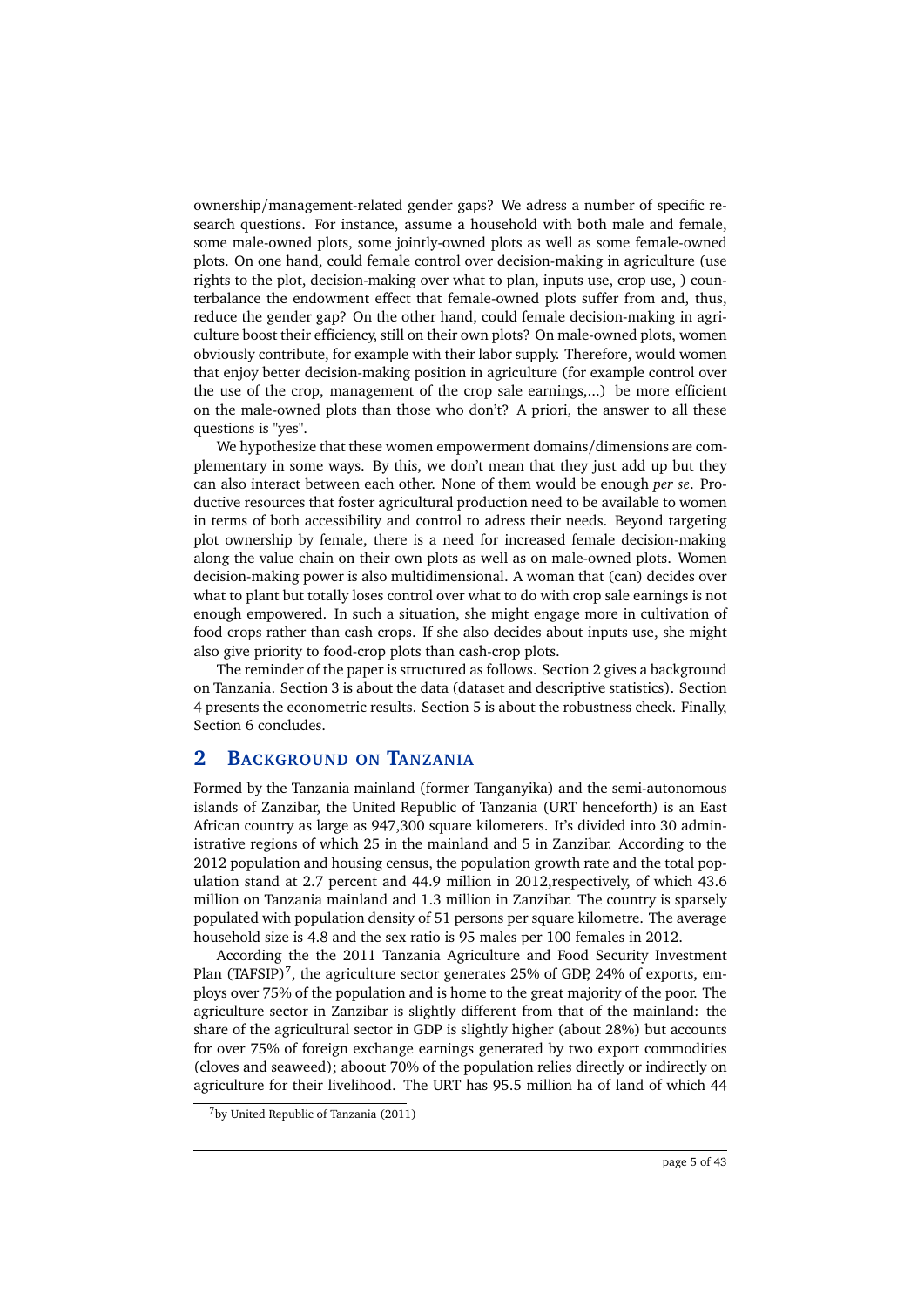ownership/management-related gender gaps? We adress a number of specific research questions. For instance, assume a household with both male and female, some male-owned plots, some jointly-owned plots as well as some female-owned plots. On one hand, could female control over decision-making in agriculture (use rights to the plot, decision-making over what to plan, inputs use, crop use, ) counterbalance the endowment effect that female-owned plots suffer from and, thus, reduce the gender gap? On the other hand, could female decision-making in agriculture boost their efficiency, still on their own plots? On male-owned plots, women obviously contribute, for example with their labor supply. Therefore, would women that enjoy better decision-making position in agriculture (for example control over the use of the crop, management of the crop sale earnings,...) be more efficient on the male-owned plots than those who don't? A priori, the answer to all these questions is "yes".

We hypothesize that these women empowerment domains/dimensions are complementary in some ways. By this, we don't mean that they just add up but they can also interact between each other. None of them would be enough *per se*. Productive resources that foster agricultural production need to be available to women in terms of both accessibility and control to adress their needs. Beyond targeting plot ownership by female, there is a need for increased female decision-making along the value chain on their own plots as well as on male-owned plots. Women decision-making power is also multidimensional. A woman that (can) decides over what to plant but totally loses control over what to do with crop sale earnings is not enough empowered. In such a situation, she might engage more in cultivation of food crops rather than cash crops. If she also decides about inputs use, she might also give priority to food-crop plots than cash-crop plots.

The reminder of the paper is structured as follows. Section 2 gives a background on Tanzania. Section 3 is about the data (dataset and descriptive statistics). Section 4 presents the econometric results. Section 5 is about the robustness check. Finally, Section 6 concludes.

## 2 Background on Tanzania

Formed by the Tanzania mainland (former Tanganyika) and the semi-autonomous islands of Zanzibar, the United Republic of Tanzania (URT henceforth) is an East African country as large as 947,300 square kilometers. It's divided into 30 administrative regions of which 25 in the mainland and 5 in Zanzibar. According to the 2012 population and housing census, the population growth rate and the total population stand at 2.7 percent and 44.9 million in 2012,respectively, of which 43.6 million on Tanzania mainland and 1.3 million in Zanzibar. The country is sparsely populated with population density of 51 persons per square kilometre. The average household size is 4.8 and the sex ratio is 95 males per 100 females in 2012.

According the the 2011 Tanzania Agriculture and Food Security Investment Plan (TAFSIP)[7], the agriculture sector generates 25% of GDP, 24% of exports, employs over 75% of the population and is home to the great majority of the poor. The agriculture sector in Zanzibar is slightly different from that of the mainland: the share of the agricultural sector in GDP is slightly higher (about 28%) but accounts for over 75% of foreign exchange earnings generated by two export commodities (cloves and seaweed); aboout 70% of the population relies directly or indirectly on agriculture for their livelihood. The URT has 95.5 million ha of land of which 44

[7] by United Republic of Tanzania (2011)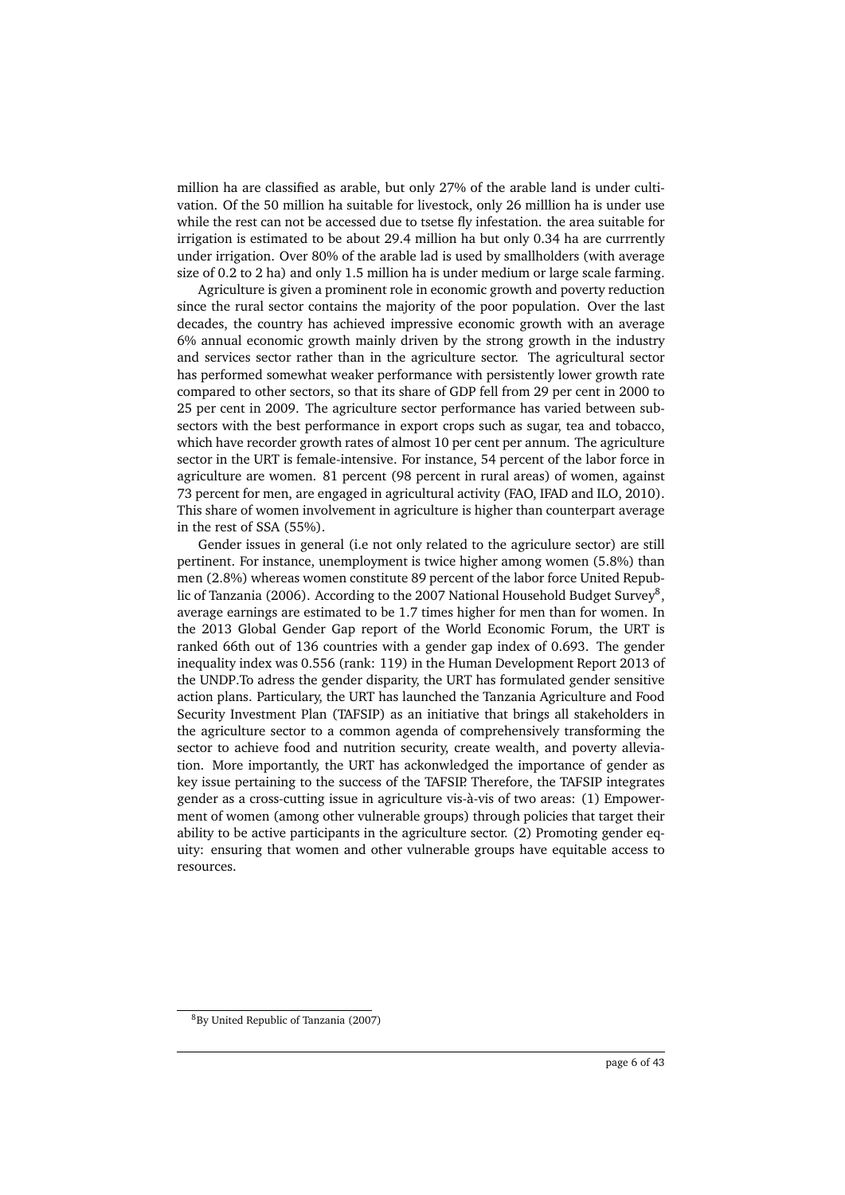million ha are classified as arable, but only 27% of the arable land is under cultivation. Of the 50 million ha suitable for livestock, only 26 milllion ha is under use while the rest can not be accessed due to tsetse fly infestation. the area suitable for irrigation is estimated to be about 29.4 million ha but only 0.34 ha are currrently under irrigation. Over 80% of the arable lad is used by smallholders (with average size of 0.2 to 2 ha) and only 1.5 million ha is under medium or large scale farming.

Agriculture is given a prominent role in economic growth and poverty reduction since the rural sector contains the majority of the poor population. Over the last decades, the country has achieved impressive economic growth with an average 6% annual economic growth mainly driven by the strong growth in the industry and services sector rather than in the agriculture sector. The agricultural sector has performed somewhat weaker performance with persistently lower growth rate compared to other sectors, so that its share of GDP fell from 29 per cent in 2000 to 25 per cent in 2009. The agriculture sector performance has varied between subsectors with the best performance in export crops such as sugar, tea and tobacco, which have recorder growth rates of almost 10 per cent per annum. The agriculture sector in the URT is female-intensive. For instance, 54 percent of the labor force in agriculture are women. 81 percent (98 percent in rural areas) of women, against 73 percent for men, are engaged in agricultural activity (FAO, IFAD and ILO, 2010). This share of women involvement in agriculture is higher than counterpart average in the rest of SSA (55%).

Gender issues in general (i.e not only related to the agriculure sector) are still pertinent. For instance, unemployment is twice higher among women (5.8%) than men (2.8%) whereas women constitute 89 percent of the labor force United Republic of Tanzania (2006). According to the 2007 National Household Budget Survey[8], average earnings are estimated to be 1.7 times higher for men than for women. In the 2013 Global Gender Gap report of the World Economic Forum, the URT is ranked 66th out of 136 countries with a gender gap index of 0.693. The gender inequality index was 0.556 (rank: 119) in the Human Development Report 2013 of the UNDP.To adress the gender disparity, the URT has formulated gender sensitive action plans. Particulary, the URT has launched the Tanzania Agriculture and Food Security Investment Plan (TAFSIP) as an initiative that brings all stakeholders in the agriculture sector to a common agenda of comprehensively transforming the sector to achieve food and nutrition security, create wealth, and poverty alleviation. More importantly, the URT has ackonwledged the importance of gender as key issue pertaining to the success of the TAFSIP. Therefore, the TAFSIP integrates gender as a cross-cutting issue in agriculture vis-à-vis of two areas: (1) Empowerment of women (among other vulnerable groups) through policies that target their ability to be active participants in the agriculture sector. (2) Promoting gender equity: ensuring that women and other vulnerable groups have equitable access to resources.

[8] By United Republic of Tanzania (2007)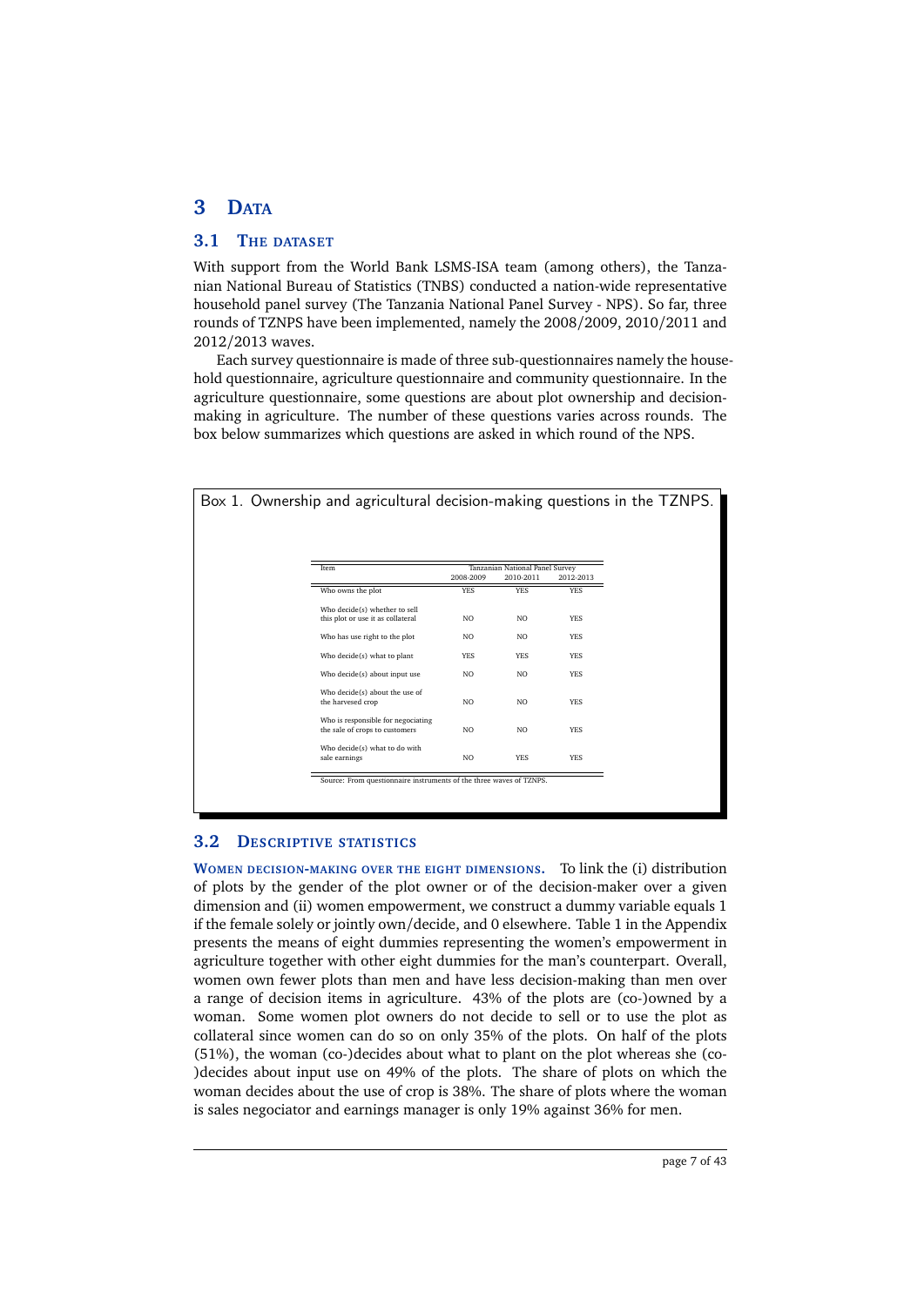# 3 Data

## 3.1 The dataset

With support from the World Bank LSMS-ISA team (among others), the Tanzanian National Bureau of Statistics (TNBS) conducted a nation-wide representative household panel survey (The Tanzania National Panel Survey - NPS). So far, three rounds of TZNPS have been implemented, namely the 2008/2009, 2010/2011 and 2012/2013 waves.

Each survey questionnaire is made of three sub-questionnaires namely the household questionnaire, agriculture questionnaire and community questionnaire. In the agriculture questionnaire, some questions are about plot ownership and decision-making in agriculture. The number of these questions varies across rounds. The box below summarizes which questions are asked in which round of the NPS.

Box 1. Ownership and agricultural decision-making questions in the TZNPS.

| Item | Tanzanian National Panel Survey | | |
|---|---|---|---|
| | 2008-2009 | 2010-2011 | 2012-2013 |
| Who owns the plot | YES | YES | YES |
| Who decide(s) whether to sell this plot or use it as collateral | NO | NO | YES |
| Who has use right to the plot | NO | NO | YES |
| Who decide(s) what to plant | YES | YES | YES |
| Who decide(s) about input use | NO | NO | YES |
| Who decide(s) about the use of the harvesed crop | NO | NO | YES |
| Who is responsible for negociating the sale of crops to customers | NO | NO | YES |
| Who decide(s) what to do with sale earnings | NO | YES | YES |

Source: From questionnaire instruments of the three waves of TZNPS.

## 3.2 Descriptive statistics

**Women decision-making over the eight dimensions.** To link the (i) distribution of plots by the gender of the plot owner or of the decision-maker over a given dimension and (ii) women empowerment, we construct a dummy variable equals 1 if the female solely or jointly own/decide, and 0 elsewhere. Table 1 in the Appendix presents the means of eight dummies representing the women's empowerment in agriculture together with other eight dummies for the man's counterpart. Overall, women own fewer plots than men and have less decision-making than men over a range of decision items in agriculture. 43% of the plots are (co-)owned by a woman. Some women plot owners do not decide to sell or to use the plot as collateral since women can do so on only 35% of the plots. On half of the plots (51%), the woman (co-)decides about what to plant on the plot whereas she (co-)decides about input use on 49% of the plots. The share of plots on which the woman decides about the use of crop is 38%. The share of plots where the woman is sales negociator and earnings manager is only 19% against 36% for men.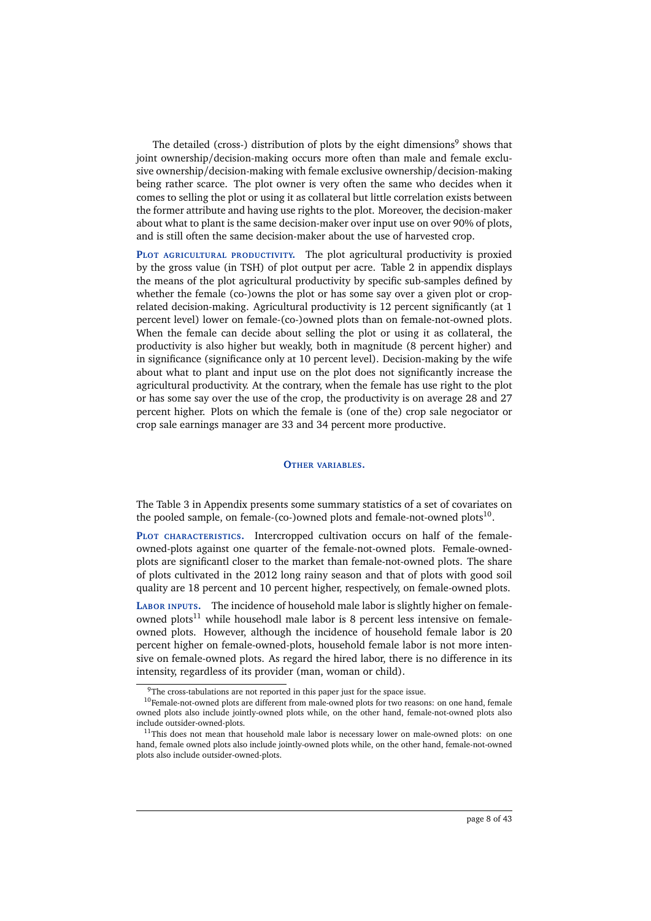The detailed (cross-) distribution of plots by the eight dimensions[9] shows that joint ownership/decision-making occurs more often than male and female exclusive ownership/decision-making with female exclusive ownership/decision-making being rather scarce. The plot owner is very often the same who decides when it comes to selling the plot or using it as collateral but little correlation exists between the former attribute and having use rights to the plot. Moreover, the decision-maker about what to plant is the same decision-maker over input use on over 90% of plots, and is still often the same decision-maker about the use of harvested crop.

**Plot agricultural productivity.** The plot agricultural productivity is proxied by the gross value (in TSH) of plot output per acre. Table 2 in appendix displays the means of the plot agricultural productivity by specific sub-samples defined by whether the female (co-)owns the plot or has some say over a given plot or crop-related decision-making. Agricultural productivity is 12 percent significantly (at 1 percent level) lower on female-(co-)owned plots than on female-not-owned plots. When the female can decide about selling the plot or using it as collateral, the productivity is also higher but weakly, both in magnitude (8 percent higher) and in significance (significance only at 10 percent level). Decision-making by the wife about what to plant and input use on the plot does not significantly increase the agricultural productivity. At the contrary, when the female has use right to the plot or has some say over the use of the crop, the productivity is on average 28 and 27 percent higher. Plots on which the female is (one of the) crop sale negociator or crop sale earnings manager are 33 and 34 percent more productive.

### Other variables.

The Table 3 in Appendix presents some summary statistics of a set of covariates on the pooled sample, on female-(co-)owned plots and female-not-owned plots[10].

**Plot characteristics.** Intercropped cultivation occurs on half of the female-owned-plots against one quarter of the female-not-owned plots. Female-owned-plots are significantl closer to the market than female-not-owned plots. The share of plots cultivated in the 2012 long rainy season and that of plots with good soil quality are 18 percent and 10 percent higher, respectively, on female-owned plots.

**Labor inputs.** The incidence of household male labor is slightly higher on female-owned plots[11] while househodl male labor is 8 percent less intensive on female-owned plots. However, although the incidence of household female labor is 20 percent higher on female-owned-plots, household female labor is not more intensive on female-owned plots. As regard the hired labor, there is no difference in its intensity, regardless of its provider (man, woman or child).

[9] The cross-tabulations are not reported in this paper just for the space issue.

[10] Female-not-owned plots are different from male-owned plots for two reasons: on one hand, female owned plots also include jointly-owned plots while, on the other hand, female-not-owned plots also include outsider-owned-plots.

[11] This does not mean that household male labor is necessary lower on male-owned plots: on one hand, female owned plots also include jointly-owned plots while, on the other hand, female-not-owned plots also include outsider-owned-plots.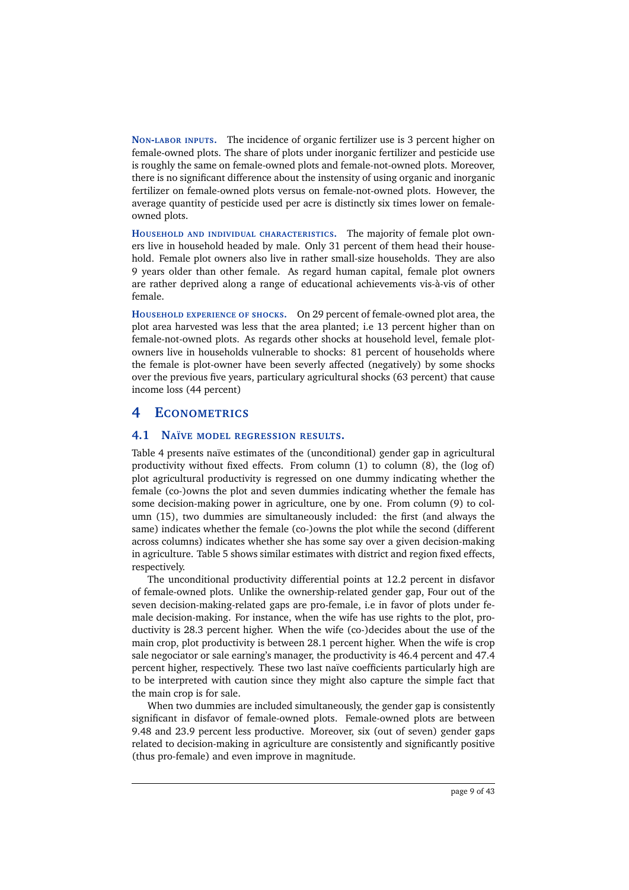**Non-labor inputs.** The incidence of organic fertilizer use is 3 percent higher on female-owned plots. The share of plots under inorganic fertilizer and pesticide use is roughly the same on female-owned plots and female-not-owned plots. Moreover, there is no significant difference about the instensity of using organic and inorganic fertilizer on female-owned plots versus on female-not-owned plots. However, the average quantity of pesticide used per acre is distinctly six times lower on female-owned plots.

**Household and individual characteristics.** The majority of female plot owners live in household headed by male. Only 31 percent of them head their household. Female plot owners also live in rather small-size households. They are also 9 years older than other female. As regard human capital, female plot owners are rather deprived along a range of educational achievements vis-à-vis of other female.

**Household experience of shocks.** On 29 percent of female-owned plot area, the plot area harvested was less that the area planted; i.e 13 percent higher than on female-not-owned plots. As regards other shocks at household level, female plot-owners live in households vulnerable to shocks: 81 percent of households where the female is plot-owner have been severly affected (negatively) by some shocks over the previous five years, particulary agricultural shocks (63 percent) that cause income loss (44 percent)

# 4 Econometrics

## 4.1 Naïve model regression results.

Table 4 presents naïve estimates of the (unconditional) gender gap in agricultural productivity without fixed effects. From column (1) to column (8), the (log of) plot agricultural productivity is regressed on one dummy indicating whether the female (co-)owns the plot and seven dummies indicating whether the female has some decision-making power in agriculture, one by one. From column (9) to column (15), two dummies are simultaneously included: the first (and always the same) indicates whether the female (co-)owns the plot while the second (different across columns) indicates whether she has some say over a given decision-making in agriculture. Table 5 shows similar estimates with district and region fixed effects, respectively.

The unconditional productivity differential points at 12.2 percent in disfavor of female-owned plots. Unlike the ownership-related gender gap, Four out of the seven decision-making-related gaps are pro-female, i.e in favor of plots under female decision-making. For instance, when the wife has use rights to the plot, productivity is 28.3 percent higher. When the wife (co-)decides about the use of the main crop, plot productivity is between 28.1 percent higher. When the wife is crop sale negociator or sale earning's manager, the productivity is 46.4 percent and 47.4 percent higher, respectively. These two last naïve coefficients particularly high are to be interpreted with caution since they might also capture the simple fact that the main crop is for sale.

When two dummies are included simultaneously, the gender gap is consistently significant in disfavor of female-owned plots. Female-owned plots are between 9.48 and 23.9 percent less productive. Moreover, six (out of seven) gender gaps related to decision-making in agriculture are consistently and significantly positive (thus pro-female) and even improve in magnitude.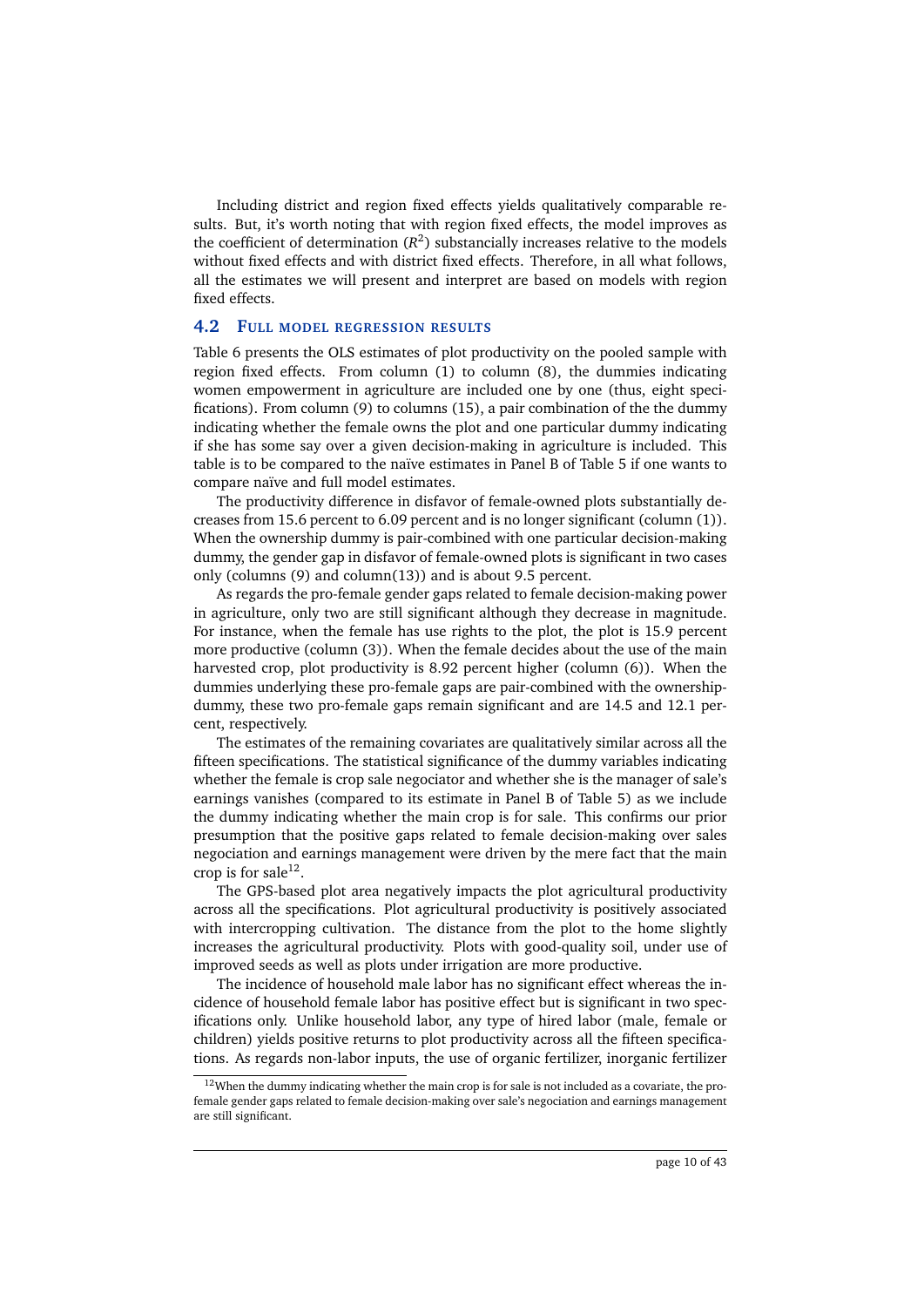Including district and region fixed effects yields qualitatively comparable results. But, it's worth noting that with region fixed effects, the model improves as the coefficient of determination ($R^2$) substancially increases relative to the models without fixed effects and with district fixed effects. Therefore, in all what follows, all the estimates we will present and interpret are based on models with region fixed effects.

## 4.2 Full model regression results

Table 6 presents the OLS estimates of plot productivity on the pooled sample with region fixed effects. From column (1) to column (8), the dummies indicating women empowerment in agriculture are included one by one (thus, eight specifications). From column (9) to columns (15), a pair combination of the the dummy indicating whether the female owns the plot and one particular dummy indicating if she has some say over a given decision-making in agriculture is included. This table is to be compared to the naïve estimates in Panel B of Table 5 if one wants to compare naïve and full model estimates.

The productivity difference in disfavor of female-owned plots substantially decreases from 15.6 percent to 6.09 percent and is no longer significant (column (1)). When the ownership dummy is pair-combined with one particular decision-making dummy, the gender gap in disfavor of female-owned plots is significant in two cases only (columns (9) and column(13)) and is about 9.5 percent.

As regards the pro-female gender gaps related to female decision-making power in agriculture, only two are still significant although they decrease in magnitude. For instance, when the female has use rights to the plot, the plot is 15.9 percent more productive (column (3)). When the female decides about the use of the main harvested crop, plot productivity is 8.92 percent higher (column (6)). When the dummies underlying these pro-female gaps are pair-combined with the ownership-dummy, these two pro-female gaps remain significant and are 14.5 and 12.1 percent, respectively.

The estimates of the remaining covariates are qualitatively similar across all the fifteen specifications. The statistical significance of the dummy variables indicating whether the female is crop sale negociator and whether she is the manager of sale's earnings vanishes (compared to its estimate in Panel B of Table 5) as we include the dummy indicating whether the main crop is for sale. This confirms our prior presumption that the positive gaps related to female decision-making over sales negociation and earnings management were driven by the mere fact that the main crop is for sale[12].

The GPS-based plot area negatively impacts the plot agricultural productivity across all the specifications. Plot agricultural productivity is positively associated with intercropping cultivation. The distance from the plot to the home slightly increases the agricultural productivity. Plots with good-quality soil, under use of improved seeds as well as plots under irrigation are more productive.

The incidence of household male labor has no significant effect whereas the incidence of household female labor has positive effect but is significant in two specifications only. Unlike household labor, any type of hired labor (male, female or children) yields positive returns to plot productivity across all the fifteen specifications. As regards non-labor inputs, the use of organic fertilizer, inorganic fertilizer

[12] When the dummy indicating whether the main crop is for sale is not included as a covariate, the pro-female gender gaps related to female decision-making over sale's negociation and earnings management are still significant.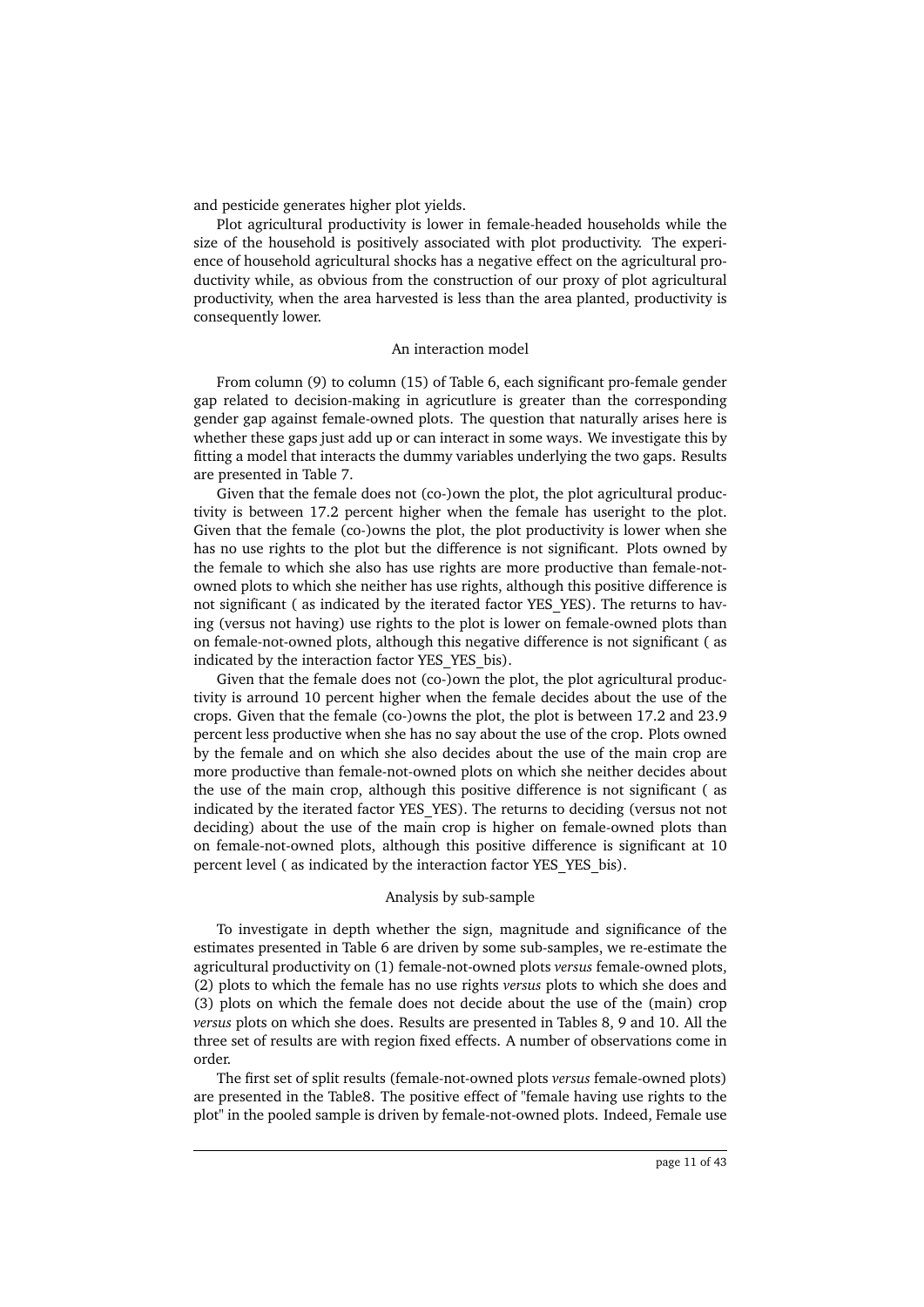and pesticide generates higher plot yields.

Plot agricultural productivity is lower in female-headed households while the size of the household is positively associated with plot productivity. The experience of household agricultural shocks has a negative effect on the agricultural productivity while, as obvious from the construction of our proxy of plot agricultural productivity, when the area harvested is less than the area planted, productivity is consequently lower.

### An interaction model

From column (9) to column (15) of Table 6, each significant pro-female gender gap related to decision-making in agricutlure is greater than the corresponding gender gap against female-owned plots. The question that naturally arises here is whether these gaps just add up or can interact in some ways. We investigate this by fitting a model that interacts the dummy variables underlying the two gaps. Results are presented in Table 7.

Given that the female does not (co-)own the plot, the plot agricultural productivity is between 17.2 percent higher when the female has useright to the plot. Given that the female (co-)owns the plot, the plot productivity is lower when she has no use rights to the plot but the difference is not significant. Plots owned by the female to which she also has use rights are more productive than female-not-owned plots to which she neither has use rights, although this positive difference is not significant ( as indicated by the iterated factor YES_YES). The returns to having (versus not having) use rights to the plot is lower on female-owned plots than on female-not-owned plots, although this negative difference is not significant ( as indicated by the interaction factor YES_YES_bis).

Given that the female does not (co-)own the plot, the plot agricultural productivity is arround 10 percent higher when the female decides about the use of the crops. Given that the female (co-)owns the plot, the plot is between 17.2 and 23.9 percent less productive when she has no say about the use of the crop. Plots owned by the female and on which she also decides about the use of the main crop are more productive than female-not-owned plots on which she neither decides about the use of the main crop, although this positive difference is not significant ( as indicated by the iterated factor YES_YES). The returns to deciding (versus not not deciding) about the use of the main crop is higher on female-owned plots than on female-not-owned plots, although this positive difference is significant at 10 percent level ( as indicated by the interaction factor YES_YES_bis).

### Analysis by sub-sample

To investigate in depth whether the sign, magnitude and significance of the estimates presented in Table 6 are driven by some sub-samples, we re-estimate the agricultural productivity on (1) female-not-owned plots *versus* female-owned plots, (2) plots to which the female has no use rights *versus* plots to which she does and (3) plots on which the female does not decide about the use of the (main) crop *versus* plots on which she does. Results are presented in Tables 8, 9 and 10. All the three set of results are with region fixed effects. A number of observations come in order.

The first set of split results (female-not-owned plots *versus* female-owned plots) are presented in the Table8. The positive effect of "female having use rights to the plot" in the pooled sample is driven by female-not-owned plots. Indeed, Female use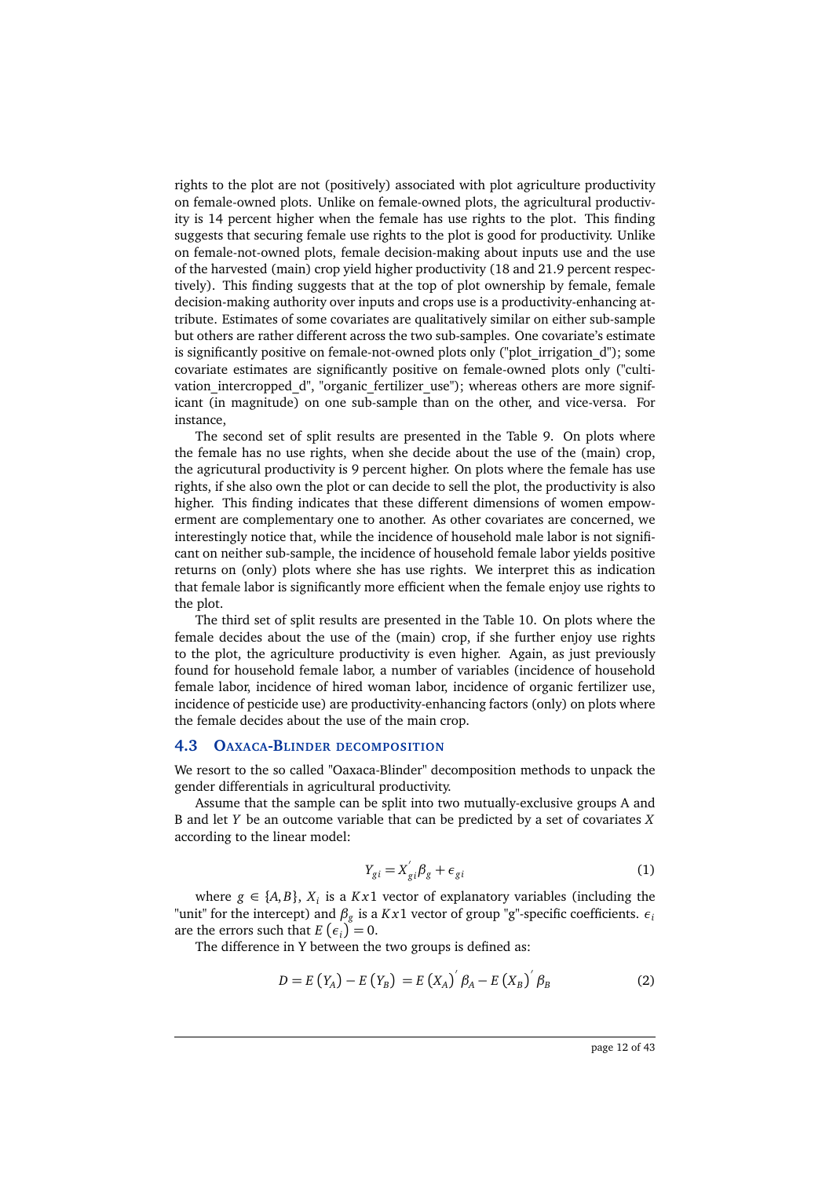rights to the plot are not (positively) associated with plot agriculture productivity on female-owned plots. Unlike on female-owned plots, the agricultural productivity is 14 percent higher when the female has use rights to the plot. This finding suggests that securing female use rights to the plot is good for productivity. Unlike on female-not-owned plots, female decision-making about inputs use and the use of the harvested (main) crop yield higher productivity (18 and 21.9 percent respectively). This finding suggests that at the top of plot ownership by female, female decision-making authority over inputs and crops use is a productivity-enhancing attribute. Estimates of some covariates are qualitatively similar on either sub-sample but others are rather different across the two sub-samples. One covariate's estimate is significantly positive on female-not-owned plots only ("plot_irrigation_d"); some covariate estimates are significantly positive on female-owned plots only ("cultivation_intercropped_d", "organic_fertilizer_use"); whereas others are more significant (in magnitude) on one sub-sample than on the other, and vice-versa. For instance,

The second set of split results are presented in the Table 9. On plots where the female has no use rights, when she decide about the use of the (main) crop, the agricutural productivity is 9 percent higher. On plots where the female has use rights, if she also own the plot or can decide to sell the plot, the productivity is also higher. This finding indicates that these different dimensions of women empowerment are complementary one to another. As other covariates are concerned, we interestingly notice that, while the incidence of household male labor is not significant on neither sub-sample, the incidence of household female labor yields positive returns on (only) plots where she has use rights. We interpret this as indication that female labor is significantly more efficient when the female enjoy use rights to the plot.

The third set of split results are presented in the Table 10. On plots where the female decides about the use of the (main) crop, if she further enjoy use rights to the plot, the agriculture productivity is even higher. Again, as just previously found for household female labor, a number of variables (incidence of household female labor, incidence of hired woman labor, incidence of organic fertilizer use, incidence of pesticide use) are productivity-enhancing factors (only) on plots where the female decides about the use of the main crop.

### 4.3 Oaxaca-Blinder decomposition

We resort to the so called "Oaxaca-Blinder" decomposition methods to unpack the gender differentials in agricultural productivity.

Assume that the sample can be split into two mutually-exclusive groups A and B and let $Y$ be an outcome variable that can be predicted by a set of covariates $X$ according to the linear model:

$$Y_{gi} = X_{gi}^{'}\beta_g + \epsilon_{gi} \tag{1}$$

where $g \in \{A, B\}$, $X_i$ is a $Kx1$ vector of explanatory variables (including the "unit" for the intercept) and $\beta_g$ is a $Kx1$ vector of group "g"-specific coefficients. $\epsilon_i$ are the errors such that $E(\epsilon_i) = 0$.

The difference in Y between the two groups is defined as:

$$D = E(Y_A) - E(Y_B) = E(X_A)^{'}\beta_A - E(X_B)^{'}\beta_B \tag{2}$$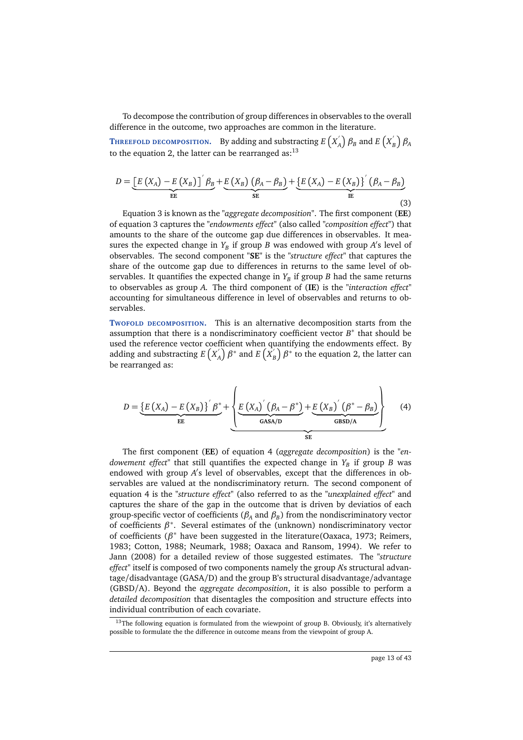To decompose the contribution of group differences in observables to the overall difference in the outcome, two approaches are common in the literature.

**Threefold decomposition.** By adding and substracting $E\left(X_A^{'}\right)\beta_B$ and $E\left(X_B^{'}\right)\beta_A$ to the equation 2, the latter can be rearranged as:[13]

$$D = \underbrace{\left[E\left(X_A\right) - E\left(X_B\right)\right]^{'}\beta_B}_{\textbf{EE}} + \underbrace{E\left(X_B\right)\left(\beta_A - \beta_B\right)}_{\textbf{SE}} + \underbrace{\left\{E\left(X_A\right) - E\left(X_B\right)\right\}^{'}\left(\beta_A - \beta_B\right)}_{\textbf{IE}} \tag{3}$$

Equation 3 is known as the "*aggregate decomposition*". The first component (**EE**) of equation 3 captures the "*endowments effect*" (also called "*composition effect*") that amounts to the share of the outcome gap due differences in observables. It measures the expected change in $Y_B$ if group $B$ was endowed with group $A$'s level of observables. The second component "**SE**" is the "*structure effect*" that captures the share of the outcome gap due to differences in returns to the same level of observables. It quantifies the expected change in $Y_B$ if group $B$ had the same returns to observables as group $A$. The third component of (**IE**) is the "*interaction effect*" accounting for simultaneous difference in level of observables and returns to observables.

**Twofold decomposition.** This is an alternative decomposition starts from the assumption that there is a nondiscriminatory coefficient vector $B^{*}$ that should be used the reference vector coefficient when quantifying the endowments effect. By adding and substracting $E\left(X_A^{'}\right)\beta^{*}$ and $E\left(X_B^{'}\right)\beta^{*}$ to the equation 2, the latter can be rearranged as:

$$D = \underbrace{\left\{E\left(X_A\right) - E\left(X_B\right)\right\}^{'}\beta^{*}}_{\textbf{EE}} + \underbrace{\left\{\underbrace{E\left(X_A\right)^{'}\left(\beta_A - \beta^{*}\right)}_{\textbf{GASA/D}} + \underbrace{E\left(X_B\right)^{'}\left(\beta^{*} - \beta_B\right)}_{\textbf{GBSD/A}}\right\}}_{\textbf{SE}} \tag{4}$$

The first component (**EE**) of equation 4 (*aggregate decomposition*) is the "*endowement effect*" that still quantifies the expected change in $Y_B$ if group $B$ was endowed with group $A$'s level of observables, except that the differences in observables are valued at the nondiscriminatory return. The second component of equation 4 is the "*structure effect*" (also referred to as the "*unexplained effect*" and captures the share of the gap in the outcome that is driven by deviatios of each group-specific vector of coefficients ($\beta_A$ and $\beta_B$) from the nondiscriminatory vector of coefficients $\beta^{*}$. Several estimates of the (unknown) nondiscriminatory vector of coefficients ($\beta^{*}$ have been suggested in the literature(Oaxaca, 1973; Reimers, 1983; Cotton, 1988; Neumark, 1988; Oaxaca and Ransom, 1994). We refer to Jann (2008) for a detailed review of those suggested estimates. The "*structure effect*" itself is composed of two components namely the group A's structural advantage/disadvantage (GASA/D) and the group B's structural disadvantage/advantage (GBSD/A). Beyond the *aggregate decomposition*, it is also possible to perform a *detailed decomposition* that disentagles the composition and structure effects into individual contribution of each covariate.

[13] The following equation is formulated from the wiewpoint of group B. Obviously, it's alternatively possible to formulate the the difference in outcome means from the viewpoint of group A.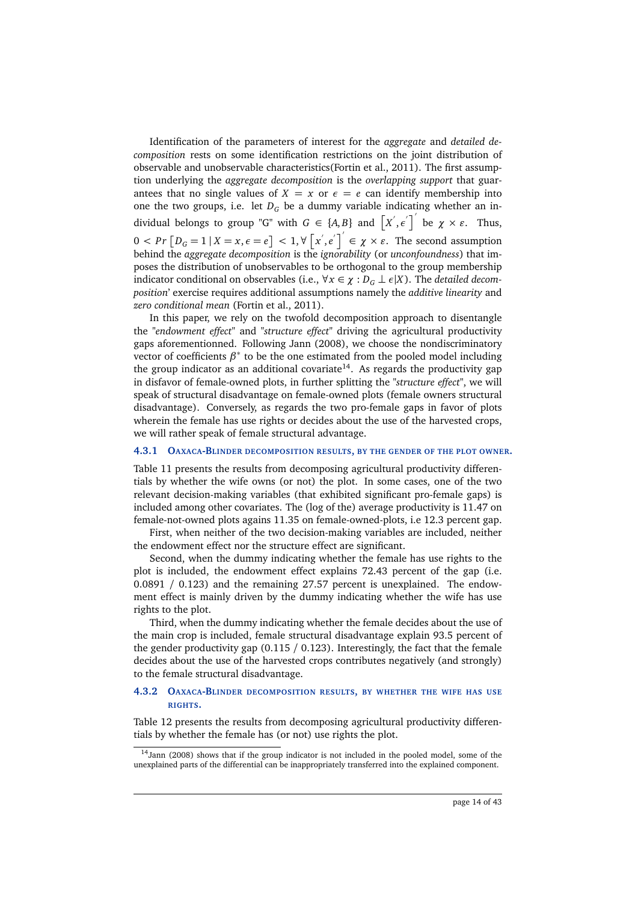Identification of the parameters of interest for the *aggregate* and *detailed decomposition* rests on some identification restrictions on the joint distribution of observable and unobservable characteristics(Fortin et al., 2011). The first assumption underlying the *aggregate decomposition* is the *overlapping support* that guarantees that no single values of $X = x$ or $\epsilon = e$ can identify membership into one the two groups, i.e. let $D_G$ be a dummy variable indicating whether an individual belongs to group "G" with $G \in \{A, B\}$ and $\left[X^{'}, \epsilon^{'}\right]^{'}$ be $\chi \times \varepsilon$. Thus, $0 < Pr\left[D_G = 1 \,|\, X = x, \epsilon = e\right] < 1, \forall \left[x^{'}, e^{'}\right]^{'} \in \chi \times \varepsilon$. The second assumption behind the *aggregate decomposition* is the *ignorability* (or *unconfoundness*) that imposes the distribution of unobservables to be orthogonal to the group membership indicator conditional on observables (i.e., $\forall x \in \chi : D_G \perp \epsilon | X$). The *detailed decomposition*' exercise requires additional assumptions namely the *additive linearity* and *zero conditional mean* (Fortin et al., 2011).

In this paper, we rely on the twofold decomposition approach to disentangle the "*endowment effect*" and "*structure effect*" driving the agricultural productivity gaps aforementionned. Following Jann (2008), we choose the nondiscriminatory vector of coefficients $\beta^{*}$ to be the one estimated from the pooled model including the group indicator as an additional covariate[14]. As regards the productivity gap in disfavor of female-owned plots, in further splitting the "*structure effect*", we will speak of structural disadvantage on female-owned plots (female owners structural disadvantage). Conversely, as regards the two pro-female gaps in favor of plots wherein the female has use rights or decides about the use of the harvested crops, we will rather speak of female structural advantage.

### 4.3.1 Oaxaca-Blinder decomposition results, by the gender of the plot owner.

Table 11 presents the results from decomposing agricultural productivity differentials by whether the wife owns (or not) the plot. In some cases, one of the two relevant decision-making variables (that exhibited significant pro-female gaps) is included among other covariates. The (log of the) average productivity is 11.47 on female-not-owned plots agains 11.35 on female-owned-plots, i.e 12.3 percent gap.

First, when neither of the two decision-making variables are included, neither the endowment effect nor the structure effect are significant.

Second, when the dummy indicating whether the female has use rights to the plot is included, the endowment effect explains 72.43 percent of the gap (i.e. 0.0891 / 0.123) and the remaining 27.57 percent is unexplained. The endowment effect is mainly driven by the dummy indicating whether the wife has use rights to the plot.

Third, when the dummy indicating whether the female decides about the use of the main crop is included, female structural disadvantage explain 93.5 percent of the gender productivity gap (0.115 / 0.123). Interestingly, the fact that the female decides about the use of the harvested crops contributes negatively (and strongly) to the female structural disadvantage.

### 4.3.2 Oaxaca-Blinder decomposition results, by whether the wife has use rights.

Table 12 presents the results from decomposing agricultural productivity differentials by whether the female has (or not) use rights the plot.

[14] Jann (2008) shows that if the group indicator is not included in the pooled model, some of the unexplained parts of the differential can be inappropriately transferred into the explained component.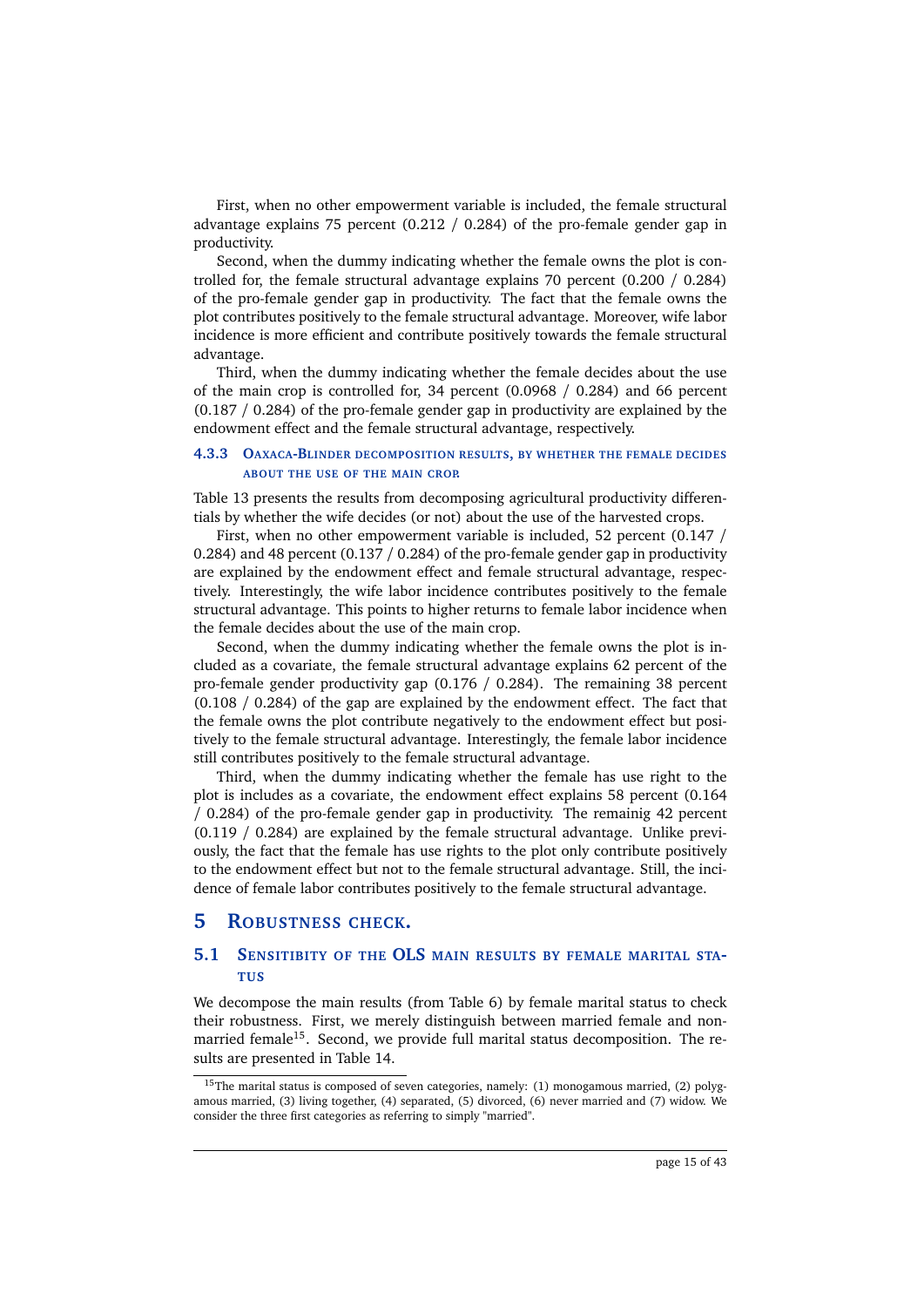First, when no other empowerment variable is included, the female structural advantage explains 75 percent (0.212 / 0.284) of the pro-female gender gap in productivity.

Second, when the dummy indicating whether the female owns the plot is controlled for, the female structural advantage explains 70 percent (0.200 / 0.284) of the pro-female gender gap in productivity. The fact that the female owns the plot contributes positively to the female structural advantage. Moreover, wife labor incidence is more efficient and contribute positively towards the female structural advantage.

Third, when the dummy indicating whether the female decides about the use of the main crop is controlled for, 34 percent (0.0968 / 0.284) and 66 percent (0.187 / 0.284) of the pro-female gender gap in productivity are explained by the endowment effect and the female structural advantage, respectively.

### 4.3.3 Oaxaca-Blinder decomposition results, by whether the female decides about the use of the main crop

Table 13 presents the results from decomposing agricultural productivity differentials by whether the wife decides (or not) about the use of the harvested crops.

First, when no other empowerment variable is included, 52 percent (0.147 / 0.284) and 48 percent (0.137 / 0.284) of the pro-female gender gap in productivity are explained by the endowment effect and female structural advantage, respectively. Interestingly, the wife labor incidence contributes positively to the female structural advantage. This points to higher returns to female labor incidence when the female decides about the use of the main crop.

Second, when the dummy indicating whether the female owns the plot is included as a covariate, the female structural advantage explains 62 percent of the pro-female gender productivity gap (0.176 / 0.284). The remaining 38 percent (0.108 / 0.284) of the gap are explained by the endowment effect. The fact that the female owns the plot contribute negatively to the endowment effect but positively to the female structural advantage. Interestingly, the female labor incidence still contributes positively to the female structural advantage.

Third, when the dummy indicating whether the female has use right to the plot is includes as a covariate, the endowment effect explains 58 percent (0.164 / 0.284) of the pro-female gender gap in productivity. The remainig 42 percent (0.119 / 0.284) are explained by the female structural advantage. Unlike previously, the fact that the female has use rights to the plot only contribute positively to the endowment effect but not to the female structural advantage. Still, the incidence of female labor contributes positively to the female structural advantage.

# 5 Robustness check.

## 5.1 Sensitibity of the OLS main results by female marital status

We decompose the main results (from Table 6) by female marital status to check their robustness. First, we merely distinguish between married female and non-married female[15]. Second, we provide full marital status decomposition. The results are presented in Table 14.

[15]The marital status is composed of seven categories, namely: (1) monogamous married, (2) polygamous married, (3) living together, (4) separated, (5) divorced, (6) never married and (7) widow. We consider the three first categories as referring to simply "married".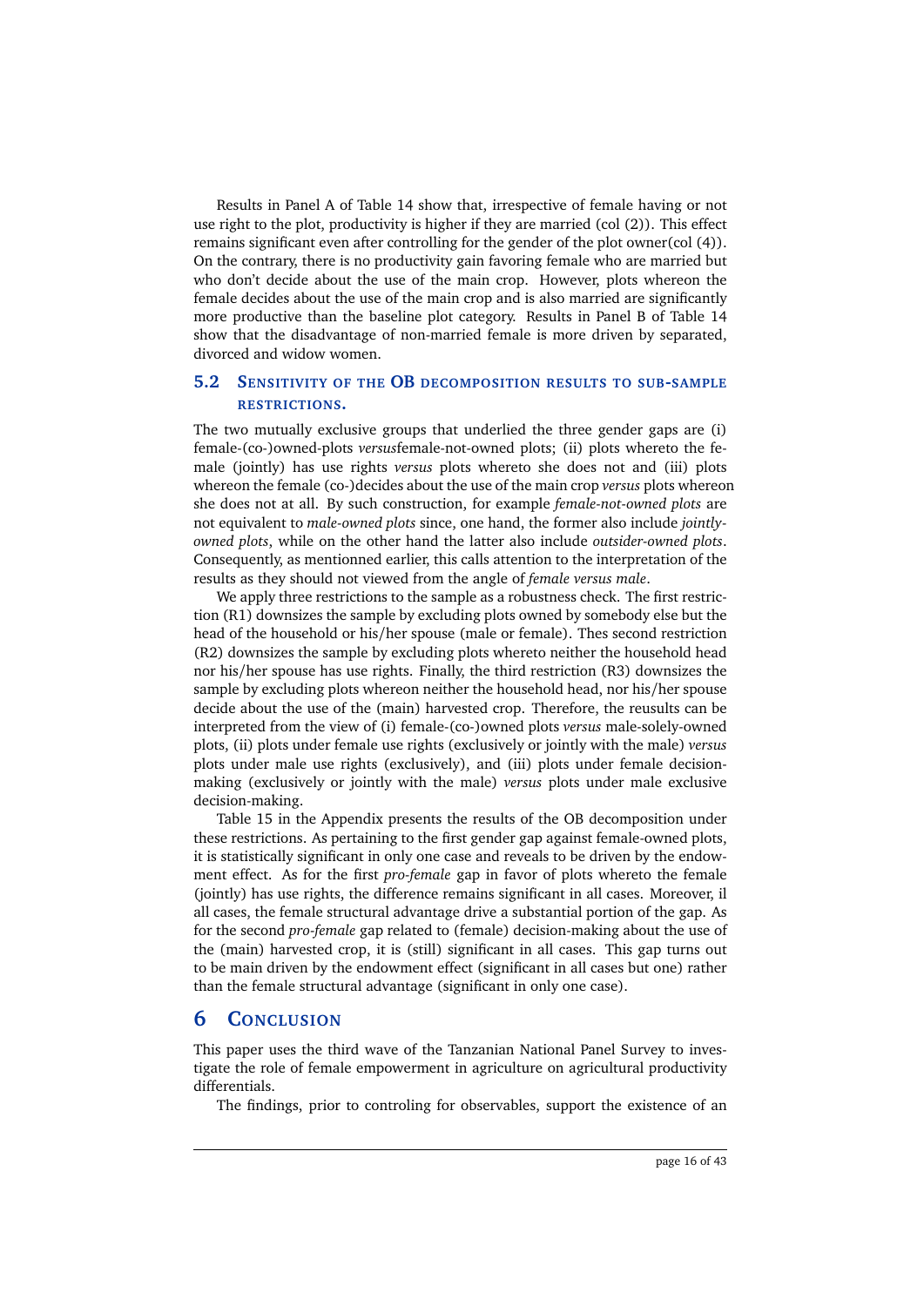Results in Panel A of Table 14 show that, irrespective of female having or not use right to the plot, productivity is higher if they are married (col (2)). This effect remains significant even after controlling for the gender of the plot owner(col (4)). On the contrary, there is no productivity gain favoring female who are married but who don't decide about the use of the main crop. However, plots whereon the female decides about the use of the main crop and is also married are significantly more productive than the baseline plot category. Results in Panel B of Table 14 show that the disadvantage of non-married female is more driven by separated, divorced and widow women.

## 5.2 Sensitivity of the OB decomposition results to sub-sample restrictions.

The two mutually exclusive groups that underlied the three gender gaps are (i) female-(co-)owned-plots *versus*female-not-owned plots; (ii) plots whereto the female (jointly) has use rights *versus* plots whereto she does not and (iii) plots whereon the female (co-)decides about the use of the main crop *versus* plots whereon she does not at all. By such construction, for example *female-not-owned plots* are not equivalent to *male-owned plots* since, one hand, the former also include *jointly-owned plots*, while on the other hand the latter also include *outsider-owned plots*. Consequently, as mentionned earlier, this calls attention to the interpretation of the results as they should not viewed from the angle of *female versus male*.

We apply three restrictions to the sample as a robustness check. The first restriction (R1) downsizes the sample by excluding plots owned by somebody else but the head of the household or his/her spouse (male or female). Thes second restriction (R2) downsizes the sample by excluding plots whereto neither the household head nor his/her spouse has use rights. Finally, the third restriction (R3) downsizes the sample by excluding plots whereon neither the household head, nor his/her spouse decide about the use of the (main) harvested crop. Therefore, the reusults can be interpreted from the view of (i) female-(co-)owned plots *versus* male-solely-owned plots, (ii) plots under female use rights (exclusively or jointly with the male) *versus* plots under male use rights (exclusively), and (iii) plots under female decision-making (exclusively or jointly with the male) *versus* plots under male exclusive decision-making.

Table 15 in the Appendix presents the results of the OB decomposition under these restrictions. As pertaining to the first gender gap against female-owned plots, it is statistically significant in only one case and reveals to be driven by the endowment effect. As for the first *pro-female* gap in favor of plots whereto the female (jointly) has use rights, the difference remains significant in all cases. Moreover, il all cases, the female structural advantage drive a substantial portion of the gap. As for the second *pro-female* gap related to (female) decision-making about the use of the (main) harvested crop, it is (still) significant in all cases. This gap turns out to be main driven by the endowment effect (significant in all cases but one) rather than the female structural advantage (significant in only one case).

# 6 Conclusion

This paper uses the third wave of the Tanzanian National Panel Survey to investigate the role of female empowerment in agriculture on agricultural productivity differentials.

The findings, prior to controling for observables, support the existence of an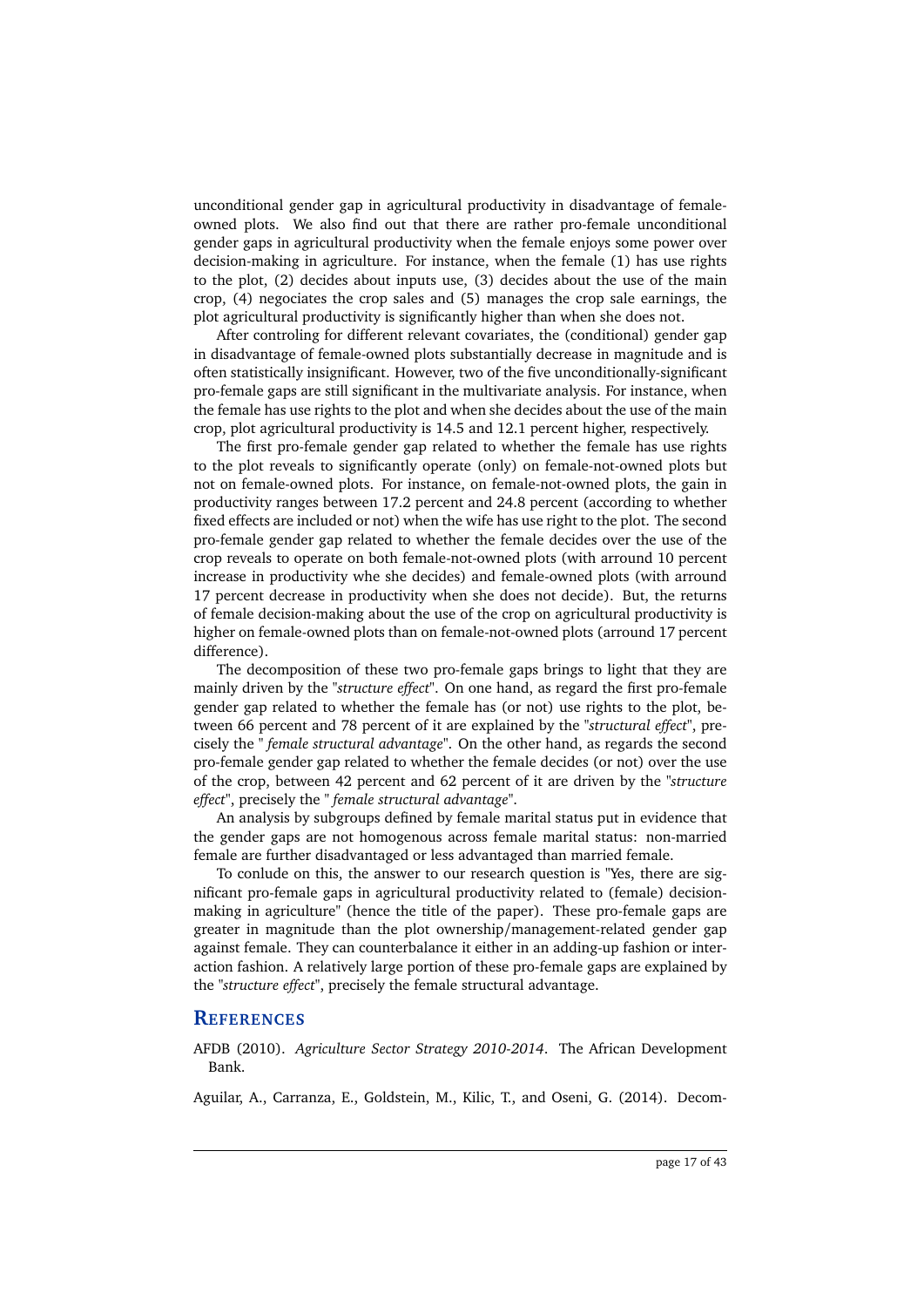unconditional gender gap in agricultural productivity in disadvantage of female-owned plots. We also find out that there are rather pro-female unconditional gender gaps in agricultural productivity when the female enjoys some power over decision-making in agriculture. For instance, when the female (1) has use rights to the plot, (2) decides about inputs use, (3) decides about the use of the main crop, (4) negociates the crop sales and (5) manages the crop sale earnings, the plot agricultural productivity is significantly higher than when she does not.

After controling for different relevant covariates, the (conditional) gender gap in disadvantage of female-owned plots substantially decrease in magnitude and is often statistically insignificant. However, two of the five unconditionally-significant pro-female gaps are still significant in the multivariate analysis. For instance, when the female has use rights to the plot and when she decides about the use of the main crop, plot agricultural productivity is 14.5 and 12.1 percent higher, respectively.

The first pro-female gender gap related to whether the female has use rights to the plot reveals to significantly operate (only) on female-not-owned plots but not on female-owned plots. For instance, on female-not-owned plots, the gain in productivity ranges between 17.2 percent and 24.8 percent (according to whether fixed effects are included or not) when the wife has use right to the plot. The second pro-female gender gap related to whether the female decides over the use of the crop reveals to operate on both female-not-owned plots (with arround 10 percent increase in productivity whe she decides) and female-owned plots (with arround 17 percent decrease in productivity when she does not decide). But, the returns of female decision-making about the use of the crop on agricultural productivity is higher on female-owned plots than on female-not-owned plots (arround 17 percent difference).

The decomposition of these two pro-female gaps brings to light that they are mainly driven by the "*structure effect*". On one hand, as regard the first pro-female gender gap related to whether the female has (or not) use rights to the plot, between 66 percent and 78 percent of it are explained by the "*structural effect*", precisely the " *female structural advantage*". On the other hand, as regards the second pro-female gender gap related to whether the female decides (or not) over the use of the crop, between 42 percent and 62 percent of it are driven by the "*structure effect*", precisely the " *female structural advantage*".

An analysis by subgroups defined by female marital status put in evidence that the gender gaps are not homogenous across female marital status: non-married female are further disadvantaged or less advantaged than married female.

To conlude on this, the answer to our research question is "Yes, there are significant pro-female gaps in agricultural productivity related to (female) decision-making in agriculture" (hence the title of the paper). These pro-female gaps are greater in magnitude than the plot ownership/management-related gender gap against female. They can counterbalance it either in an adding-up fashion or interaction fashion. A relatively large portion of these pro-female gaps are explained by the "*structure effect*", precisely the female structural advantage.

## References

AFDB (2010). *Agriculture Sector Strategy 2010-2014*. The African Development Bank.

Aguilar, A., Carranza, E., Goldstein, M., Kilic, T., and Oseni, G. (2014). Decom-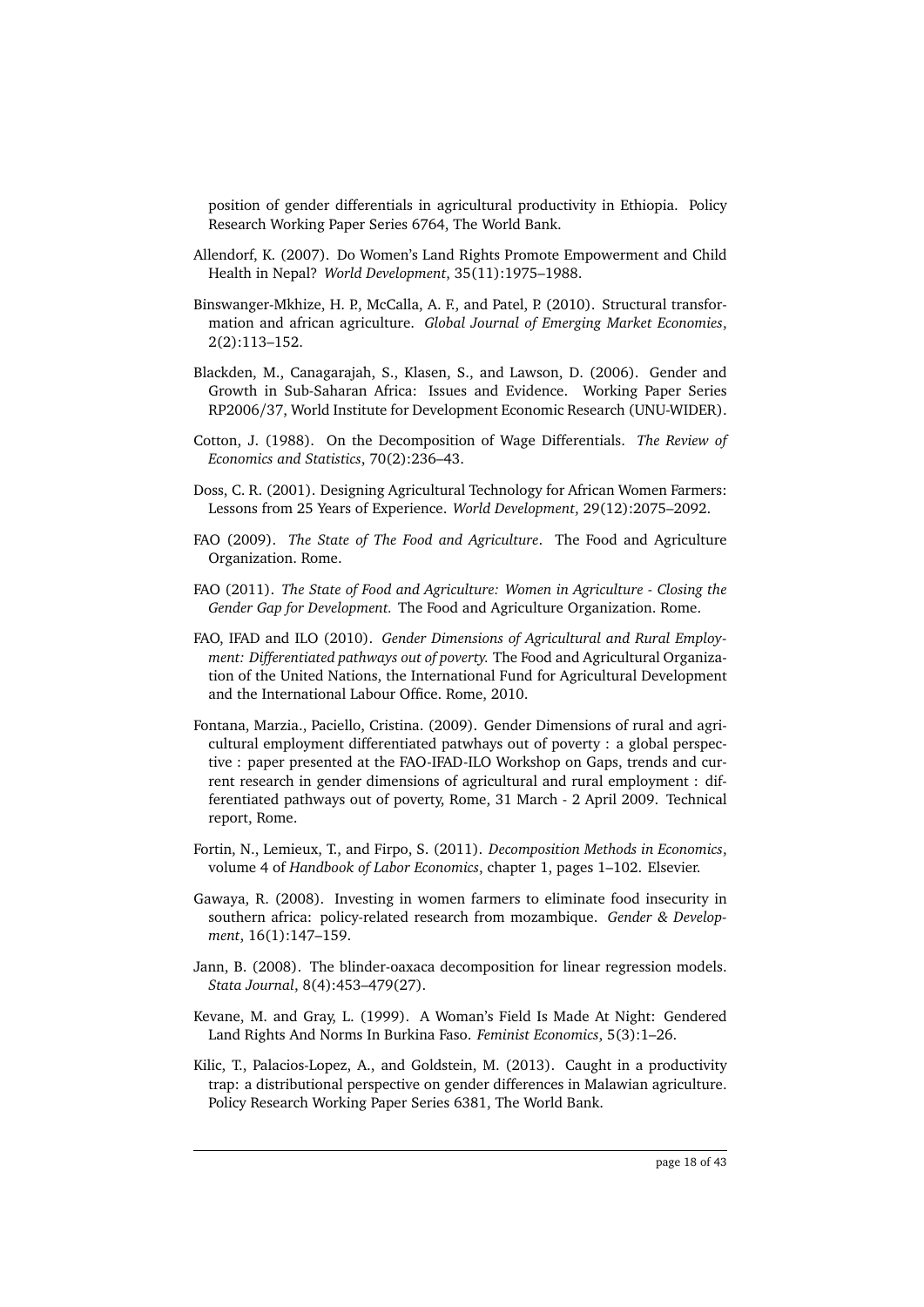position of gender differentials in agricultural productivity in Ethiopia. Policy Research Working Paper Series 6764, The World Bank.

Allendorf, K. (2007). Do Women's Land Rights Promote Empowerment and Child Health in Nepal? *World Development*, 35(11):1975–1988.

Binswanger-Mkhize, H. P., McCalla, A. F., and Patel, P. (2010). Structural transformation and african agriculture. *Global Journal of Emerging Market Economies*, 2(2):113–152.

Blackden, M., Canagarajah, S., Klasen, S., and Lawson, D. (2006). Gender and Growth in Sub-Saharan Africa: Issues and Evidence. Working Paper Series RP2006/37, World Institute for Development Economic Research (UNU-WIDER).

Cotton, J. (1988). On the Decomposition of Wage Differentials. *The Review of Economics and Statistics*, 70(2):236–43.

Doss, C. R. (2001). Designing Agricultural Technology for African Women Farmers: Lessons from 25 Years of Experience. *World Development*, 29(12):2075–2092.

FAO (2009). *The State of The Food and Agriculture*. The Food and Agriculture Organization. Rome.

FAO (2011). *The State of Food and Agriculture: Women in Agriculture - Closing the Gender Gap for Development.* The Food and Agriculture Organization. Rome.

FAO, IFAD and ILO (2010). *Gender Dimensions of Agricultural and Rural Employment: Differentiated pathways out of poverty.* The Food and Agricultural Organization of the United Nations, the International Fund for Agricultural Development and the International Labour Office. Rome, 2010.

Fontana, Marzia., Paciello, Cristina. (2009). Gender Dimensions of rural and agricultural employment differentiated patwhays out of poverty : a global perspective : paper presented at the FAO-IFAD-ILO Workshop on Gaps, trends and current research in gender dimensions of agricultural and rural employment : differentiated pathways out of poverty, Rome, 31 March - 2 April 2009. Technical report, Rome.

Fortin, N., Lemieux, T., and Firpo, S. (2011). *Decomposition Methods in Economics*, volume 4 of *Handbook of Labor Economics*, chapter 1, pages 1–102. Elsevier.

Gawaya, R. (2008). Investing in women farmers to eliminate food insecurity in southern africa: policy-related research from mozambique. *Gender & Development*, 16(1):147–159.

Jann, B. (2008). The blinder-oaxaca decomposition for linear regression models. *Stata Journal*, 8(4):453–479(27).

Kevane, M. and Gray, L. (1999). A Woman's Field Is Made At Night: Gendered Land Rights And Norms In Burkina Faso. *Feminist Economics*, 5(3):1–26.

Kilic, T., Palacios-Lopez, A., and Goldstein, M. (2013). Caught in a productivity trap: a distributional perspective on gender differences in Malawian agriculture. Policy Research Working Paper Series 6381, The World Bank.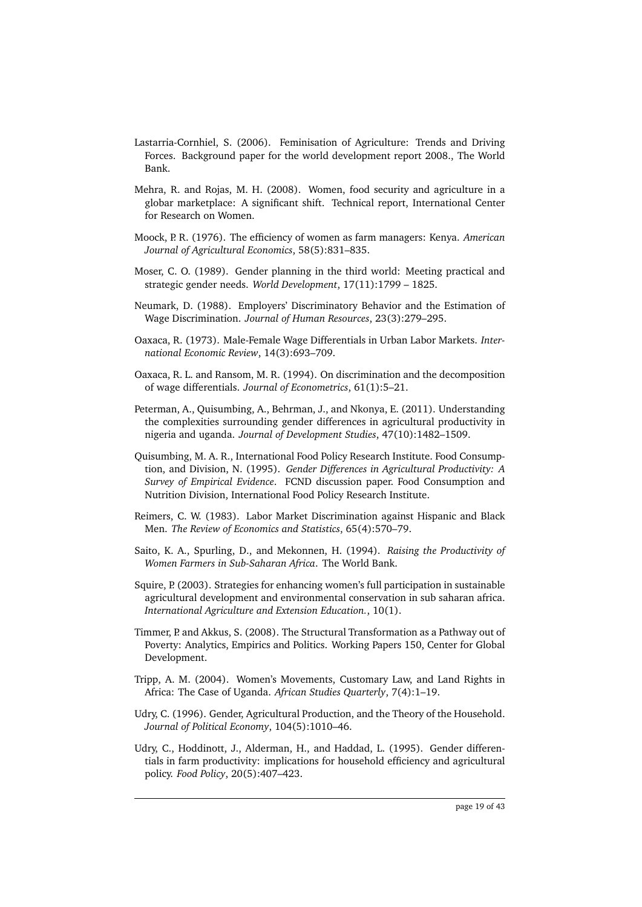Lastarria-Cornhiel, S. (2006). Feminisation of Agriculture: Trends and Driving Forces. Background paper for the world development report 2008., The World Bank.

Mehra, R. and Rojas, M. H. (2008). Women, food security and agriculture in a globar marketplace: A significant shift. Technical report, International Center for Research on Women.

Moock, P. R. (1976). The efficiency of women as farm managers: Kenya. *American Journal of Agricultural Economics*, 58(5):831–835.

Moser, C. O. (1989). Gender planning in the third world: Meeting practical and strategic gender needs. *World Development*, 17(11):1799 – 1825.

Neumark, D. (1988). Employers' Discriminatory Behavior and the Estimation of Wage Discrimination. *Journal of Human Resources*, 23(3):279–295.

Oaxaca, R. (1973). Male-Female Wage Differentials in Urban Labor Markets. *International Economic Review*, 14(3):693–709.

Oaxaca, R. L. and Ransom, M. R. (1994). On discrimination and the decomposition of wage differentials. *Journal of Econometrics*, 61(1):5–21.

Peterman, A., Quisumbing, A., Behrman, J., and Nkonya, E. (2011). Understanding the complexities surrounding gender differences in agricultural productivity in nigeria and uganda. *Journal of Development Studies*, 47(10):1482–1509.

Quisumbing, M. A. R., International Food Policy Research Institute. Food Consumption, and Division, N. (1995). *Gender Differences in Agricultural Productivity: A Survey of Empirical Evidence*. FCND discussion paper. Food Consumption and Nutrition Division, International Food Policy Research Institute.

Reimers, C. W. (1983). Labor Market Discrimination against Hispanic and Black Men. *The Review of Economics and Statistics*, 65(4):570–79.

Saito, K. A., Spurling, D., and Mekonnen, H. (1994). *Raising the Productivity of Women Farmers in Sub-Saharan Africa*. The World Bank.

Squire, P. (2003). Strategies for enhancing women's full participation in sustainable agricultural development and environmental conservation in sub saharan africa. *International Agriculture and Extension Education.*, 10(1).

Timmer, P. and Akkus, S. (2008). The Structural Transformation as a Pathway out of Poverty: Analytics, Empirics and Politics. Working Papers 150, Center for Global Development.

Tripp, A. M. (2004). Women's Movements, Customary Law, and Land Rights in Africa: The Case of Uganda. *African Studies Quarterly*, 7(4):1–19.

Udry, C. (1996). Gender, Agricultural Production, and the Theory of the Household. *Journal of Political Economy*, 104(5):1010–46.

Udry, C., Hoddinott, J., Alderman, H., and Haddad, L. (1995). Gender differentials in farm productivity: implications for household efficiency and agricultural policy. *Food Policy*, 20(5):407–423.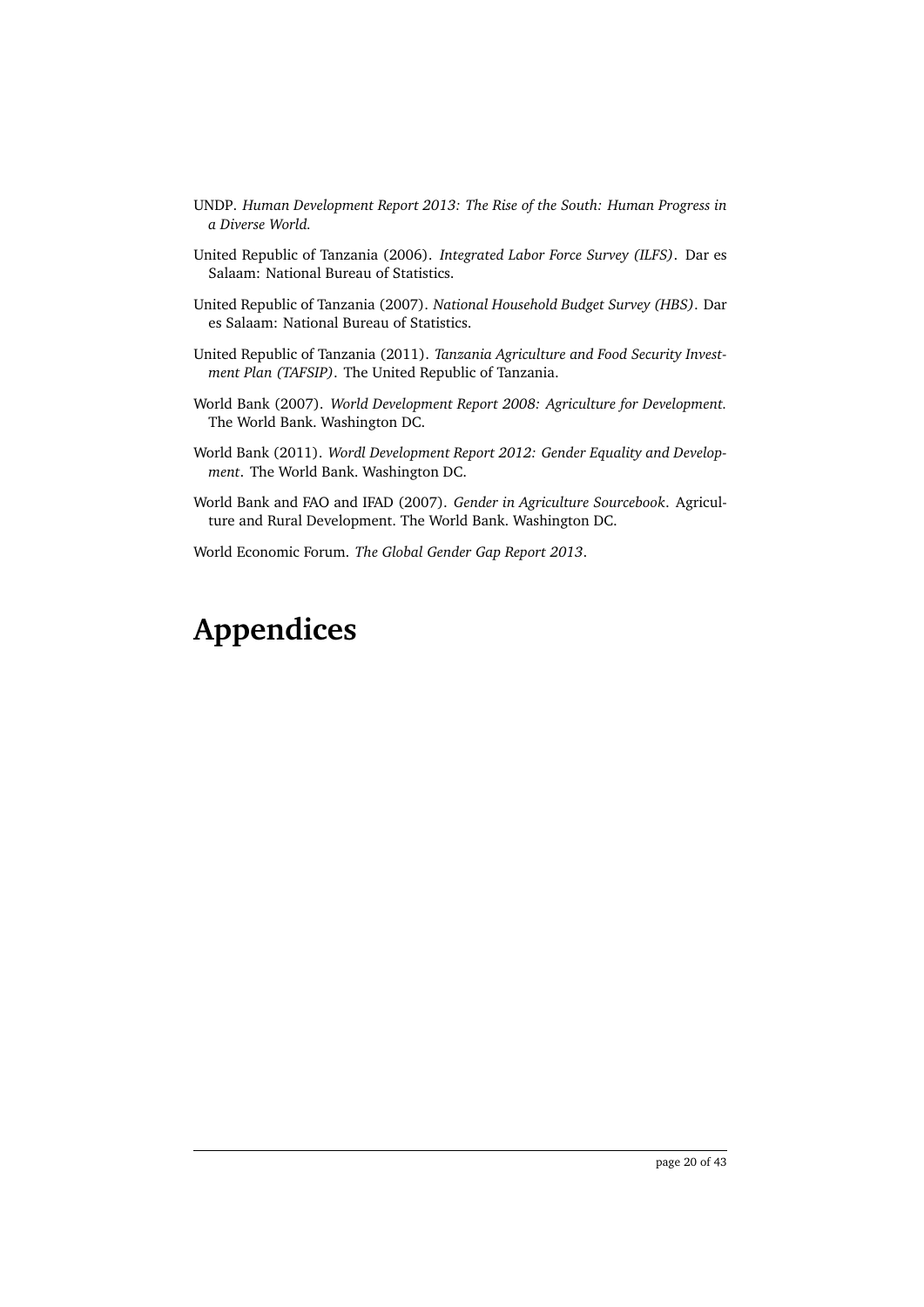UNDP. *Human Development Report 2013: The Rise of the South: Human Progress in a Diverse World.*

United Republic of Tanzania (2006). *Integrated Labor Force Survey (ILFS)*. Dar es Salaam: National Bureau of Statistics.

United Republic of Tanzania (2007). *National Household Budget Survey (HBS)*. Dar es Salaam: National Bureau of Statistics.

United Republic of Tanzania (2011). *Tanzania Agriculture and Food Security Investment Plan (TAFSIP)*. The United Republic of Tanzania.

World Bank (2007). *World Development Report 2008: Agriculture for Development.* The World Bank. Washington DC.

World Bank (2011). *Wordl Development Report 2012: Gender Equality and Development*. The World Bank. Washington DC.

World Bank and FAO and IFAD (2007). *Gender in Agriculture Sourcebook*. Agriculture and Rural Development. The World Bank. Washington DC.

World Economic Forum. *The Global Gender Gap Report 2013*.

# Appendices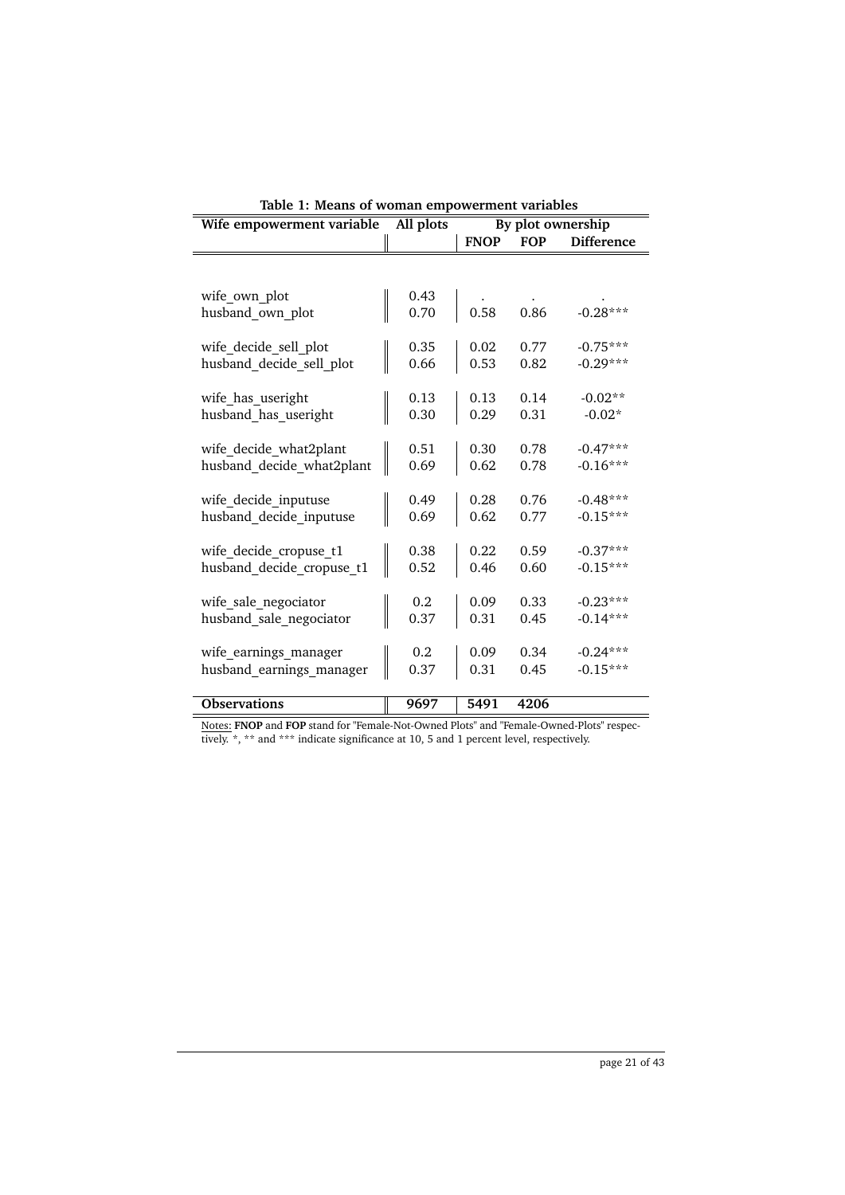**Table 1: Means of woman empowerment variables**

| Wife empowerment variable | All plots | By plot ownership | | |
|---|---|---|---|---|
| | | **FNOP** | **FOP** | **Difference** |
| wife_own_plot | 0.43 | . | . | . |
| husband_own_plot | 0.70 | 0.58 | 0.86 | -0.28*** |
| wife_decide_sell_plot | 0.35 | 0.02 | 0.77 | -0.75*** |
| husband_decide_sell_plot | 0.66 | 0.53 | 0.82 | -0.29*** |
| wife_has_useright | 0.13 | 0.13 | 0.14 | -0.02** |
| husband_has_useright | 0.30 | 0.29 | 0.31 | -0.02* |
| wife_decide_what2plant | 0.51 | 0.30 | 0.78 | -0.47*** |
| husband_decide_what2plant | 0.69 | 0.62 | 0.78 | -0.16*** |
| wife_decide_inputuse | 0.49 | 0.28 | 0.76 | -0.48*** |
| husband_decide_inputuse | 0.69 | 0.62 | 0.77 | -0.15*** |
| wife_decide_cropuse_t1 | 0.38 | 0.22 | 0.59 | -0.37*** |
| husband_decide_cropuse_t1 | 0.52 | 0.46 | 0.60 | -0.15*** |
| wife_sale_negociator | 0.2 | 0.09 | 0.33 | -0.23*** |
| husband_sale_negociator | 0.37 | 0.31 | 0.45 | -0.14*** |
| wife_earnings_manager | 0.2 | 0.09 | 0.34 | -0.24*** |
| husband_earnings_manager | 0.37 | 0.31 | 0.45 | -0.15*** |
| **Observations** | **9697** | **5491** | **4206** | |

Notes: **FNOP** and **FOP** stand for "Female-Not-Owned Plots" and "Female-Owned-Plots" respectively. *, ** and *** indicate significance at 10, 5 and 1 percent level, respectively.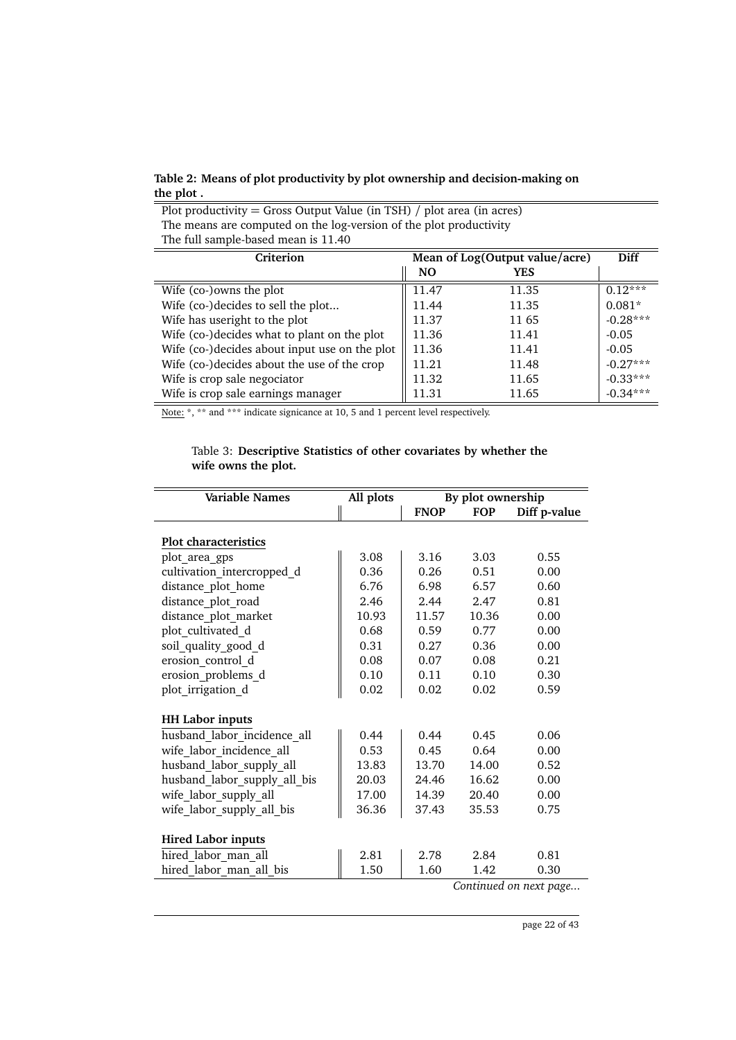**Table 2: Means of plot productivity by plot ownership and decision-making on the plot .**

Plot productivity = Gross Output Value (in TSH) / plot area (in acres)
The means are computed on the log-version of the plot productivity
The full sample-based mean is 11.40

| Criterion | Mean of Log(Output value/acre) | | Diff |
|---|---|---|---|
| | NO | YES | |
| Wife (co-)owns the plot | 11.47 | 11.35 | 0.12*** |
| Wife (co-)decides to sell the plot... | 11.44 | 11.35 | 0.081* |
| Wife has useright to the plot | 11.37 | 11 65 | -0.28*** |
| Wife (co-)decides what to plant on the plot | 11.36 | 11.41 | -0.05 |
| Wife (co-)decides about input use on the plot | 11.36 | 11.41 | -0.05 |
| Wife (co-)decides about the use of the crop | 11.21 | 11.48 | -0.27*** |
| Wife is crop sale negociator | 11.32 | 11.65 | -0.33*** |
| Wife is crop sale earnings manager | 11.31 | 11.65 | -0.34*** |

Note: *, ** and *** indicate signicance at 10, 5 and 1 percent level respectively.

Table 3: **Descriptive Statistics of other covariates by whether the wife owns the plot.**

| Variable Names | All plots | By plot ownership | | |
|---|---|---|---|---|
| | | FNOP | FOP | Diff p-value |
| **Plot characteristics** | | | | |
| plot_area_gps | 3.08 | 3.16 | 3.03 | 0.55 |
| cultivation_intercropped_d | 0.36 | 0.26 | 0.51 | 0.00 |
| distance_plot_home | 6.76 | 6.98 | 6.57 | 0.60 |
| distance_plot_road | 2.46 | 2.44 | 2.47 | 0.81 |
| distance_plot_market | 10.93 | 11.57 | 10.36 | 0.00 |
| plot_cultivated_d | 0.68 | 0.59 | 0.77 | 0.00 |
| soil_quality_good_d | 0.31 | 0.27 | 0.36 | 0.00 |
| erosion_control_d | 0.08 | 0.07 | 0.08 | 0.21 |
| erosion_problems_d | 0.10 | 0.11 | 0.10 | 0.30 |
| plot_irrigation_d | 0.02 | 0.02 | 0.02 | 0.59 |
| **HH Labor inputs** | | | | |
| husband_labor_incidence_all | 0.44 | 0.44 | 0.45 | 0.06 |
| wife_labor_incidence_all | 0.53 | 0.45 | 0.64 | 0.00 |
| husband_labor_supply_all | 13.83 | 13.70 | 14.00 | 0.52 |
| husband_labor_supply_all_bis | 20.03 | 24.46 | 16.62 | 0.00 |
| wife_labor_supply_all | 17.00 | 14.39 | 20.40 | 0.00 |
| wife_labor_supply_all_bis | 36.36 | 37.43 | 35.53 | 0.75 |
| **Hired Labor inputs** | | | | |
| hired_labor_man_all | 2.81 | 2.78 | 2.84 | 0.81 |
| hired_labor_man_all_bis | 1.50 | 1.60 | 1.42 | 0.30 |

*Continued on next page...*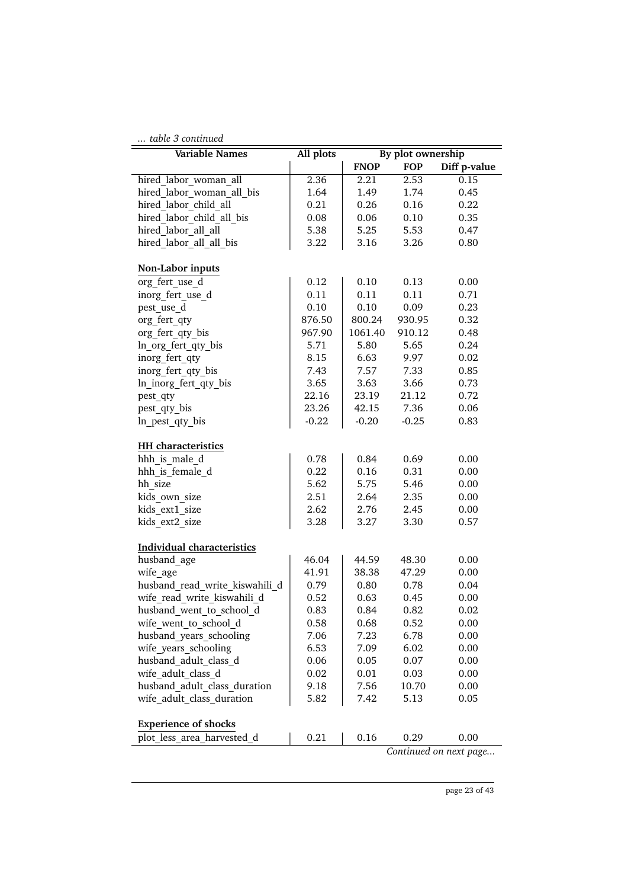*... table 3 continued*

| Variable Names | All plots | By plot ownership | | |
|---|---|---|---|---|
| | | FNOP | FOP | Diff p-value |
| hired_labor_woman_all | 2.36 | 2.21 | 2.53 | 0.15 |
| hired_labor_woman_all_bis | 1.64 | 1.49 | 1.74 | 0.45 |
| hired_labor_child_all | 0.21 | 0.26 | 0.16 | 0.22 |
| hired_labor_child_all_bis | 0.08 | 0.06 | 0.10 | 0.35 |
| hired_labor_all_all | 5.38 | 5.25 | 5.53 | 0.47 |
| hired_labor_all_all_bis | 3.22 | 3.16 | 3.26 | 0.80 |
| **Non-Labor inputs** | | | | |
| org_fert_use_d | 0.12 | 0.10 | 0.13 | 0.00 |
| inorg_fert_use_d | 0.11 | 0.11 | 0.11 | 0.71 |
| pest_use_d | 0.10 | 0.10 | 0.09 | 0.23 |
| org_fert_qty | 876.50 | 800.24 | 930.95 | 0.32 |
| org_fert_qty_bis | 967.90 | 1061.40 | 910.12 | 0.48 |
| ln_org_fert_qty_bis | 5.71 | 5.80 | 5.65 | 0.24 |
| inorg_fert_qty | 8.15 | 6.63 | 9.97 | 0.02 |
| inorg_fert_qty_bis | 7.43 | 7.57 | 7.33 | 0.85 |
| ln_inorg_fert_qty_bis | 3.65 | 3.63 | 3.66 | 0.73 |
| pest_qty | 22.16 | 23.19 | 21.12 | 0.72 |
| pest_qty_bis | 23.26 | 42.15 | 7.36 | 0.06 |
| ln_pest_qty_bis | -0.22 | -0.20 | -0.25 | 0.83 |
| **HH characteristics** | | | | |
| hhh_is_male_d | 0.78 | 0.84 | 0.69 | 0.00 |
| hhh_is_female_d | 0.22 | 0.16 | 0.31 | 0.00 |
| hh_size | 5.62 | 5.75 | 5.46 | 0.00 |
| kids_own_size | 2.51 | 2.64 | 2.35 | 0.00 |
| kids_ext1_size | 2.62 | 2.76 | 2.45 | 0.00 |
| kids_ext2_size | 3.28 | 3.27 | 3.30 | 0.57 |
| **Individual characteristics** | | | | |
| husband_age | 46.04 | 44.59 | 48.30 | 0.00 |
| wife_age | 41.91 | 38.38 | 47.29 | 0.00 |
| husband_read_write_kiswahili_d | 0.79 | 0.80 | 0.78 | 0.04 |
| wife_read_write_kiswahili_d | 0.52 | 0.63 | 0.45 | 0.00 |
| husband_went_to_school_d | 0.83 | 0.84 | 0.82 | 0.02 |
| wife_went_to_school_d | 0.58 | 0.68 | 0.52 | 0.00 |
| husband_years_schooling | 7.06 | 7.23 | 6.78 | 0.00 |
| wife_years_schooling | 6.53 | 7.09 | 6.02 | 0.00 |
| husband_adult_class_d | 0.06 | 0.05 | 0.07 | 0.00 |
| wife_adult_class_d | 0.02 | 0.01 | 0.03 | 0.00 |
| husband_adult_class_duration | 9.18 | 7.56 | 10.70 | 0.00 |
| wife_adult_class_duration | 5.82 | 7.42 | 5.13 | 0.05 |
| **Experience of shocks** | | | | |
| plot_less_area_harvested_d | 0.21 | 0.16 | 0.29 | 0.00 |

*Continued on next page...*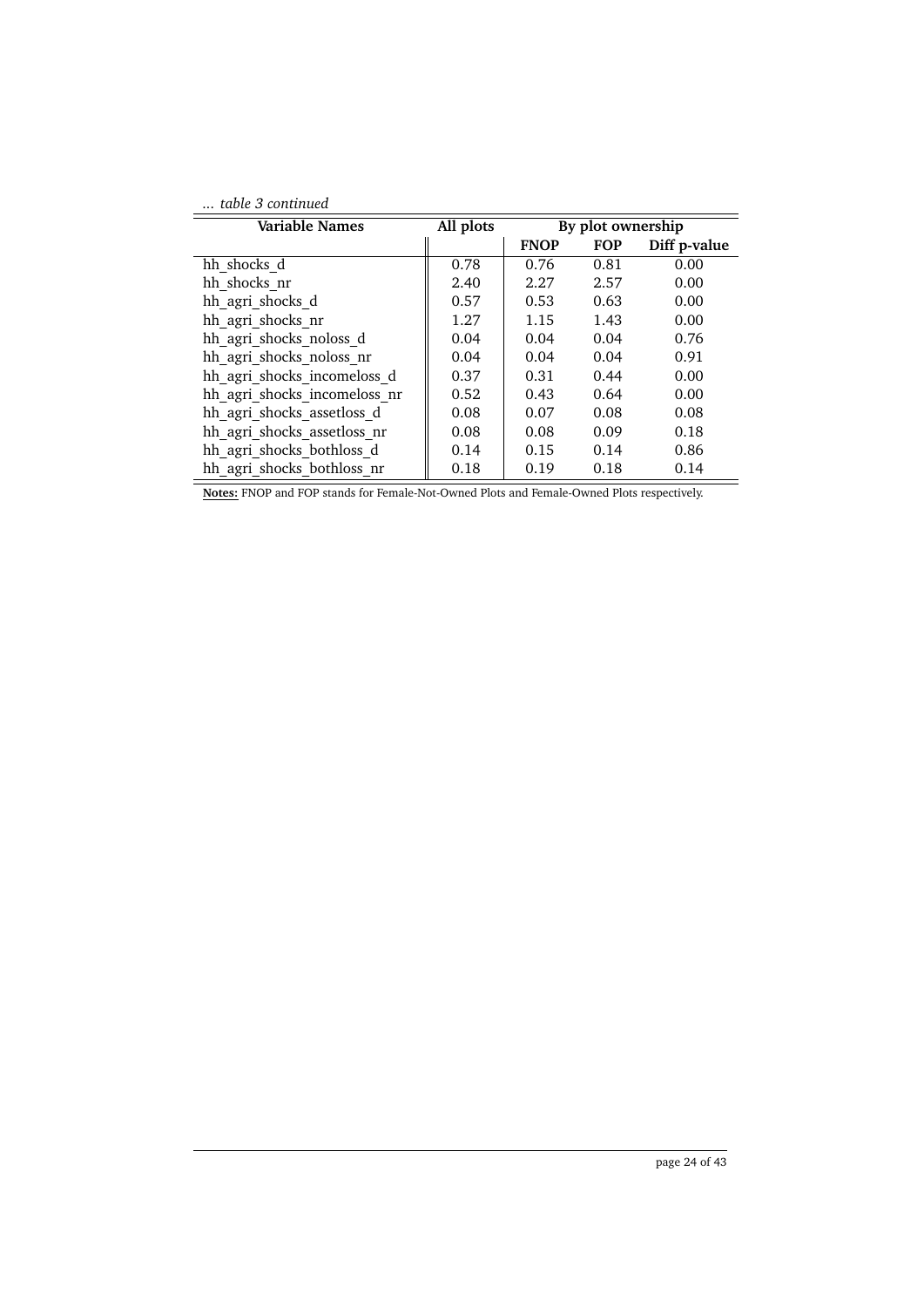*... table 3 continued*

| Variable Names | All plots | By plot ownership | | |
|---|---|---|---|---|
| | | **FNOP** | **FOP** | **Diff p-value** |
| hh_shocks_d | 0.78 | 0.76 | 0.81 | 0.00 |
| hh_shocks_nr | 2.40 | 2.27 | 2.57 | 0.00 |
| hh_agri_shocks_d | 0.57 | 0.53 | 0.63 | 0.00 |
| hh_agri_shocks_nr | 1.27 | 1.15 | 1.43 | 0.00 |
| hh_agri_shocks_noloss_d | 0.04 | 0.04 | 0.04 | 0.76 |
| hh_agri_shocks_noloss_nr | 0.04 | 0.04 | 0.04 | 0.91 |
| hh_agri_shocks_incomeloss_d | 0.37 | 0.31 | 0.44 | 0.00 |
| hh_agri_shocks_incomeloss_nr | 0.52 | 0.43 | 0.64 | 0.00 |
| hh_agri_shocks_assetloss_d | 0.08 | 0.07 | 0.08 | 0.08 |
| hh_agri_shocks_assetloss_nr | 0.08 | 0.08 | 0.09 | 0.18 |
| hh_agri_shocks_bothloss_d | 0.14 | 0.15 | 0.14 | 0.86 |
| hh_agri_shocks_bothloss_nr | 0.18 | 0.19 | 0.18 | 0.14 |

**Notes:** FNOP and FOP stands for Female-Not-Owned Plots and Female-Owned Plots respectively.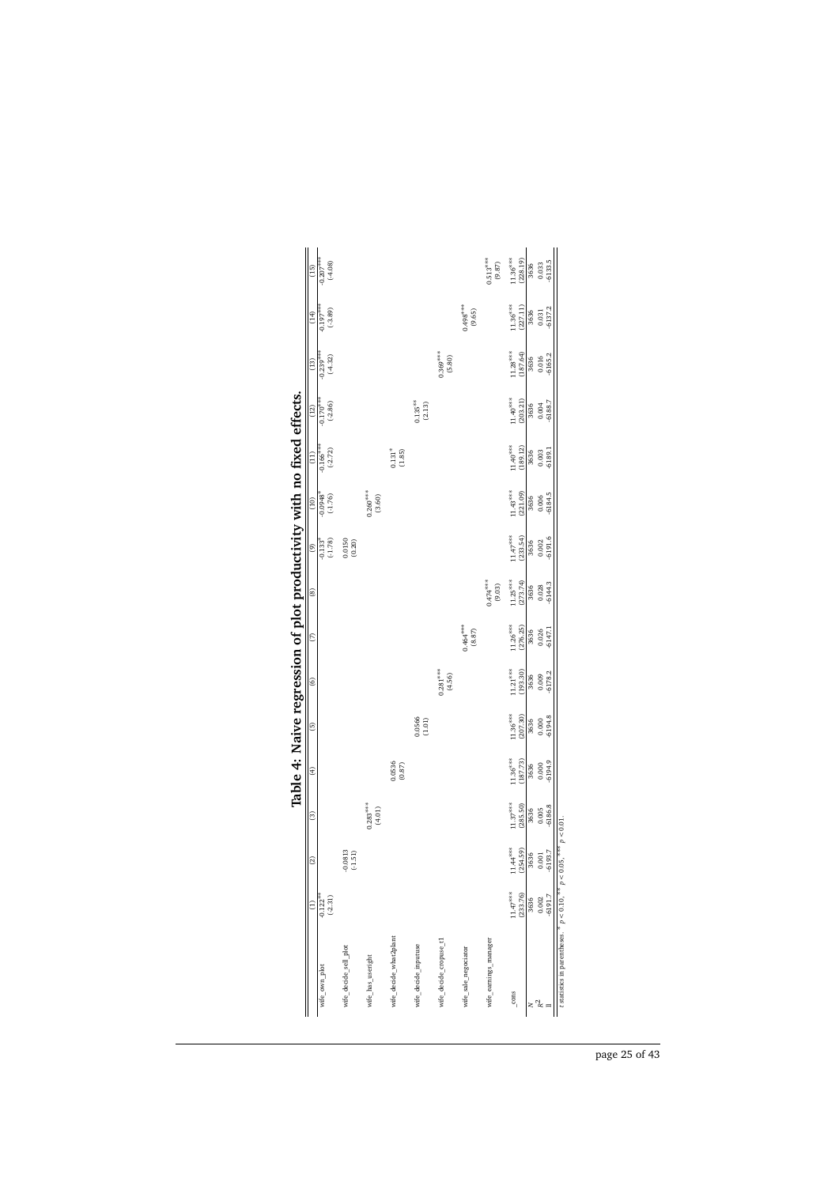# Table 4: Naive regression of plot productivity with no fixed effects.

| | (1) | (2) | (3) | (4) | (5) | (6) | (7) | (8) | (9) | (10) | (11) | (12) | (13) | (14) | (15) |
|---|---|---|---|---|---|---|---|---|---|---|---|---|---|---|---|
| wife_own_plot | -0.122** | | | | | | | | -0.163* | -0.0948* | -0.166*** | -0.176*** | -0.259*** | -0.197*** | -0.207*** |
| | (-2.31) | | | | | | | | (-1.78) | (-1.76) | (-2.72) | (-2.86) | (-4.32) | (-3.89) | (-4.08) |
| wife_decide_sell_plot | | -0.0813 | | | | | | | 0.0150 | | | | | | |
| | | (-1.51) | | | | | | | (0.20) | | | | | | |
| wife_has_useright | | | 0.283*** | | | | | | | 0.260*** | | | | | |
| | | | (4.01) | | | | | | | (3.60) | | | | | |
| wife_decide_what2plant | | | | 0.0536 | | | | | | | 0.131* | | | | |
| | | | | (0.87) | | | | | | | (1.85) | | | | |
| wife_decide_inputuse | | | | | 0.0566 | | | | | | | 0.135** | | | |
| | | | | | (1.01) | | | | | | | (2.13) | | | |
| wife_decide_cropuse_t1 | | | | | | 0.281*** | | | | | | | 0.369*** | | |
| | | | | | | (4.56) | | | | | | | (5.80) | | |
| wife_sale_negociator | | | | | | | 0.464*** | | | | | | | 0.498*** | |
| | | | | | | | (8.87) | | | | | | | (9.65) | |
| wife_earnings_manager | | | | | | | | 0.474*** | | | | | | | 0.513*** |
| | | | | | | | | (9.03) | | | | | | | (9.87) |
| _cons | 11.47*** | 11.44*** | 11.37*** | 11.36*** | 11.36*** | 11.21*** | 11.26*** | 11.25*** | 11.47*** | 11.43*** | 11.40*** | 11.40*** | 11.28*** | 11.36*** | 11.36*** |
| | (233.76) | (254.59) | (285.50) | (187.73) | (207.30) | (193.30) | (276.25) | (273.74) | (233.54) | (221.09) | (189.12) | (203.21) | (187.64) | (227.11) | (228.19) |
| $N$ | 3636 | 3636 | 3636 | 3636 | 3636 | 3636 | 3636 | 3636 | 3636 | 3636 | 3636 | 3636 | 3636 | 3636 | 3636 |
| $R^2$ | 0.002 | 0.001 | 0.005 | 0.000 | 0.000 | 0.009 | 0.026 | 0.028 | 0.002 | 0.006 | 0.003 | 0.004 | 0.016 | 0.031 | 0.033 |
| ll | -6191.7 | -6193.7 | -6186.8 | -6194.9 | -6194.8 | -6178.2 | -6147.1 | -6144.3 | -6191.6 | -6184.5 | -6189.1 | -6188.7 | -6165.2 | -6137.2 | -6133.5 |

$t$ statistics in parentheses. * $p < 0.10$, ** $p < 0.05$, *** $p < 0.01$.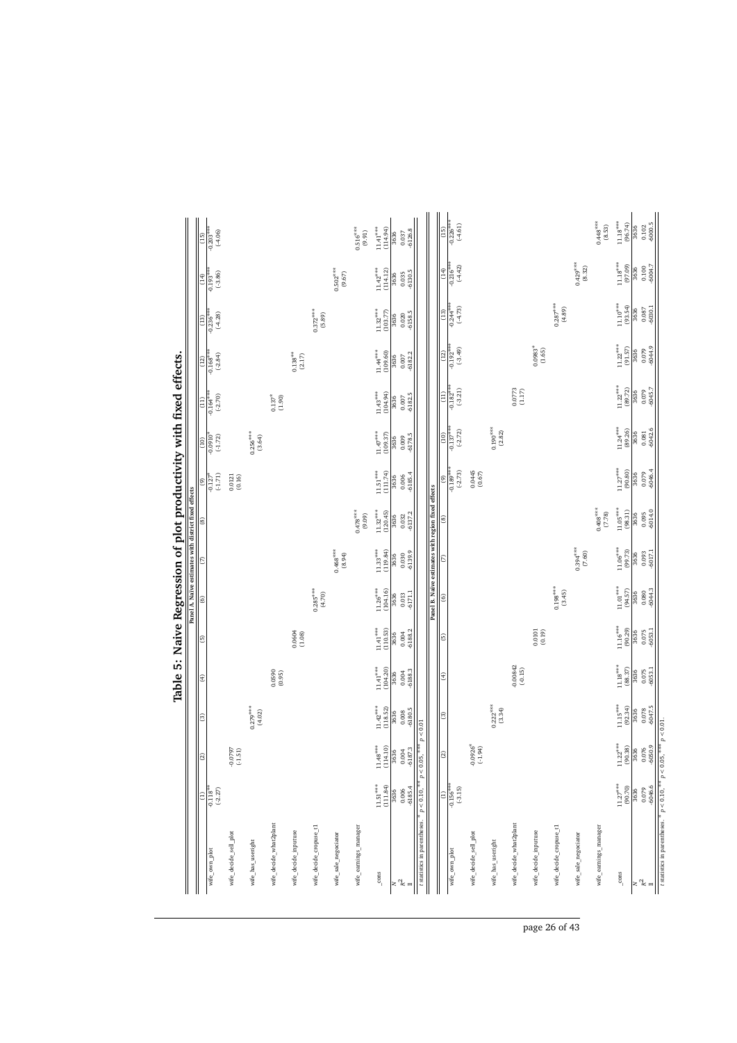# Table 5: Naive Regression of plot productivity with fixed effects.

| | (1) | (2) | (3) | (4) | (5) | (6) | (7) | (8) | (9) | (10) | (11) | (12) | (13) | (14) | (15) |
|---|---|---|---|---|---|---|---|---|---|---|---|---|---|---|---|
| **Panel A. Naive estimates with district fixed effects** | | | | | | | | | | | | | | | |
| wife_own_plot | -0.118** | | | | | | | | -0.127* | -0.0910* | -0.164*** | -0.168*** | -0.236*** | -0.193*** | -0.203*** |
| | (-2.27) | | | | | | | | (-1.71) | (-1.72) | (-2.70) | (-2.84) | (-4.28) | (-3.86) | (-4.06) |
| wife_decide_sell_plot | | -0.0797 | | | | | | | 0.0121 | | | | | | |
| | | (-1.51) | | | | | | | (0.16) | | | | | | |
| wife_has_useright | | | 0.279*** | | | | | | | 0.256*** | | | | | |
| | | | (4.02) | | | | | | | (3.64) | | | | | |
| wife_decide_what2plant | | | | 0.0590 | | | | | | | 0.137* | | | | |
| | | | | (0.95) | | | | | | | (1.90) | | | | |
| wife_decide_inputuse | | | | | 0.0604 | | | | | | | 0.138** | | | |
| | | | | | (1.08) | | | | | | | (2.17) | | | |
| wife_decide_cropuse_t1 | | | | | | 0.285*** | | | | | | | 0.372*** | | |
| | | | | | | (4.70) | | | | | | | (5.89) | | |
| wife_sale_negociator | | | | | | | 0.468*** | | | | | | | 0.502*** | |
| | | | | | | | (8.94) | | | | | | | (9.67) | |
| wife_earnings_manager | | | | | | | | 0.478*** | | | | | | | 0.516*** |
| | | | | | | | | (9.09) | | | | | | | (9.91) |
| _cons | 11.51*** | 11.48*** | 11.42*** | 11.41*** | 11.41*** | 11.26*** | 11.33*** | 11.32*** | 11.51*** | 11.47*** | 11.43*** | 11.44*** | 11.32*** | 11.42*** | 11.41*** |
| | (111.84) | (114.10) | (118.52) | (104.20) | (110.53) | (104.16) | (119.84) | (120.45) | (111.74) | (109.37) | (104.94) | (109.60) | (103.77) | (114.12) | (114.94) |
| $N$ | 3636 | 3636 | 3636 | 3636 | 3636 | 3636 | 3636 | 3636 | 3636 | 3636 | 3636 | 3636 | 3636 | 3636 | 3636 |
| $R^2$ | 0.006 | 0.004 | 0.008 | 0.004 | 0.004 | 0.013 | 0.030 | 0.032 | 0.006 | 0.009 | 0.007 | 0.007 | 0.020 | 0.035 | 0.037 |
| ll | -6185.4 | -6187.3 | -6180.5 | -6188.3 | -6188.2 | -6171.1 | -6139.9 | -6137.2 | -6185.4 | -6178.5 | -6182.5 | -6182.2 | -6158.5 | -6130.5 | -6126.8 |

$t$ statistics in parentheses. * $p < 0.10$, ** $p < 0.05$, *** $p < 0.01$

| | (1) | (2) | (3) | (4) | (5) | (6) | (7) | (8) | (9) | (10) | (11) | (12) | (13) | (14) | (15) |
|---|---|---|---|---|---|---|---|---|---|---|---|---|---|---|---|
| **Panel B. Naive estimates with region fixed effects** | | | | | | | | | | | | | | | |
| wife_own_plot | -0.156*** | | | | | | | | -0.189*** | -0.137*** | -0.182*** | -0.192*** | -0.244*** | -0.216*** | -0.226*** |
| | (-3.15) | | | | | | | | (-2.73) | (-2.72) | (-3.21) | (-3.49) | (-4.73) | (-4.42) | (-4.61) |
| wife_decide_sell_plot | | -0.0926* | | | | | | | 0.0445 | | | | | | |
| | | (-1.94) | | | | | | | (0.67) | | | | | | |
| wife_has_useright | | | 0.222*** | | | | | | | 0.190*** | | | | | |
| | | | (3.34) | | | | | | | (2.82) | | | | | |
| wife_decide_what2plant | | | | -0.00842 | | | | | | | 0.0773 | | | | |
| | | | | (-0.15) | | | | | | | (1.17) | | | | |
| wife_decide_inputuse | | | | | 0.0101 | | | | | | | 0.0983* | | | |
| | | | | | (0.19) | | | | | | | (1.65) | | | |
| wife_decide_cropuse_t1 | | | | | | 0.198*** | | | | | | | 0.287*** | | |
| | | | | | | (3.45) | | | | | | | (4.89) | | |
| wife_sale_negociator | | | | | | | 0.394*** | | | | | | | 0.429*** | |
| | | | | | | | (7.60) | | | | | | | (8.32) | |
| wife_earnings_manager | | | | | | | | 0.408*** | | | | | | | 0.448*** |
| | | | | | | | | (7.78) | | | | | | | (8.53) |
| _cons | 11.27*** | 11.22*** | 11.15*** | 11.18*** | 11.16*** | 11.01*** | 11.06*** | 11.05*** | 11.27*** | 11.24*** | 11.22*** | 11.22*** | 11.10*** | 11.18*** | 11.18*** |
| | (90.70) | (90.38) | (92.34) | (88.37) | (90.29) | (94.57) | (99.73) | (98.31) | (90.80) | (89.26) | (89.72) | (91.57) | (93.54) | (97.09) | (96.74) |
| $N$ | 3636 | 3636 | 3636 | 3636 | 3636 | 3636 | 3636 | 3636 | 3636 | 3636 | 3636 | 3636 | 3636 | 3636 | 3636 |
| $R^2$ | 0.079 | 0.076 | 0.078 | 0.075 | 0.075 | 0.080 | 0.093 | 0.095 | 0.079 | 0.081 | 0.079 | 0.079 | 0.087 | 0.100 | 0.102 |
| ll | -6046.6 | -6050.9 | -6047.5 | -6051.1 | -6051.1 | -6044.3 | -6017.1 | -6014.0 | -6046.4 | -6042.6 | -6045.7 | -6044.9 | -6030.1 | -6004.7 | -6000.5 |

$t$ statistics in parentheses. * $p < 0.10$, ** $p < 0.05$, *** $p < 0.01$.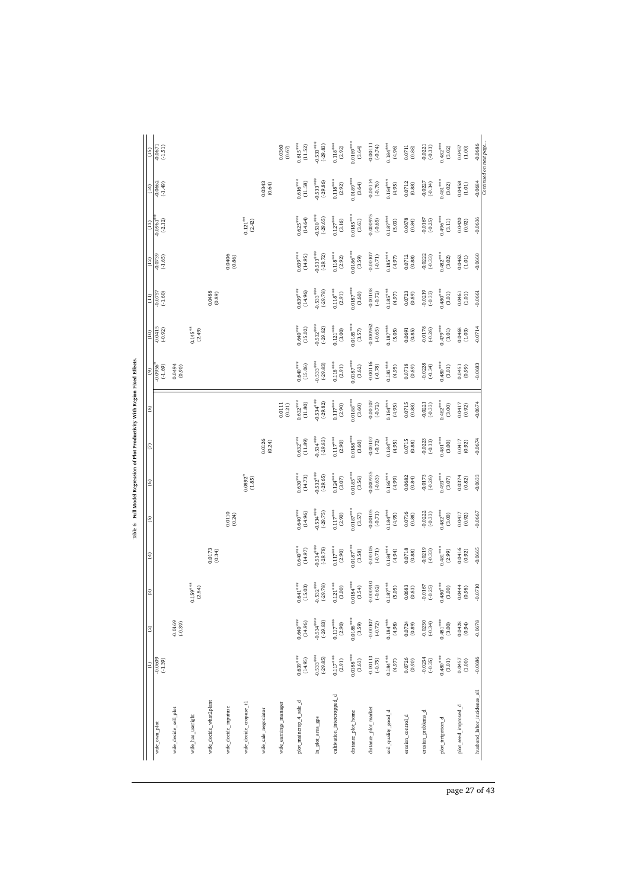Table 6: **Full Model Regression of Plot Productivity With Region Fixed Effects.**

| | (1) | (2) | (3) | (4) | (5) | (6) | (7) | (8) | (9) | (10) | (11) | (12) | (13) | (14) | (15) |
|---|---|---|---|---|---|---|---|---|---|---|---|---|---|---|---|
| wife_own_plot | -0.0609 | | | | | | | | -0.0956* | -0.0415 | -0.0757 | -0.0739 | -0.0961** | -0.0662 | -0.0671 |
| | (-1.39) | | | | | | | | (-1.69) | (-0.92) | (-1.60) | (-1.65) | (-2.12) | (-1.49) | (-1.51) |
| wife_decide_sell_plot | | -0.0169 | | | | | | | 0.0494 | | | | | | |
| | | (-0.39) | | | | | | | (0.90) | | | | | | |
| wife_has_useright | | | 0.159*** | | | | | | | 0.145** | | | | | |
| | | | (2.84) | | | | | | | (2.49) | | | | | |
| wife_decide_what2plant | | | | 0.0173 | | | | | | | 0.0488 | | | | |
| | | | | (0.34) | | | | | | | (0.89) | | | | |
| wife_decide_inputuse | | | | | 0.0110 | | | | | | | 0.0406 | | | |
| | | | | | (0.24) | | | | | | | (0.86) | | | |
| wife_decide_cropuse_t1 | | | | | | 0.0892* | | | | | | | 0.121** | | |
| | | | | | | (1.85) | | | | | | | (2.42) | | |
| wife_sale_negociator | | | | | | | 0.0126 | | | | | | | 0.0343 | |
| | | | | | | | (0.24) | | | | | | | (0.64) | |
| wife_earnings_manager | | | | | | | | 0.0111 | | | | | | | 0.0360 |
| | | | | | | | | (0.21) | | | | | | | (0.67) |
| plot_maincrop_4_sale_d | 0.639*** | 0.640*** | 0.641*** | 0.640*** | 0.640*** | 0.630*** | 0.632*** | 0.632*** | 0.640*** | 0.640*** | 0.639*** | 0.639*** | 0.625*** | 0.616*** | 0.615*** |
| | (14.95) | (14.96) | (15.03) | (14.97) | (14.96) | (14.73) | (11.89) | (11.80) | (15.06) | (15.02) | (14.96) | (14.95) | (14.64) | (11.58) | (11.52) |
| ln_plot_area_gps | -0.533*** | -0.534*** | -0.532*** | -0.534*** | -0.534*** | -0.532*** | -0.534*** | -0.534*** | -0.533*** | -0.532*** | -0.533*** | -0.533*** | -0.530*** | -0.533*** | -0.533*** |
| | (-29.85) | (-29.83) | (-29.78) | (-29.78) | (-29.75) | (-29.65) | (-29.83) | (-29.82) | (-29.83) | (-29.82) | (-29.78) | (-29.72) | (-29.65) | (-29.86) | (-29.83) |
| cultivation_intercropped_d | 0.117*** | 0.117*** | 0.121*** | 0.117*** | 0.117*** | 0.124*** | 0.117*** | 0.117*** | 0.118*** | 0.121*** | 0.118*** | 0.118*** | 0.127*** | 0.118*** | 0.118*** |
| | (2.91) | (2.90) | (3.00) | (2.90) | (2.90) | (3.07) | (2.90) | (2.90) | (2.91) | (3.00) | (2.91) | (2.92) | (3.16) | (2.92) | (2.92) |
| distance_plot_home | 0.0188*** | 0.0188*** | 0.0184*** | 0.0187*** | 0.0187*** | 0.0185*** | 0.0188*** | 0.0188*** | 0.0187*** | 0.0185*** | 0.0187*** | 0.0186*** | 0.0185*** | 0.0189*** | 0.0189*** |
| | (3.63) | (3.59) | (3.54) | (3.58) | (3.57) | (3.56) | (3.60) | (3.60) | (3.62) | (3.57) | (3.60) | (3.59) | (3.61) | (3.64) | (3.64) |
| distance_plot_market | -0.00113 | -0.00107 | -0.000910 | -0.00105 | -0.00105 | -0.000935 | -0.00107 | -0.00107 | -0.00116 | -0.000962 | -0.00108 | -0.00107 | -0.000975 | -0.00114 | -0.00111 |
| | (-0.75) | (-0.72) | (-0.62) | (-0.71) | (-0.71) | (-0.63) | (-0.72) | (-0.72) | (-0.78) | (-0.65) | (-0.72) | (-0.71) | (-0.65) | (-0.76) | (-0.74) |
| soil_quality_good_d | 0.184*** | 0.184*** | 0.187*** | 0.184*** | 0.184*** | 0.186*** | 0.184*** | 0.184*** | 0.183*** | 0.187*** | 0.185*** | 0.185*** | 0.187*** | 0.184*** | 0.184*** |
| | (4.97) | (4.98) | (5.05) | (4.94) | (4.95) | (4.99) | (4.95) | (4.95) | (4.95) | (5.05) | (4.97) | (4.97) | (5.03) | (4.95) | (4.96) |
| erosion_control_d | 0.0726 | 0.0724 | 0.0683 | 0.0718 | 0.0716 | 0.0682 | 0.0715 | 0.0715 | 0.0718 | 0.0691 | 0.0723 | 0.0712 | 0.0678 | 0.0712 | 0.0711 |
| | (0.90) | (0.89) | (0.83) | (0.88) | (0.88) | (0.84) | (0.88) | (0.88) | (0.89) | (0.85) | (0.89) | (0.88) | (0.84) | (0.88) | (0.88) |
| erosion_problems_d | -0.0234 | -0.0230 | -0.0167 | -0.0219 | -0.0222 | -0.0173 | -0.0223 | -0.0221 | -0.0228 | -0.0178 | -0.0219 | -0.0222 | -0.0167 | -0.0227 | -0.0221 |
| | (-0.35) | (-0.34) | (-0.25) | (-0.33) | (-0.33) | (-0.26) | (-0.33) | (-0.33) | (-0.34) | (-0.26) | (-0.33) | (-0.33) | (-0.25) | (-0.34) | (-0.33) |
| plot_irrigation_d | 0.480*** | 0.481*** | 0.480*** | 0.481*** | 0.482*** | 0.493*** | 0.481*** | 0.482*** | 0.480*** | 0.479*** | 0.480*** | 0.482*** | 0.496*** | 0.481*** | 0.482*** |
| | (3.01) | (3.00) | (3.00) | (2.99) | (3.00) | (3.07) | (3.00) | (3.00) | (3.01) | (3.01) | (3.01) | (3.02) | (3.11) | (3.02) | (3.02) |
| plot_seed_improved_d | 0.0457 | 0.0428 | 0.0444 | 0.0416 | 0.0417 | 0.0374 | 0.0417 | 0.0417 | 0.0451 | 0.0468 | 0.0461 | 0.0462 | 0.0420 | 0.0458 | 0.0457 |
| | (1.00) | (0.94) | (0.98) | (0.92) | (0.92) | (0.82) | (0.92) | (0.92) | (0.99) | (1.03) | (1.01) | (1.01) | (0.92) | (1.01) | (1.00) |
| husband_labor_incidence_all | -0.0686 | -0.0678 | -0.0710 | -0.0665 | -0.0667 | -0.0633 | -0.0674 | -0.0674 | -0.0683 | -0.0714 | -0.0661 | -0.0660 | -0.0636 | -0.0684 | -0.0686 |

*Continued on next page...*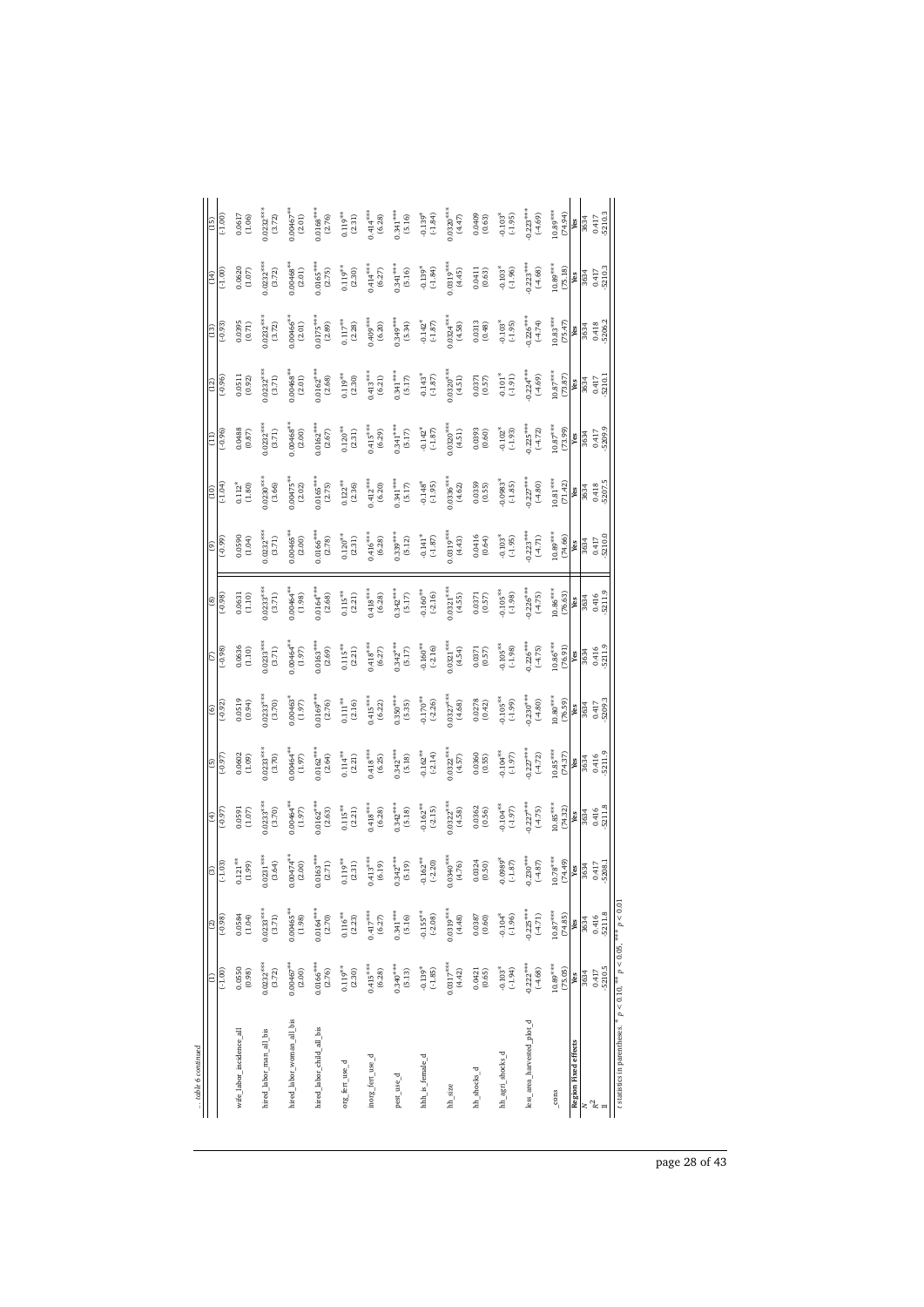*... table 6 continued*

|  | (1) | (2) | (3) | (4) | (5) | (6) | (7) | (8) | (9) | (10) | (11) | (12) | (13) | (14) | (15) |
|---|---|---|---|---|---|---|---|---|---|---|---|---|---|---|---|
|  | (-1.00) | (-0.98) | (-1.03) | (-0.97) | (-0.97) | (-0.92) | (-0.98) | (-0.98) | (-0.99) | (-1.04) | (-0.96) | (-0.96) | (-0.93) | (-1.00) | (-1.00) |
| wife_labor_incidence_all | 0.0550 | 0.0584 | 0.121** | 0.0591 | 0.0602 | 0.0519 | 0.0636 | 0.0631 | 0.0590 | 0.112* | 0.0488 | 0.0511 | 0.0395 | 0.0620 | 0.0617 |
|  | (0.98) | (1.04) | (1.99) | (1.07) | (1.09) | (0.94) | (1.10) | (1.10) | (1.04) | (1.80) | (0.87) | (0.92) | (0.71) | (1.07) | (1.06) |
| hired_labor_man_all_bis | 0.0232*** | 0.0233*** | 0.0231*** | 0.0233*** | 0.0233*** | 0.0233*** | 0.0233*** | 0.0233*** | 0.0232*** | 0.0230*** | 0.0232*** | 0.0232*** | 0.0232*** | 0.0232*** | 0.0232*** |
|  | (3.72) | (3.71) | (3.64) | (3.70) | (3.70) | (3.70) | (3.71) | (3.71) | (3.71) | (3.66) | (3.71) | (3.71) | (3.72) | (3.72) | (3.72) |
| hired_labor_woman_all_bis | 0.00467** | 0.00465** | 0.00474** | 0.00464** | 0.00464** | 0.00463* | 0.00464** | 0.00464** | 0.00465** | 0.00475** | 0.00468** | 0.00468** | 0.00466** | 0.00468** | 0.00467** |
|  | (2.00) | (1.98) | (2.00) | (1.97) | (1.97) | (1.97) | (1.97) | (1.98) | (2.00) | (2.02) | (2.00) | (2.01) | (2.01) | (2.01) | (2.01) |
| hired_labor_child_all_bis | 0.0166*** | 0.0164*** | 0.0163*** | 0.0162*** | 0.0162*** | 0.0169*** | 0.0163*** | 0.0164*** | 0.0166*** | 0.0165*** | 0.0162*** | 0.0162*** | 0.0175*** | 0.0165*** | 0.0168*** |
|  | (2.76) | (2.70) | (2.71) | (2.63) | (2.64) | (2.76) | (2.69) | (2.68) | (2.78) | (2.75) | (2.67) | (2.68) | (2.89) | (2.75) | (2.76) |
| org_fert_use_d | 0.119** | 0.116** | 0.119** | 0.115** | 0.114** | 0.111** | 0.115** | 0.115** | 0.120** | 0.122** | 0.120** | 0.119** | 0.117** | 0.119** | 0.119** |
|  | (2.30) | (2.23) | (2.31) | (2.21) | (2.21) | (2.16) | (2.21) | (2.21) | (2.31) | (2.36) | (2.31) | (2.30) | (2.28) | (2.30) | (2.31) |
| inorg_fert_use_d | 0.415*** | 0.417*** | 0.413*** | 0.418*** | 0.418*** | 0.415*** | 0.418*** | 0.418*** | 0.416*** | 0.412*** | 0.415*** | 0.413*** | 0.409*** | 0.414*** | 0.414*** |
|  | (6.28) | (6.27) | (6.19) | (6.28) | (6.25) | (6.22) | (6.27) | (6.28) | (6.28) | (6.20) | (6.29) | (6.21) | (6.20) | (6.27) | (6.28) |
| pest_use_d | 0.340*** | 0.341*** | 0.342*** | 0.342*** | 0.342*** | 0.350*** | 0.342*** | 0.342*** | 0.339*** | 0.341*** | 0.341*** | 0.341*** | 0.349*** | 0.341*** | 0.341*** |
|  | (5.13) | (5.16) | (5.19) | (5.18) | (5.18) | (5.35) | (5.17) | (5.17) | (5.12) | (5.17) | (5.17) | (5.17) | (5.34) | (5.16) | (5.16) |
| hhh_is_female_d | -0.139* | -0.155** | -0.162** | -0.162** | -0.162** | -0.170** | -0.160** | -0.160** | -0.141* | -0.148* | -0.142* | -0.143* | -0.142* | -0.139* | -0.139* |
|  | (-1.85) | (-2.08) | (-2.20) | (-2.15) | (-2.14) | (-2.26) | (-2.16) | (-2.16) | (-1.87) | (-1.95) | (-1.87) | (-1.87) | (-1.87) | (-1.84) | (-1.84) |
| hh_size | 0.0317*** | 0.0319*** | 0.0340*** | 0.0322*** | 0.0322*** | 0.0327*** | 0.0321*** | 0.0321*** | 0.0319*** | 0.0336*** | 0.0320*** | 0.0320*** | 0.0324*** | 0.0319*** | 0.0320*** |
|  | (4.42) | (4.48) | (4.76) | (4.58) | (4.57) | (4.68) | (4.54) | (4.55) | (4.43) | (4.62) | (4.51) | (4.51) | (4.58) | (4.45) | (4.47) |
| hh_shocks_d | 0.0421 | 0.0387 | 0.0324 | 0.0362 | 0.0360 | 0.0278 | 0.0371 | 0.0371 | 0.0416 | 0.0359 | 0.0393 | 0.0371 | 0.0313 | 0.0411 | 0.0409 |
|  | (0.65) | (0.60) | (0.50) | (0.56) | (0.55) | (0.42) | (0.57) | (0.57) | (0.64) | (0.55) | (0.60) | (0.57) | (0.48) | (0.63) | (0.63) |
| hh_agri_shocks_d | -0.103* | -0.104* | -0.0989* | -0.104** | -0.104** | -0.105** | -0.105** | -0.105** | -0.103* | -0.0983* | -0.102* | -0.101* | -0.103* | -0.103* | -0.103* |
|  | (-1.94) | (-1.96) | (-1.87) | (-1.97) | (-1.97) | (-1.99) | (-1.98) | (-1.98) | (-1.95) | (-1.85) | (-1.93) | (-1.91) | (-1.95) | (-1.96) | (-1.95) |
| less_area_harvested_plot_d | -0.222*** | -0.225*** | -0.230*** | -0.227*** | -0.227*** | -0.230*** | -0.226*** | -0.226*** | -0.223*** | -0.227*** | -0.225*** | -0.224*** | -0.226*** | -0.223*** | -0.223*** |
|  | (-4.68) | (-4.71) | (-4.87) | (-4.75) | (-4.72) | (-4.80) | (-4.75) | (-4.75) | (-4.71) | (-4.80) | (-4.72) | (-4.69) | (-4.74) | (-4.68) | (-4.69) |
| _cons | 10.89*** | 10.87*** | 10.78*** | 10.85*** | 10.85*** | 10.80*** | 10.86*** | 10.86*** | 10.89*** | 10.81*** | 10.87*** | 10.87*** | 10.83*** | 10.89*** | 10.89*** |
|  | (75.05) | (74.85) | (74.49) | (74.32) | (74.37) | (76.59) | (76.91) | (76.63) | (74.66) | (71.42) | (73.99) | (73.87) | (75.47) | (75.18) | (74.94) |
| Region Fixed effects | Yes | Yes | Yes | Yes | Yes | Yes | Yes | Yes | Yes | Yes | Yes | Yes | Yes | Yes | Yes |
| $N$ | 3634 | 3634 | 3634 | 3634 | 3634 | 3634 | 3634 | 3634 | 3634 | 3634 | 3634 | 3634 | 3634 | 3634 | 3634 |
| $R^2$ | 0.417 | 0.416 | 0.417 | 0.416 | 0.416 | 0.417 | 0.416 | 0.416 | 0.417 | 0.418 | 0.417 | 0.417 | 0.418 | 0.417 | 0.417 |
| ll | -5210.5 | -5211.8 | -5208.1 | -5211.8 | -5211.9 | -5209.3 | -5211.9 | -5211.9 | -5210.0 | -5207.5 | -5209.9 | -5210.1 | -5206.2 | -5210.3 | -5210.3 |

$t$ statistics in parentheses. * $p < 0.10$, ** $p < 0.05$, *** $p < 0.01$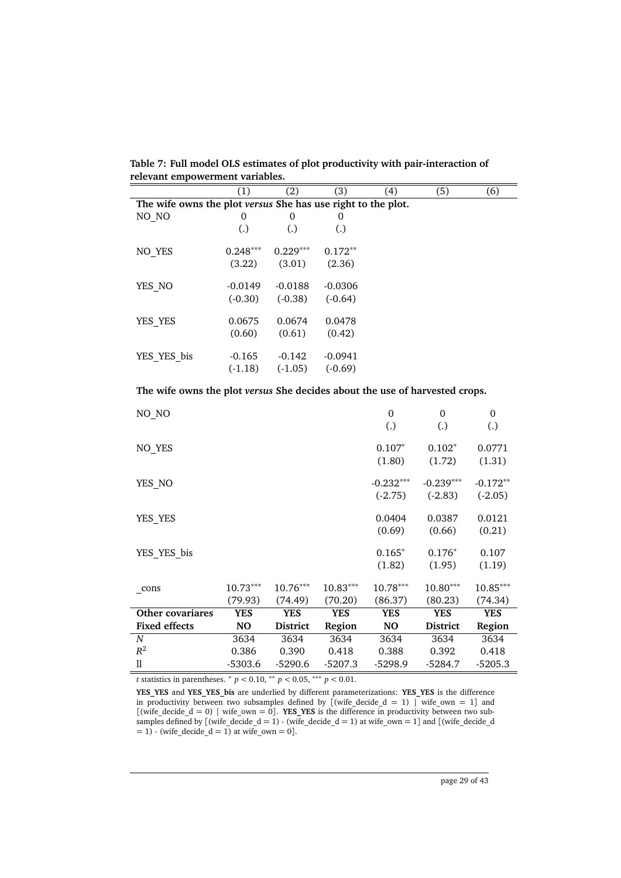**Table 7: Full model OLS estimates of plot productivity with pair-interaction of relevant empowerment variables.**

| | (1) | (2) | (3) | (4) | (5) | (6) |
|---|---|---|---|---|---|---|
| **The wife owns the plot *versus* She has use right to the plot.** | | | | | | |
| NO_NO | 0 | 0 | 0 | | | |
| | (.) | (.) | (.) | | | |
| NO_YES | 0.248*** | 0.229*** | 0.172** | | | |
| | (3.22) | (3.01) | (2.36) | | | |
| YES_NO | -0.0149 | -0.0188 | -0.0306 | | | |
| | (-0.30) | (-0.38) | (-0.64) | | | |
| YES_YES | 0.0675 | 0.0674 | 0.0478 | | | |
| | (0.60) | (0.61) | (0.42) | | | |
| YES_YES_bis | -0.165 | -0.142 | -0.0941 | | | |
| | (-1.18) | (-1.05) | (-0.69) | | | |
| **The wife owns the plot *versus* She decides about the use of harvested crops.** | | | | | | |
| NO_NO | | | | 0 | 0 | 0 |
| | | | | (.) | (.) | (.) |
| NO_YES | | | | 0.107* | 0.102* | 0.0771 |
| | | | | (1.80) | (1.72) | (1.31) |
| YES_NO | | | | -0.232*** | -0.239*** | -0.172** |
| | | | | (-2.75) | (-2.83) | (-2.05) |
| YES_YES | | | | 0.0404 | 0.0387 | 0.0121 |
| | | | | (0.69) | (0.66) | (0.21) |
| YES_YES_bis | | | | 0.165* | 0.176* | 0.107 |
| | | | | (1.82) | (1.95) | (1.19) |
| _cons | 10.73*** | 10.76*** | 10.83*** | 10.78*** | 10.80*** | 10.85*** |
| | (79.93) | (74.49) | (70.20) | (86.37) | (80.23) | (74.34) |
| **Other covariares** | **YES** | **YES** | **YES** | **YES** | **YES** | **YES** |
| **Fixed effects** | **NO** | **District** | **Region** | **NO** | **District** | **Region** |
| $N$ | 3634 | 3634 | 3634 | 3634 | 3634 | 3634 |
| $R^2$ | 0.386 | 0.390 | 0.418 | 0.388 | 0.392 | 0.418 |
| ll | -5303.6 | -5290.6 | -5207.3 | -5298.9 | -5284.7 | -5205.3 |

*t* statistics in parentheses. * $p < 0.10$, ** $p < 0.05$, *** $p < 0.01$.

**YES_YES** and **YES_YES_bis** are underlied by different parameterizations: **YES_YES** is the difference in productivity between two subsamples defined by [(wife_decide_d = 1) | wife_own = 1] and [(wife_decide_d = 0) | wife_own = 0]. **YES_YES** is the difference in productivity between two subsamples defined by [(wife_decide_d = 1) - (wife_decide_d = 1) at wife_own = 1] and [(wife_decide_d = 1) - (wife_decide_d = 1) at wife_own = 0].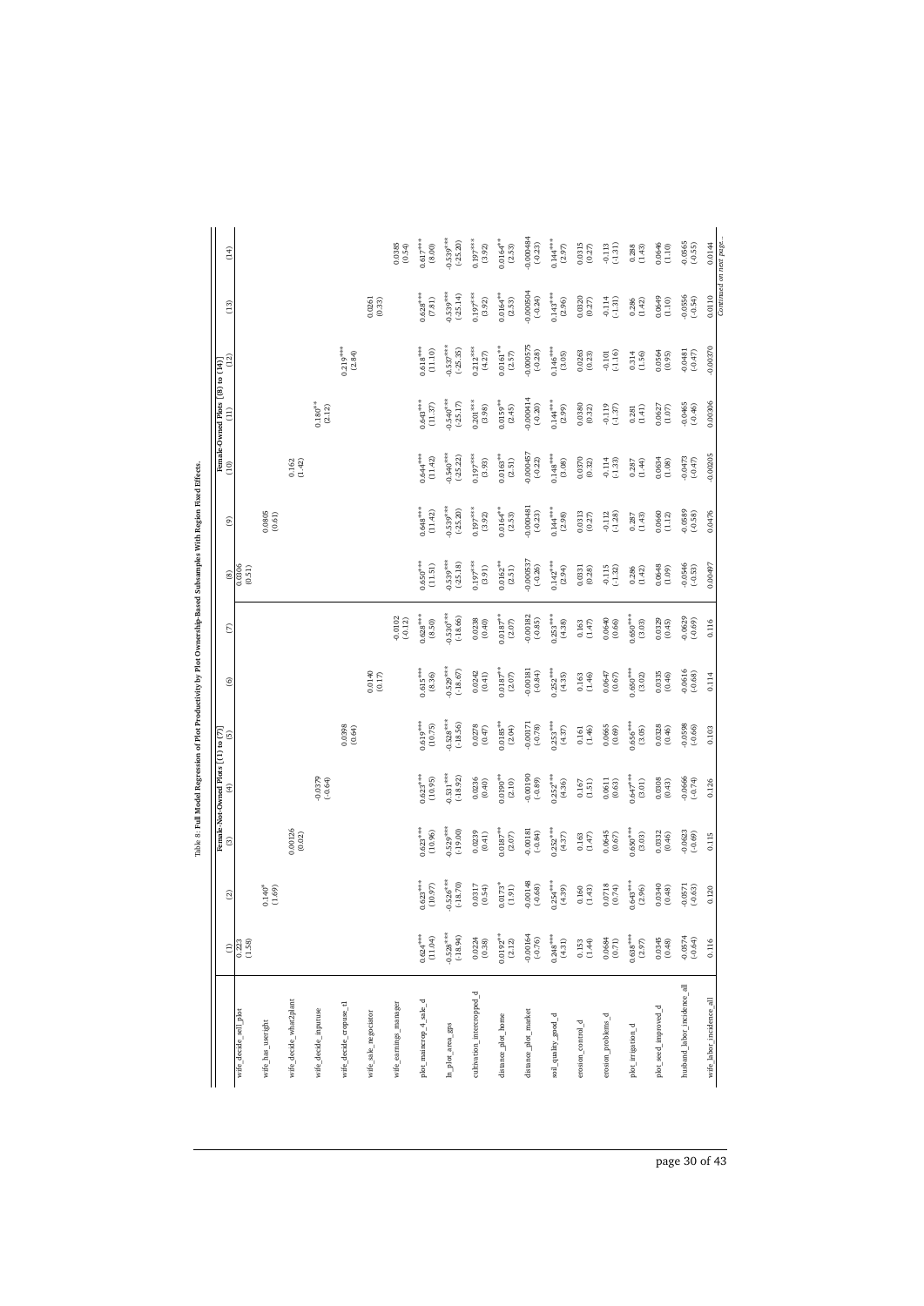Table 8: Full Model Regression of Plot Productivity by Plot Ownership-Based Subsamples With Region Fixed Effects.

| | Female-Not-Owned Plots [(1) to (7)] | | | | | | | Female-Owned Plots [(8) to (14)] | | | | | | |
|---|---|---|---|---|---|---|---|---|---|---|---|---|---|---|
| | (1) | (2) | (3) | (4) | (5) | (6) | (7) | (8) | (9) | (10) | (11) | (12) | (13) | (14) |
| wife_decide_sell_plot | 0.223 | | | | | | | 0.0306 | | | | | | |
| | (1.58) | | | | | | | (0.51) | | | | | | |
| wife_has_useright | | 0.140* | | | | | | | 0.0805 | | | | | |
| | | (1.69) | | | | | | | (0.61) | | | | | |
| wife_decide_what2plant | | | 0.00126 | | | | | | | 0.162 | | | | |
| | | | (0.02) | | | | | | | (1.42) | | | | |
| wife_decide_inputuse | | | | -0.0379 | | | | | | | 0.180** | | | |
| | | | | (-0.64) | | | | | | | (2.12) | | | |
| wife_decide_cropuse_tl | | | | | 0.0398 | | | | | | | 0.219*** | | |
| | | | | | (0.64) | | | | | | | (2.84) | | |
| wife_sale_negociator | | | | | | 0.0140 | | | | | | | 0.0261 | |
| | | | | | | (0.17) | | | | | | | (0.33) | |
| wife_earnings_manager | | | | | | | -0.0102 | | | | | | | 0.0385 |
| | | | | | | | (-0.12) | | | | | | | (0.54) |
| plot_maincrop_4_sale_d | 0.624*** | 0.623*** | 0.625*** | 0.623*** | 0.619*** | 0.615*** | 0.628*** | 0.650*** | 0.648*** | 0.644*** | 0.643*** | 0.618*** | 0.628*** | 0.617*** |
| | (11.04) | (10.97) | (10.96) | (10.95) | (10.75) | (8.36) | (8.50) | (11.51) | (11.42) | (11.42) | (11.37) | (11.10) | (7.81) | (8.00) |
| ln_plot_area_gps | -0.528*** | -0.526*** | -0.529*** | -0.531*** | -0.528*** | -0.529*** | -0.530*** | -0.539*** | -0.539*** | -0.540*** | -0.540*** | -0.537*** | -0.539*** | -0.539*** |
| | (-18.94) | (-18.70) | (-19.00) | (-18.92) | (-18.56) | (-18.67) | (-18.66) | (-25.18) | (-25.20) | (-25.22) | (-25.17) | (-25.35) | (-25.14) | (-25.20) |
| cultivation_intercropped_d | 0.0224 | 0.0317 | 0.0239 | 0.0236 | 0.0278 | 0.0242 | 0.0238 | 0.197*** | 0.197*** | 0.197*** | 0.201*** | 0.212*** | 0.197*** | 0.197*** |
| | (0.38) | (0.54) | (0.41) | (0.40) | (0.47) | (0.41) | (0.40) | (3.91) | (3.92) | (3.93) | (3.98) | (4.27) | (3.92) | (3.92) |
| distance_plot_home | 0.0192** | 0.0173* | 0.0187** | 0.0190** | 0.0185** | 0.0187** | 0.0187** | 0.0162** | 0.0164** | 0.0163** | 0.0159** | 0.0161** | 0.0164** | 0.0164** |
| | (2.12) | (1.91) | (2.07) | (2.10) | (2.04) | (2.07) | (2.07) | (2.51) | (2.53) | (2.51) | (2.45) | (2.57) | (2.53) | (2.53) |
| distance_plot_market | -0.00164 | -0.00148 | -0.00181 | -0.00190 | -0.00171 | -0.00181 | -0.00182 | -0.000537 | -0.000481 | -0.000457 | -0.000414 | -0.000575 | -0.000504 | -0.000484 |
| | (-0.76) | (-0.68) | (-0.84) | (-0.89) | (-0.78) | (-0.84) | (-0.85) | (-0.26) | (-0.23) | (-0.22) | (-0.20) | (-0.28) | (-0.24) | (-0.23) |
| soil_quality_good_d | 0.248*** | 0.254*** | 0.252*** | 0.252*** | 0.253*** | 0.252*** | 0.253*** | 0.142*** | 0.144*** | 0.148*** | 0.144*** | 0.146*** | 0.143*** | 0.144*** |
| | (4.31) | (4.39) | (4.37) | (4.36) | (4.37) | (4.35) | (4.38) | (2.94) | (2.98) | (3.08) | (2.99) | (3.05) | (2.96) | (2.97) |
| erosion_control_d | 0.153 | 0.160 | 0.163 | 0.167 | 0.161 | 0.163 | 0.163 | 0.0331 | 0.0313 | 0.0370 | 0.0380 | 0.0263 | 0.0320 | 0.0315 |
| | (1.44) | (1.43) | (1.47) | (1.51) | (1.46) | (1.46) | (1.47) | (0.28) | (0.27) | (0.32) | (0.32) | (0.23) | (0.27) | (0.27) |
| erosion_problems_d | 0.0684 | 0.0718 | 0.0645 | 0.0611 | 0.0665 | 0.0647 | 0.0640 | -0.115 | -0.112 | -0.114 | -0.119 | -0.101 | -0.114 | -0.113 |
| | (0.71) | (0.74) | (0.67) | (0.63) | (0.69) | (0.67) | (0.66) | (-1.32) | (-1.28) | (-1.33) | (-1.37) | (-1.16) | (-1.31) | (-1.31) |
| plot_irrigation_d | 0.638*** | 0.643*** | 0.650*** | 0.647*** | 0.656*** | 0.650*** | 0.650*** | 0.286 | 0.287 | 0.287 | 0.281 | 0.314 | 0.286 | 0.288 |
| | (2.97) | (2.96) | (3.03) | (3.01) | (3.05) | (3.02) | (3.03) | (1.42) | (1.43) | (1.44) | (1.41) | (1.56) | (1.42) | (1.43) |
| plot_seed_improved_d | 0.0345 | 0.0340 | 0.0332 | 0.0308 | 0.0328 | 0.0335 | 0.0329 | 0.0648 | 0.0660 | 0.0634 | 0.0627 | 0.0564 | 0.0649 | 0.0646 |
| | (0.48) | (0.48) | (0.46) | (0.43) | (0.46) | (0.46) | (0.45) | (1.09) | (1.12) | (1.08) | (1.07) | (0.95) | (1.10) | (1.10) |
| husband_labor_incidence_all | -0.0574 | -0.0571 | -0.0623 | -0.0666 | -0.0598 | -0.0616 | -0.0629 | -0.0546 | -0.0589 | -0.0473 | -0.0465 | -0.0481 | -0.0556 | -0.0565 |
| | (-0.64) | (-0.63) | (-0.69) | (-0.74) | (-0.66) | (-0.68) | (-0.69) | (-0.53) | (-0.58) | (-0.47) | (-0.46) | (-0.47) | (-0.54) | (-0.55) |
| wife_labor_incidence_all | 0.116 | 0.120 | 0.115 | 0.126 | 0.103 | 0.114 | 0.116 | 0.00497 | 0.0476 | -0.00205 | 0.00306 | -0.00370 | 0.0110 | 0.0144 |

*Continued on next page...*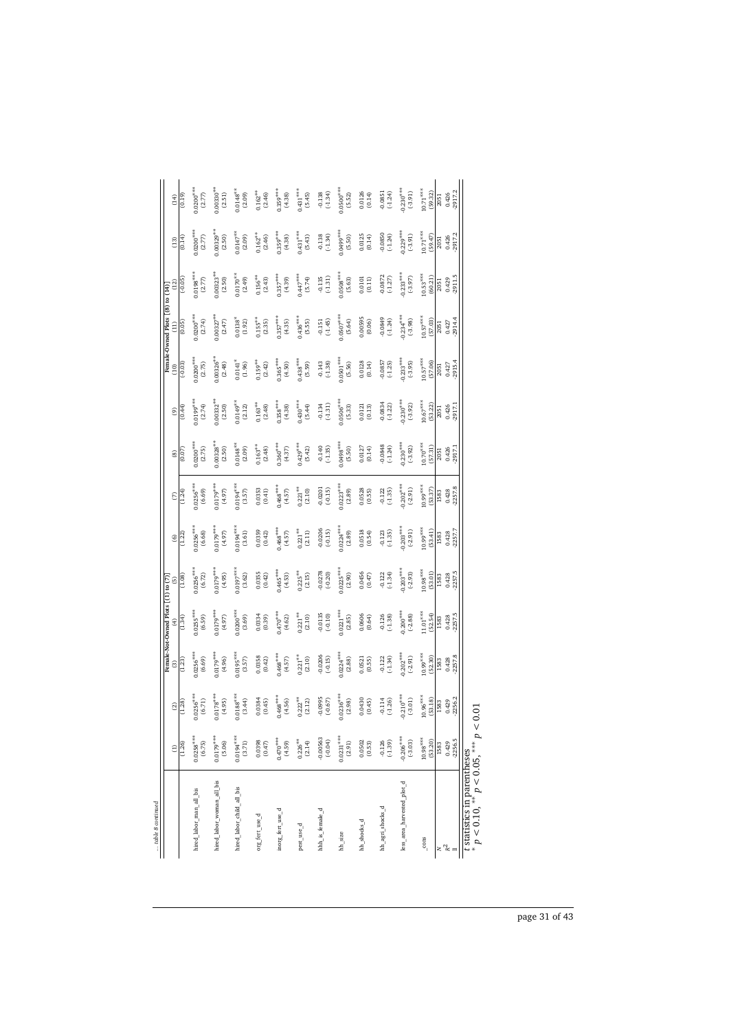... table 8 continued

| | (1) | (2) | (3) | (4) | (5) | (6) | (7) | (8) | (9) | (10) | (11) | (12) | (13) | (14) |
|---|---|---|---|---|---|---|---|---|---|---|---|---|---|---|
| | Female-Not-Owned Plots [(1) to (7)] | | | | | | | Female-Owned Plots [(8) to (14)] | | | | | | |
| | (1.26) | (1.28) | (1.23) | (1.34) | (1.08) | (1.22) | (1.24) | (0.07) | (0.44) | (-0.03) | (0.05) | (-0.05) | (0.14) | (0.19) |
| hired_labor_man_all_bis | 0.0258*** | 0.0256*** | 0.0256*** | 0.0255*** | 0.0256*** | 0.0256*** | 0.0256*** | 0.0200*** | 0.0199*** | 0.0200*** | 0.0200*** | 0.0198*** | 0.0200*** | 0.0200*** |
| | (6.75) | (6.71) | (6.69) | (6.59) | (6.72) | (6.68) | (6.69) | (2.75) | (2.74) | (2.75) | (2.74) | (2.77) | (2.77) | (2.77) |
| hired_labor_woman_all_bis | 0.0179*** | 0.0178*** | 0.0179*** | 0.0179*** | 0.0179*** | 0.0179*** | 0.0179*** | 0.00328** | 0.00332** | 0.00326** | 0.00327** | 0.00323** | 0.00329** | 0.00330** |
| | (5.06) | (4.95) | (4.96) | (4.97) | (4.95) | (4.97) | (4.97) | (2.50) | (2.50) | (2.48) | (2.47) | (2.50) | (2.50) | (2.51) |
| hired_labor_child_all_bis | 0.0194*** | 0.0188*** | 0.0195*** | 0.0200*** | 0.0197*** | 0.0194*** | 0.0194*** | 0.0148** | 0.0149** | 0.0141* | 0.0138* | 0.0170** | 0.0147** | 0.0148** |
| | (3.71) | (3.44) | (3.57) | (3.69) | (3.62) | (3.61) | (3.57) | (2.09) | (2.12) | (1.96) | (1.92) | (2.49) | (2.09) | (2.09) |
| org_fert_use_d | 0.0398 | 0.0384 | 0.0358 | 0.0334 | 0.0355 | 0.0359 | 0.0333 | 0.163** | 0.163** | 0.159** | 0.155** | 0.156** | 0.162** | 0.162** |
| | (0.47) | (0.45) | (0.42) | (0.39) | (0.42) | (0.42) | (0.41) | (2.48) | (2.48) | (2.42) | (2.35) | (2.43) | (2.46) | (2.46) |
| inorg_fert_use_d | 0.470*** | 0.468*** | 0.468*** | 0.470*** | 0.465*** | 0.468*** | 0.468*** | 0.360*** | 0.358*** | 0.365*** | 0.357*** | 0.357*** | 0.358*** | 0.359*** |
| | (4.59) | (4.56) | (4.57) | (4.62) | (4.53) | (4.57) | (4.57) | (4.37) | (4.38) | (4.50) | (4.35) | (4.39) | (4.38) | (4.38) |
| pest_use_d | 0.226** | 0.222** | 0.221** | 0.221** | 0.225** | 0.221** | 0.221** | 0.429*** | 0.430*** | 0.438*** | 0.436*** | 0.447*** | 0.431*** | 0.431*** |
| | (2.14) | (2.12) | (2.10) | (2.10) | (2.15) | (2.11) | (2.10) | (5.42) | (5.44) | (5.59) | (5.55) | (5.74) | (5.43) | (5.45) |
| hhh_is_female_d | -0.00563 | -0.0995 | -0.0206 | -0.0135 | -0.0278 | -0.0206 | -0.0201 | -0.140 | -0.134 | -0.143 | -0.151 | -0.135 | -0.138 | -0.138 |
| | (-0.04) | (-0.67) | (-0.15) | (-0.10) | (-0.20) | (-0.15) | (-0.15) | (-1.35) | (-1.31) | (-1.38) | (-1.45) | (-1.31) | (-1.34) | (-1.34) |
| hh_size | 0.0231*** | 0.0236*** | 0.0224*** | 0.0221*** | 0.0225*** | 0.0224*** | 0.0223*** | 0.0498*** | 0.0506*** | 0.0501*** | 0.0507*** | 0.0508*** | 0.0499*** | 0.0500*** |
| | (2.91) | (2.98) | (2.88) | (2.85) | (2.90) | (2.89) | (2.89) | (5.50) | (5.33) | (5.56) | (5.64) | (5.63) | (5.50) | (5.52) |
| hh_shocks_d | 0.0502 | 0.0430 | 0.0521 | 0.0606 | 0.0456 | 0.0518 | 0.0528 | 0.0127 | 0.0121 | 0.0128 | 0.00595 | 0.0101 | 0.0125 | 0.0126 |
| | (0.53) | (0.45) | (0.55) | (0.64) | (0.47) | (0.54) | (0.55) | (0.14) | (0.13) | (0.14) | (0.06) | (0.11) | (0.14) | (0.14) |
| hh_agri_shocks_d | -0.126 | -0.114 | -0.122 | -0.126 | -0.122 | -0.123 | -0.122 | -0.0848 | -0.0834 | -0.0857 | -0.0849 | -0.0872 | -0.0850 | -0.0851 |
| | (-1.39) | (-1.26) | (-1.34) | (-1.38) | (-1.34) | (-1.35) | (-1.35) | (-1.24) | (-1.22) | (-1.25) | (-1.24) | (-1.27) | (-1.24) | (-1.24) |
| less_area_harvested_plot_d | -0.206*** | -0.210*** | -0.202*** | -0.200*** | -0.203*** | -0.203*** | -0.202*** | -0.230*** | -0.230*** | -0.233*** | -0.234*** | -0.233*** | -0.229*** | -0.230*** |
| | (-3.03) | (-3.01) | (-2.91) | (-2.88) | (-2.93) | (-2.91) | (-2.91) | (-3.92) | (-3.92) | (-3.95) | (-3.98) | (-3.97) | (-3.91) | (-3.91) |
| _cons | 10.98*** | 10.96*** | 10.99*** | 11.01*** | 10.98*** | 10.99*** | 10.99*** | 10.70*** | 10.67*** | 10.57*** | 10.57*** | 10.53*** | 10.71*** | 10.71*** |
| | (53.20) | (53.18) | (52.30) | (52.54) | (53.01) | (53.41) | (53.37) | (57.31) | (53.22) | (57.06) | (57.03) | (60.21) | (59.47) | (59.32) |
| $N$ | 1583 | 1583 | 1583 | 1583 | 1583 | 1583 | 1583 | 2051 | 2051 | 2051 | 2051 | 2051 | 2051 | 2051 |
| $R^2$ | 0.429 | 0.429 | 0.428 | 0.428 | 0.428 | 0.428 | 0.428 | 0.426 | 0.426 | 0.427 | 0.427 | 0.429 | 0.426 | 0.426 |
| ll | -2256.5 | -2256.2 | -2257.8 | -2257.5 | -2257.5 | -2257.7 | -2257.8 | -2917.1 | -2917.1 | -2915.4 | -2914.4 | -2911.5 | -2917.2 | -2917.2 |

$t$ statistics in parentheses
* $p < 0.10$, ** $p < 0.05$, *** $p < 0.01$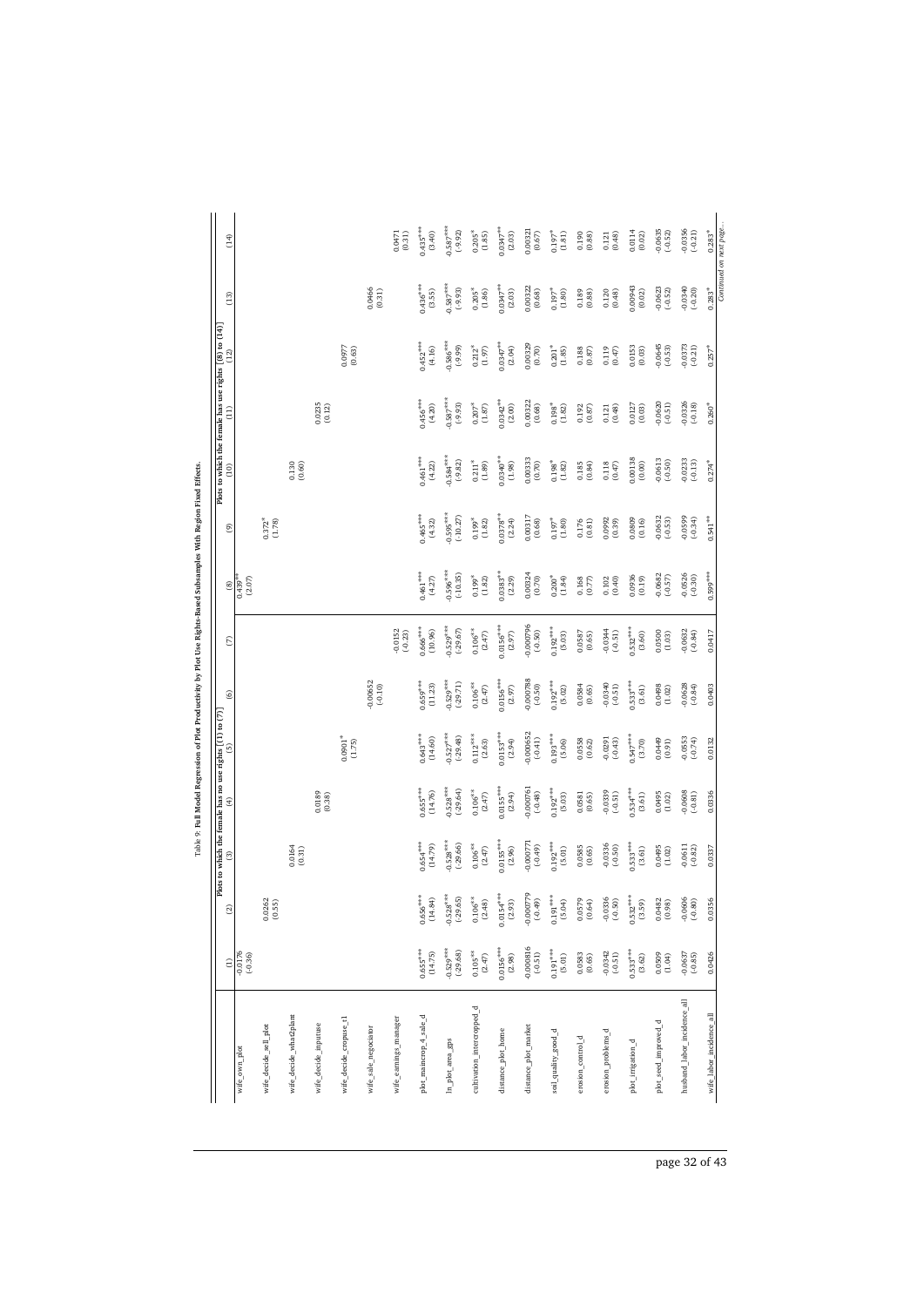Table 9: Full Model Regression of Plot Productivity by Plot Use Rights-Based Subsamples With Region Fixed Effects.

| | Plots to which the female has no use rights [(1) to (7)] | | | | | | | Plots to which the female has use rights [(8) to (14)] | | | | | | |
|---|---|---|---|---|---|---|---|---|---|---|---|---|---|---|
| | (1) | (2) | (3) | (4) | (5) | (6) | (7) | (8) | (9) | (10) | (11) | (12) | (13) | (14) |
| wife_own_plot | -0.0176 (-0.36) | | | | | | | 0.439** (2.07) | | | | | | |
| wife_decide_sell_plot | | 0.0262 (0.55) | | | | | | | 0.372* (1.78) | | | | | |
| wife_decide_what2plant | | | 0.0164 (0.31) | | | | | | | 0.130 (0.60) | | | | |
| wife_decide_inputuse | | | | 0.0189 (0.38) | | | | | | | 0.0235 (0.12) | | | |
| wife_decide_cropuse_t1 | | | | | 0.0901* (1.75) | | | | | | | 0.0977 (0.65) | | |
| wife_sale_negociator | | | | | | -0.00652 (-0.10) | | | | | | | 0.0466 (0.31) | |
| wife_earnings_manager | | | | | | | -0.0152 (-0.23) | | | | | | | 0.0471 (0.31) |
| plot_maincrop_4_sale_d | 0.655*** (14.75) | 0.656*** (14.84) | 0.654*** (14.79) | 0.655*** (14.76) | 0.643*** (14.60) | 0.659*** (11.23) | 0.666*** (10.96) | 0.461*** (4.27) | 0.465*** (4.32) | 0.461*** (4.22) | 0.456*** (4.20) | 0.452*** (4.16) | 0.436*** (3.55) | 0.435*** (3.40) |
| ln_plot_area_gps | -0.529*** (-29.68) | -0.528*** (-29.65) | -0.528*** (-29.66) | -0.528*** (-29.64) | -0.527*** (-29.48) | -0.529*** (-29.71) | -0.529*** (-29.67) | -0.596*** (-10.35) | -0.595*** (-10.27) | -0.584*** (-9.82) | -0.587*** (-9.93) | -0.586*** (-9.99) | -0.587*** (-9.93) | -0.587*** (-9.92) |
| cultivation_intercropped_d | 0.105** (2.47) | 0.106** (2.48) | 0.106** (2.47) | 0.106** (2.47) | 0.112*** (2.63) | 0.106** (2.47) | 0.106** (2.47) | 0.199* (1.82) | 0.199* (1.82) | 0.211* (1.89) | 0.207* (1.87) | 0.212* (1.97) | 0.205* (1.86) | 0.205* (1.85) |
| distance_plot_home | 0.0156*** (2.98) | 0.0154*** (2.93) | 0.0155*** (2.96) | 0.0155*** (2.94) | 0.0153*** (2.94) | 0.0156*** (2.97) | 0.0156*** (2.97) | 0.0383** (2.29) | 0.0378** (2.24) | 0.0340** (1.98) | 0.0342** (2.00) | 0.0349** (2.04) | 0.0347** (2.03) | 0.0347** (2.03) |
| distance_plot_market | -0.000816 (-0.51) | -0.000779 (-0.49) | -0.000771 (-0.49) | -0.000761 (-0.48) | -0.000652 (-0.41) | -0.000788 (-0.50) | -0.000796 (-0.50) | 0.00324 (0.70) | 0.00317 (0.68) | 0.00333 (0.70) | 0.00322 (0.68) | 0.00329 (0.70) | 0.00322 (0.68) | 0.00321 (0.67) |
| soil_quality_good_d | 0.191*** (5.01) | 0.191*** (5.04) | 0.192*** (5.01) | 0.192*** (5.03) | 0.193*** (5.06) | 0.192*** (5.02) | 0.192*** (5.03) | 0.200* (1.84) | 0.197* (1.80) | 0.198* (1.82) | 0.198* (1.82) | 0.201* (1.85) | 0.197* (1.80) | 0.197* (1.81) |
| erosion_control_d | 0.0583 (0.65) | 0.0579 (0.64) | 0.0585 (0.65) | 0.0581 (0.65) | 0.0558 (0.62) | 0.0584 (0.65) | 0.0587 (0.65) | 0.168 (0.77) | 0.176 (0.81) | 0.185 (0.84) | 0.192 (0.87) | 0.188 (0.87) | 0.189 (0.88) | 0.190 (0.88) |
| erosion_problems_d | -0.0342 (-0.51) | -0.0336 (-0.50) | -0.0336 (-0.50) | -0.0339 (-0.51) | -0.0291 (-0.43) | -0.0340 (-0.51) | -0.0344 (-0.51) | 0.102 (0.40) | 0.0992 (0.39) | 0.118 (0.47) | 0.121 (0.48) | 0.119 (0.47) | 0.120 (0.48) | 0.121 (0.48) |
| plot_irrigation_d | 0.533*** (3.62) | 0.532*** (3.59) | 0.533*** (3.61) | 0.534*** (3.61) | 0.547*** (3.70) | 0.533*** (3.61) | 0.532*** (3.60) | 0.0936 (0.19) | 0.0809 (0.16) | 0.00138 (0.00) | 0.0127 (0.03) | 0.0153 (0.03) | 0.00943 (0.02) | 0.0114 (0.02) |
| plot_seed_improved_d | 0.0509 (1.04) | 0.0482 (0.98) | 0.0495 (1.02) | 0.0495 (1.02) | 0.0449 (0.91) | 0.0498 (1.02) | 0.0500 (1.03) | -0.0682 (-0.57) | -0.0632 (-0.53) | -0.0613 (-0.50) | -0.0620 (-0.51) | -0.0645 (-0.53) | -0.0623 (-0.52) | -0.0635 (-0.52) |
| husband_labor_incidence_all | -0.0637 (-0.85) | -0.0606 (-0.80) | -0.0611 (-0.82) | -0.0608 (-0.81) | -0.0553 (-0.74) | -0.0628 (-0.84) | -0.0632 (-0.84) | -0.0526 (-0.30) | -0.0599 (-0.34) | -0.0233 (-0.13) | -0.0326 (-0.18) | -0.0373 (-0.21) | -0.0340 (-0.20) | -0.0356 (-0.21) |
| wife_labor_incidence_all | 0.0426 | 0.0356 | 0.0337 | 0.0336 | 0.0132 | 0.0403 | 0.0417 | 0.599*** | 0.541** | 0.274* | 0.260* | 0.257* | 0.283* | 0.283* |

*Continued on next page...*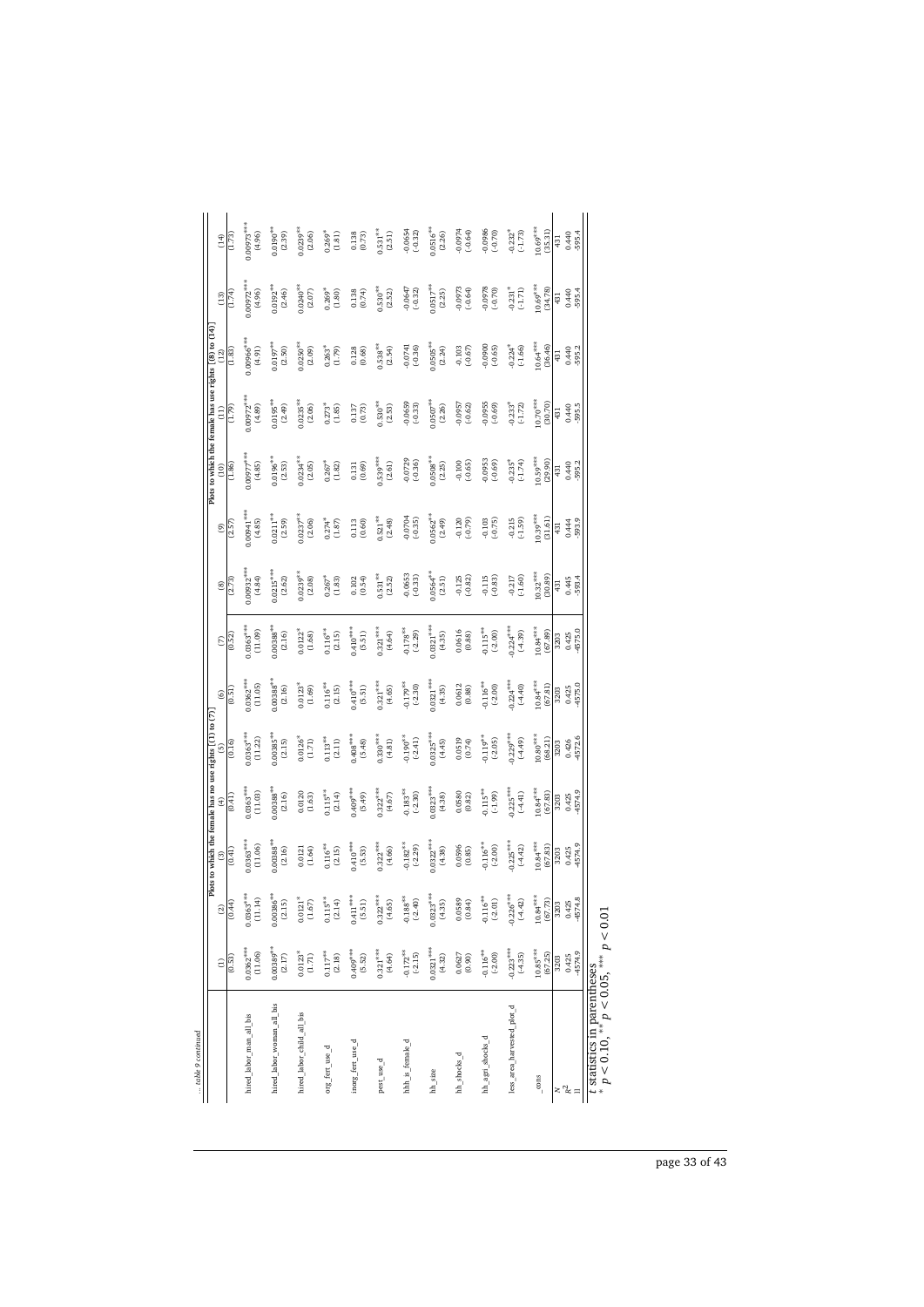... table 9 continued

| | (1) | (2) | (3) | (4) | (5) | (6) | (7) | (8) | (9) | (10) | (11) | (12) | (13) | (14) |
|---|---|---|---|---|---|---|---|---|---|---|---|---|---|---|
| | Plots to which the female has no use rights [(1) to (7)] | | | | | | | Plots to which the female has use rights [(8) to (14)] | | | | | | |
| | (0.53) | (0.44) | (0.41) | (0.41) | (0.16) | (0.51) | (0.52) | (2.73) | (2.57) | (1.86) | (1.79) | (1.83) | (1.74) | (1.73) |
| hired_labor_man_all_bis | 0.0362*** | 0.0363*** | 0.0363*** | 0.0363*** | 0.0363*** | 0.0362*** | 0.0363*** | 0.00932*** | 0.00941*** | 0.00977*** | 0.00972*** | 0.00966*** | 0.00972*** | 0.00973*** |
| | (11.06) | (11.14) | (11.06) | (11.03) | (11.22) | (11.05) | (11.09) | (4.84) | (4.85) | (4.85) | (4.89) | (4.91) | (4.96) | (4.96) |
| hired_labor_woman_all_bis | 0.00389** | 0.00386** | 0.00388** | 0.00388** | 0.00385** | 0.00388** | 0.00388** | 0.0215*** | 0.0211** | 0.0196** | 0.0195** | 0.0197** | 0.0192** | 0.0190** |
| | (2.17) | (2.15) | (2.16) | (2.16) | (2.15) | (2.16) | (2.16) | (2.62) | (2.59) | (2.53) | (2.49) | (2.50) | (2.46) | (2.39) |
| hired_labor_child_all_bis | 0.0123* | 0.0121* | 0.0121 | 0.0120 | 0.0126* | 0.0123* | 0.0122* | 0.0239** | 0.0237** | 0.0234** | 0.0235** | 0.0250** | 0.0240** | 0.0239** |
| | (1.71) | (1.67) | (1.64) | (1.63) | (1.71) | (1.69) | (1.68) | (2.08) | (2.06) | (2.05) | (2.06) | (2.09) | (2.07) | (2.06) |
| org_fert_use_d | 0.117** | 0.115** | 0.116** | 0.115** | 0.113** | 0.116** | 0.116** | 0.267* | 0.274* | 0.267* | 0.273* | 0.263* | 0.269* | 0.269* |
| | (2.18) | (2.14) | (2.15) | (2.14) | (2.11) | (2.15) | (2.15) | (1.83) | (1.87) | (1.82) | (1.85) | (1.79) | (1.80) | (1.81) |
| inorg_fert_use_d | 0.409*** | 0.411*** | 0.410*** | 0.409*** | 0.408*** | 0.410*** | 0.410*** | 0.102 | 0.113 | 0.131 | 0.137 | 0.128 | 0.138 | 0.138 |
| | (5.52) | (5.51) | (5.53) | (5.49) | (5.48) | (5.51) | (5.51) | (0.54) | (0.60) | (0.69) | (0.73) | (0.68) | (0.74) | (0.73) |
| pest_use_d | 0.321*** | 0.322*** | 0.322*** | 0.322*** | 0.330*** | 0.321*** | 0.321*** | 0.531** | 0.521** | 0.539*** | 0.520** | 0.538** | 0.530** | 0.531** |
| | (4.64) | (4.65) | (4.66) | (4.67) | (4.81) | (4.65) | (4.64) | (2.52) | (2.48) | (2.61) | (2.53) | (2.54) | (2.52) | (2.51) |
| hhh_is_female_d | -0.172** | -0.188** | -0.182** | -0.183** | -0.190** | -0.179** | -0.178** | -0.0653 | -0.0704 | -0.0729 | -0.0659 | -0.0741 | -0.0647 | -0.0654 |
| | (-2.15) | (-2.40) | (-2.29) | (-2.30) | (-2.41) | (-2.30) | (-2.29) | (-0.33) | (-0.35) | (-0.36) | (-0.33) | (-0.36) | (-0.32) | (-0.32) |
| hh_size | 0.0321*** | 0.0323*** | 0.0322*** | 0.0323*** | 0.0325*** | 0.0321*** | 0.0321*** | 0.0564** | 0.0562** | 0.0508** | 0.0507** | 0.0505** | 0.0517** | 0.0516** |
| | (4.32) | (4.35) | (4.38) | (4.38) | (4.45) | (4.35) | (4.35) | (2.51) | (2.49) | (2.25) | (2.26) | (2.24) | (2.25) | (2.26) |
| hh_shocks_d | 0.0627 | 0.0589 | 0.0596 | 0.0580 | 0.0519 | 0.0612 | 0.0616 | -0.125 | -0.120 | -0.100 | -0.0957 | -0.103 | -0.0973 | -0.0974 |
| | (0.90) | (0.84) | (0.85) | (0.82) | (0.74) | (0.88) | (0.88) | (-0.82) | (-0.79) | (-0.65) | (-0.62) | (-0.67) | (-0.64) | (-0.64) |
| hh_agri_shocks_d | -0.116** | -0.116** | -0.116** | -0.115** | -0.119** | -0.116** | -0.115** | -0.115 | -0.103 | -0.0953 | -0.0955 | -0.0900 | -0.0978 | -0.0986 |
| | (-2.00) | (-2.01) | (-2.00) | (-1.99) | (-2.05) | (-2.00) | (-2.00) | (-0.83) | (-0.75) | (-0.69) | (-0.69) | (-0.65) | (-0.70) | (-0.70) |
| less_area_harvested_plot_d | -0.223*** | -0.226*** | -0.225*** | -0.225*** | -0.229*** | -0.224*** | -0.224*** | -0.217 | -0.215 | -0.235* | -0.233* | -0.234* | -0.231* | -0.232* |
| | (-4.35) | (-4.42) | (-4.42) | (-4.41) | (-4.49) | (-4.40) | (-4.39) | (-1.60) | (-1.59) | (-1.74) | (-1.72) | (-1.66) | (-1.71) | (-1.73) |
| _cons | 10.85*** | 10.84*** | 10.84*** | 10.84*** | 10.80*** | 10.84*** | 10.84*** | 10.32*** | 10.39*** | 10.59*** | 10.70*** | 10.64*** | 10.69*** | 10.69*** |
| | (67.25) | (67.73) | (67.83) | (67.83) | (68.21) | (67.81) | (67.89) | (30.89) | (31.61) | (29.90) | (30.70) | (26.46) | (34.78) | (35.31) |
| $N$ | 3203 | 3203 | 3203 | 3203 | 3203 | 3203 | 3203 | 431 | 431 | 431 | 431 | 431 | 431 | 431 |
| $R^2$ | 0.425 | 0.425 | 0.425 | 0.425 | 0.426 | 0.425 | 0.425 | 0.445 | 0.444 | 0.440 | 0.440 | 0.440 | 0.440 | 0.440 |
| ll | -4574.9 | -4574.8 | -4574.9 | -4574.9 | -4572.6 | -4575.0 | -4575.0 | -593.4 | -593.9 | -595.2 | -595.5 | -595.2 | -595.4 | -595.4 |

$t$ statistics in parentheses
* $p < 0.10$, ** $p < 0.05$, *** $p < 0.01$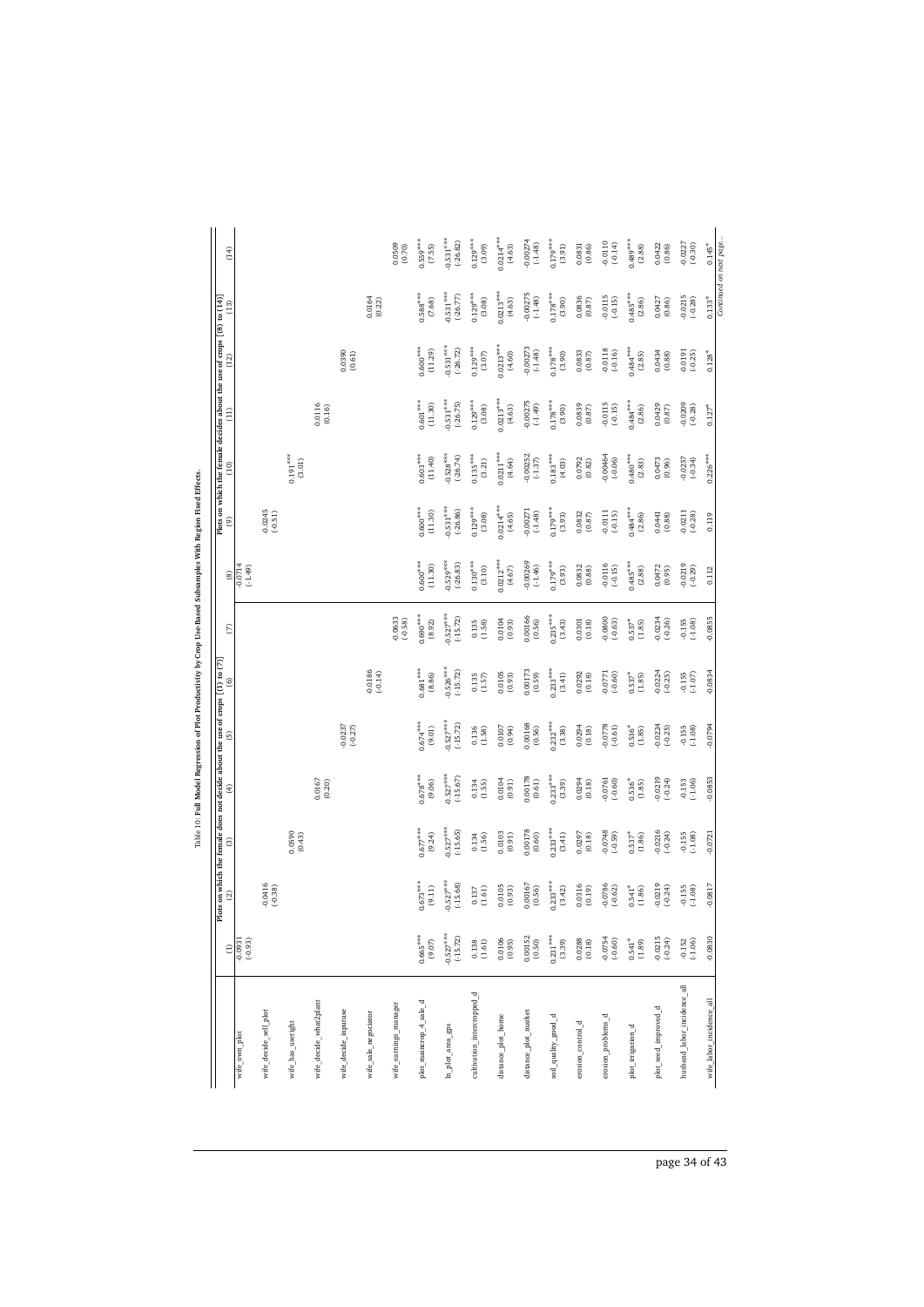Table 10: **Full Model Regression of Plot Productivity by Crop Use-Based Subsamples With Region Fixed Effects.**

| | Plots on which the female does not decide about the use of crops [(1) to (7)] | | | | | | | Plots on which the female decides about the use of crops [(8) to (14)] | | | | | | |
|---|---|---|---|---|---|---|---|---|---|---|---|---|---|---|
| | (1) | (2) | (3) | (4) | (5) | (6) | (7) | (8) | (9) | (10) | (11) | (12) | (13) | (14) |
| wife_own_plot | -0.0931 | | | | | | | -0.0714 | | | | | | |
| | (-0.93) | | | | | | | (-1.49) | | | | | | |
| wife_decide_sell_plot | | -0.0416 | | | | | | | -0.0245 | | | | | |
| | | (-0.38) | | | | | | | (-0.51) | | | | | |
| wife_has_useright | | | 0.0590 | | | | | | | 0.191*** | | | | |
| | | | (0.43) | | | | | | | (3.01) | | | | |
| wife_decide_what2plant | | | | 0.0167 | | | | | | | 0.0116 | | | |
| | | | | (0.20) | | | | | | | (0.16) | | | |
| wife_decide_inputuse | | | | | -0.0237 | | | | | | | 0.0390 | | |
| | | | | | (-0.27) | | | | | | | (0.61) | | |
| wife_sale_negociator | | | | | | -0.0186 | | | | | | | 0.0164 | |
| | | | | | | (-0.14) | | | | | | | (0.22) | |
| wife_earnings_manager | | | | | | | -0.0633 | | | | | | | 0.0509 |
| | | | | | | | (-0.58) | | | | | | | (0.70) |
| plot_maincrop_4_sale_d | 0.665*** | 0.673*** | 0.677*** | 0.678*** | 0.674*** | 0.681*** | 0.690*** | 0.600*** | 0.600*** | 0.603*** | 0.601*** | 0.600*** | 0.584*** | 0.559*** |
| | (9.07) | (9.11) | (9.24) | (9.06) | (9.01) | (8.86) | (8.92) | (11.30) | (11.30) | (11.40) | (11.30) | (11.29) | (7.68) | (7.55) |
| ln_plot_area_gps | -0.527*** | -0.527*** | -0.527*** | -0.527*** | -0.527*** | -0.526*** | -0.527*** | -0.529*** | -0.531*** | -0.528*** | -0.531*** | -0.531*** | -0.531*** | -0.531*** |
| | (-15.72) | (-15.68) | (-15.65) | (-15.67) | (-15.72) | (-15.72) | (-15.72) | (-26.83) | (-26.86) | (-26.74) | (-26.75) | (-26.72) | (-26.77) | (-26.82) |
| cultivation_intercropped_d | 0.138 | 0.137 | 0.134 | 0.134 | 0.136 | 0.135 | 0.135 | 0.130*** | 0.129*** | 0.135*** | 0.129*** | 0.129*** | 0.129*** | 0.129*** |
| | (1.61) | (1.61) | (1.56) | (1.55) | (1.58) | (1.57) | (1.58) | (3.10) | (3.08) | (3.21) | (3.08) | (3.07) | (3.08) | (3.09) |
| distance_plot_home | 0.0106 | 0.0105 | 0.0103 | 0.0104 | 0.0107 | 0.0105 | 0.0104 | 0.0212*** | 0.0214*** | 0.0211*** | 0.0213*** | 0.0213*** | 0.0213*** | 0.0214*** |
| | (0.95) | (0.93) | (0.91) | (0.91) | (0.94) | (0.93) | (0.93) | (4.67) | (4.65) | (4.64) | (4.63) | (4.60) | (4.63) | (4.63) |
| distance_plot_market | 0.00152 | 0.00167 | 0.00178 | 0.00178 | 0.00168 | 0.00173 | 0.00166 | -0.00269 | -0.00271 | -0.00252 | -0.00275 | -0.00273 | -0.00275 | -0.00274 |
| | (0.50) | (0.56) | (0.60) | (0.61) | (0.56) | (0.59) | (0.56) | (-1.46) | (-1.48) | (-1.37) | (-1.49) | (-1.46) | (-1.48) | (-1.48) |
| soil_quality_good_d | 0.231*** | 0.233*** | 0.233*** | 0.233*** | 0.232*** | 0.233*** | 0.235*** | 0.179*** | 0.179*** | 0.183*** | 0.178*** | 0.178*** | 0.178*** | 0.179*** |
| | (3.39) | (3.42) | (3.41) | (3.39) | (3.38) | (3.41) | (3.43) | (3.93) | (3.93) | (4.03) | (3.90) | (3.90) | (3.90) | (3.91) |
| erosion_control_d | 0.0288 | 0.0316 | 0.0297 | 0.0294 | 0.0294 | 0.0292 | 0.0301 | 0.0832 | 0.0832 | 0.0792 | 0.0839 | 0.0833 | 0.0836 | 0.0831 |
| | (0.18) | (0.19) | (0.18) | (0.18) | (0.18) | (0.18) | (0.18) | (0.88) | (0.87) | (0.82) | (0.87) | (0.87) | (0.87) | (0.86) |
| erosion_problems_d | -0.0754 | -0.0786 | -0.0748 | -0.0761 | -0.0778 | -0.0771 | -0.0800 | -0.0116 | -0.0111 | -0.00464 | -0.0115 | -0.0118 | -0.0115 | -0.0110 |
| | (-0.60) | (-0.62) | (-0.59) | (-0.60) | (-0.61) | (-0.60) | (-0.63) | (-0.15) | (-0.15) | (-0.06) | (-0.15) | (-0.16) | (-0.15) | (-0.14) |
| plot_irrigation_d | 0.541* | 0.541* | 0.537* | 0.536* | 0.536* | 0.537* | 0.537* | 0.485*** | 0.484*** | 0.480*** | 0.484*** | 0.484*** | 0.485*** | 0.489*** |
| | (1.89) | (1.86) | (1.86) | (1.85) | (1.85) | (1.85) | (1.85) | (2.88) | (2.86) | (2.83) | (2.86) | (2.85) | (2.86) | (2.88) |
| plot_seed_improved_d | -0.0215 | -0.0219 | -0.0216 | -0.0219 | -0.0224 | -0.0224 | -0.0234 | 0.0472 | 0.0441 | 0.0473 | 0.0429 | 0.0434 | 0.0427 | 0.0422 |
| | (-0.24) | (-0.24) | (-0.24) | (-0.24) | (-0.25) | (-0.25) | (-0.26) | (0.95) | (0.88) | (0.96) | (0.87) | (0.88) | (0.86) | (0.86) |
| husband_labor_incidence_all | -0.152 | -0.155 | -0.155 | -0.153 | -0.155 | -0.155 | -0.155 | -0.0219 | -0.0211 | -0.0257 | -0.0209 | -0.0191 | -0.0215 | -0.0227 |
| | (-1.06) | (-1.08) | (-1.08) | (-1.06) | (-1.08) | (-1.07) | (-1.08) | (-0.29) | (-0.28) | (-0.34) | (-0.28) | (-0.25) | (-0.28) | (-0.30) |
| wife_labor_incidence_all | -0.0830 | -0.0817 | -0.0721 | -0.0853 | -0.0794 | -0.0834 | -0.0855 | 0.112 | 0.119 | 0.226*** | 0.127* | 0.128* | 0.133* | 0.145* |

*Continued on next page...*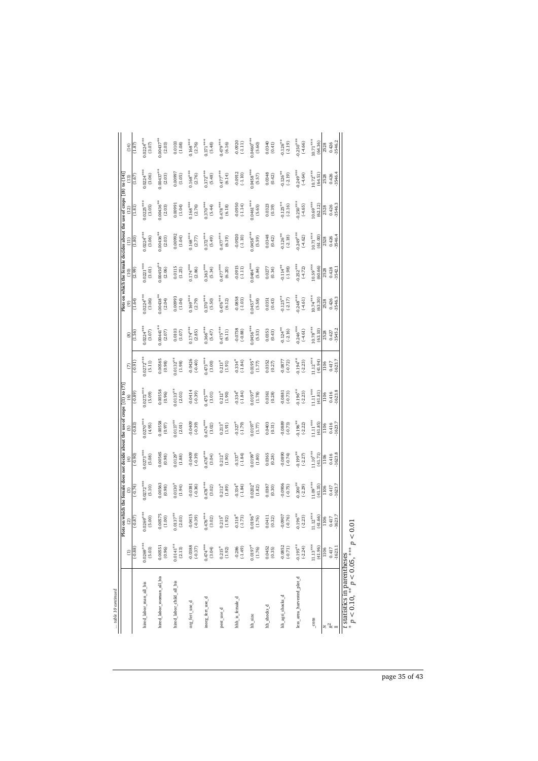... table 10 continued

| | (1) | (2) | (3) | (4) | (5) | (6) | (7) | (8) | (9) | (10) | (11) | (12) | (13) | (14) |
|---|---|---|---|---|---|---|---|---|---|---|---|---|---|---|
| | Plots on which the female does not decide about the use of crops [(1) to (7)] | | | | | | | Plots on which the female decides about the use of crops [(8) to (14)] | | | | | | |
| | (-0.88) | (-0.87) | (-0.74) | (-0.90) | (-0.83) | (-0.89) | (-0.91) | (1.56) | (1.64) | (2.99) | (1.80) | (1.81) | (1.67) | (1.87) |
| hired_labor_man_all_bis | 0.0269*** | 0.0269*** | 0.0272*** | 0.0273*** | 0.0270*** | 0.0272*** | 0.0272*** | 0.0224*** | 0.0224*** | 0.0221*** | 0.0224*** | 0.0225*** | 0.0224*** | 0.0224*** |
| | (5.03) | (5.00) | (5.10) | (5.08) | (4.95) | (5.09) | (5.11) | (3.07) | (3.06) | (3.01) | (3.06) | (3.05) | (3.06) | (3.07) |
| hired_labor_woman_all_bis | 0.00551 | 0.00575 | 0.00563 | 0.00565 | 0.00558 | 0.00558 | 0.00565 | 0.00441** | 0.00438** | 0.00450** | 0.00436** | 0.00436** | 0.00437** | 0.00437** |
| | (0.96) | (1.00) | (0.98) | (0.98) | (0.97) | (0.96) | (0.98) | (2.07) | (2.04) | (2.06) | (2.03) | (2.03) | (2.03) | (2.03) |
| hired_labor_child_all_bis | 0.0141** | 0.0137** | 0.0130* | 0.0129* | 0.0137** | 0.0133** | 0.0132** | 0.0103 | 0.00993 | 0.0115 | 0.00992 | 0.00991 | 0.00997 | 0.0103 |
| | (2.13) | (2.03) | (1.94) | (1.88) | (2.01) | (2.01) | (1.98) | (1.07) | (1.04) | (1.25) | (1.04) | (1.04) | (1.05) | (1.08) |
| org_fert_use_d | -0.0388 | -0.0415 | -0.0381 | -0.0409 | -0.0409 | -0.0414 | -0.0426 | 0.174*** | 0.169*** | 0.174*** | 0.168*** | 0.168*** | 0.168*** | 0.168*** |
| | (-0.37) | (-0.39) | (-0.36) | (-0.39) | (-0.39) | (-0.39) | (-0.40) | (2.85) | (2.79) | (2.86) | (2.77) | (2.76) | (2.76) | (2.76) |
| inorg_fert_use_d | 0.474*** | 0.476*** | 0.478*** | 0.478*** | 0.474*** | 0.475*** | 0.473*** | 0.366*** | 0.370*** | 0.363*** | 0.372*** | 0.370*** | 0.372*** | 0.371*** |
| | (3.04) | (3.02) | (3.02) | (3.04) | (3.02) | (3.01) | (3.00) | (5.47) | (5.50) | (5.34) | (5.49) | (5.44) | (5.48) | (5.48) |
| pest_use_d | 0.215* | 0.215* | 0.212* | 0.212* | 0.213* | 0.212* | 0.213* | 0.475*** | 0.476*** | 0.477*** | 0.477*** | 0.478*** | 0.477*** | 0.479*** |
| | (1.92) | (1.92) | (1.89) | (1.90) | (1.91) | (1.90) | (1.91) | (6.11) | (6.12) | (6.20) | (6.19) | (6.18) | (6.14) | (6.16) |
| hhh_is_female_d | -0.286 | -0.318* | -0.334* | -0.337* | -0.327* | -0.334* | -0.334* | -0.0738 | -0.0858 | -0.0915 | -0.0920 | -0.0950 | -0.0912 | -0.0920 |
| | (-1.49) | (-1.73) | (-1.84) | (-1.84) | (-1.79) | (-1.84) | (-1.84) | (-0.88) | (-1.03) | (-1.11) | (-1.10) | (-1.14) | (-1.10) | (-1.11) |
| hh_size | 0.0197* | 0.0196* | 0.0202* | 0.0199* | 0.0197* | 0.0197* | 0.0195* | 0.0456*** | 0.0457*** | 0.0484*** | 0.0458*** | 0.0461*** | 0.0458*** | 0.0460*** |
| | (1.76) | (1.76) | (1.82) | (1.80) | (1.77) | (1.78) | (1.77) | (5.53) | (5.58) | (5.84) | (5.59) | (5.65) | (5.57) | (5.60) |
| hh_shocks_d | 0.0452 | 0.0411 | 0.0387 | 0.0365 | 0.0403 | 0.0361 | 0.0352 | 0.0353 | 0.0351 | 0.0277 | 0.0348 | 0.0323 | 0.0348 | 0.0340 |
| | (0.35) | (0.32) | (0.30) | (0.28) | (0.31) | (0.28) | (0.27) | (0.43) | (0.43) | (0.34) | (0.42) | (0.39) | (0.42) | (0.41) |
| hh_agri_shocks_d | -0.0852 | -0.0907 | -0.0906 | -0.0890 | -0.0889 | -0.0881 | -0.0877 | -0.124** | -0.125** | -0.114** | -0.126** | -0.125** | -0.126** | -0.126** |
| | (-0.71) | (-0.76) | (-0.75) | (-0.74) | (-0.73) | (-0.73) | (-0.72) | (-2.16) | (-2.17) | (-1.98) | (-2.18) | (-2.16) | (-2.19) | (-2.19) |
| less_area_harvested_plot_d | -0.193** | -0.196** | -0.200** | -0.199** | -0.196** | -0.196** | -0.194** | -0.246*** | -0.248*** | -0.252*** | -0.249*** | -0.250*** | -0.249*** | -0.250*** |
| | (-2.24) | (-2.23) | (-2.29) | (-2.27) | (-2.22) | (-2.23) | (-2.23) | (-4.61) | (-4.61) | (-4.72) | (-4.62) | (-4.65) | (-4.64) | (-4.66) |
| _cons | 11.13*** | 11.12*** | 11.09*** | 11.10*** | 11.11*** | 11.11*** | 11.12*** | 10.78*** | 10.74*** | 10.59*** | 10.71*** | 10.69*** | 10.72*** | 10.71*** |
| | (41.96) | (41.66) | (41.35) | (41.71) | (41.85) | (41.81) | (41.94) | (63.10) | (63.30) | (60.66) | (61.00) | (62.12) | (64.51) | (64.36) |
| $N$ | 1106 | 1106 | 1106 | 1106 | 1106 | 1106 | 1106 | 2528 | 2528 | 2528 | 2528 | 2528 | 2528 | 2528 |
| $R^2$ | 0.417 | 0.417 | 0.417 | 0.416 | 0.416 | 0.416 | 0.417 | 0.427 | 0.426 | 0.428 | 0.426 | 0.426 | 0.426 | 0.426 |
| ll | -1623.1 | -1623.7 | -1623.7 | -1623.8 | -1623.7 | -1623.8 | -1623.7 | -3545.2 | -3546.3 | -3542.1 | -3546.4 | -3546.3 | -3546.4 | -3546.2 |

$t$ statistics in parentheses
$^{*}$ $p < 0.10$, $^{**}$ $p < 0.05$, $^{***}$ $p < 0.01$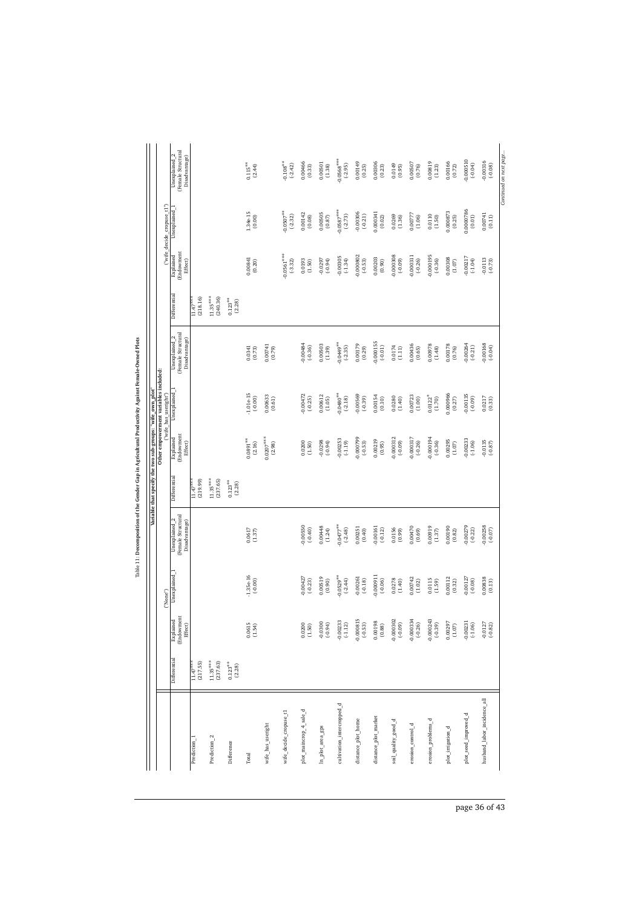Table 11: Decomposition of the Gender Gap in Agricultural Productivity Against Female-Owned Plots

| | Variable that specify the two sub-groups: "wife_own_plot" | | | | | | | | | | | |
|---|---|---|---|---|---|---|---|---|---|---|---|---|
| | Other empowerment variables included: | | | | | | | | | | | |
| | ("None") | | | | ("wife_has_useright") | | | | ("wife_decide_cropuse_t1") | | | |
| | Differential | Explained (Endowment Effect) | Unexplained_1 | Unexplained_2 (Female Structural Disadvantage) | Differential | Explained (Endowment Effect) | Unexplained_1 | Unexplained_2 (Female Structural Disadvantage) | Differential | Explained (Endowment Effect) | Unexplained_1 | Unexplained_2 (Female Structural Disadvantage) |
| Prediction_1 | 11.47*** (217.55) | | | | 11.47*** (219.99) | | | | 11.47*** (218.16) | | | |
| Prediction_2 | 11.35*** (237.63) | | | | 11.35*** (237.65) | | | | 11.35*** (240.36) | | | |
| Difference | 0.123** (2.28) | | | | 0.123** (2.28) | | | | 0.123** (2.28) | | | |
| Total | | 0.0615 (1.54) | -1.35e-16 (-0.00) | 0.0617 (1.37) | | 0.0891** (2.16) | -1.01e-15 (-0.00) | 0.0341 (0.73) | | 0.00841 (0.20) | 1.34e-15 (0.00) | 0.115** (2.44) |
| wife_has_useright | | | | | | 0.0207*** (2.98) | 0.00633 (0.61) | 0.00741 (0.79) | | | | |
| wife_decide_cropuse_t1 | | | | | | | | | | -0.0561*** (-3.32) | -0.0507** (-2.32) | -0.108** (-2.42) |
| plot_maincrop_4_sale_d | | 0.0200 (1.50) | -0.00427 (-0.23) | -0.00550 (-0.40) | | 0.0200 (1.50) | -0.00472 (-0.25) | -0.00484 (-0.36) | | 0.0193 (1.50) | 0.00142 (0.08) | 0.00466 (0.33) |
| ln_plot_area_gps | | -0.0300 (-0.94) | 0.00519 (0.90) | 0.00448 (1.24) | | -0.0298 (-0.94) | 0.00612 (1.05) | 0.00503 (1.39) | | -0.0297 (-0.94) | 0.00505 (0.87) | 0.00501 (1.38) |
| cultivation_intercropped_d | | -0.00233 (-1.12) | -0.0529** (-2.44) | -0.0477** (-2.48) | | -0.00253 (-1.19) | -0.0480** (-2.18) | -0.0449** (-2.35) | | -0.00305 (-1.34) | -0.0587*** (-2.73) | -0.0568*** (-2.95) |
| distance_plot_home | | -0.000815 (-0.53) | -0.00261 (-0.18) | 0.00251 (0.40) | | -0.000799 (-0.53) | -0.00569 (-0.39) | 0.00179 (0.29) | | -0.000802 (-0.53) | -0.00306 (-0.21) | 0.00149 (0.25) |
| distance_plot_market | | 0.00198 (0.88) | -0.000911 (-0.06) | -0.00161 (-0.12) | | 0.00219 (0.95) | 0.00154 (0.10) | -0.000155 (-0.01) | | 0.00203 (0.90) | 0.000341 (0.02) | 0.00306 (0.23) |
| soil_quality_good_d | | -0.000302 (-0.09) | 0.0278 (1.40) | 0.0156 (0.99) | | -0.000312 (-0.09) | 0.0280 (1.40) | 0.0174 (1.11) | | -0.000308 (-0.09) | 0.0269 (1.36) | 0.0149 (0.95) |
| erosion_control_d | | -0.000334 (-0.26) | 0.00742 (1.02) | 0.00470 (0.69) | | -0.000317 (-0.26) | 0.00723 (1.00) | 0.00436 (0.65) | | -0.000311 (-0.26) | 0.00777 (1.06) | 0.00507 (0.76) |
| erosion_problems_d | | -0.000243 (-0.39) | 0.0115 (1.59) | 0.00919 (1.37) | | -0.000194 (-0.36) | 0.0122* (1.70) | 0.00978 (1.48) | | -0.000195 (-0.36) | 0.0110 (1.50) | 0.00819 (1.23) |
| plot_irrigation_d | | 0.00297 (1.07) | 0.00112 (0.32) | 0.00190 (0.82) | | 0.00295 (1.07) | 0.000966 (0.27) | 0.00178 (0.76) | | 0.00308 (1.07) | 0.000873 (0.25) | 0.00166 (0.72) |
| plot_seed_improved_d | | -0.00231 (-1.06) | -0.00127 (-0.08) | -0.00279 (-0.22) | | -0.00233 (-1.06) | -0.00135 (-0.09) | -0.00264 (-0.21) | | -0.00217 (-1.04) | 0.0000786 (0.01) | -0.000510 (-0.04) |
| husband_labor_incidence_all | | -0.0127 (-0.82) | 0.00838 (0.13) | -0.00258 (-0.07) | | -0.0135 (-0.87) | 0.0217 (0.33) | -0.00168 (-0.04) | | -0.0113 (-0.73) | 0.00741 (0.11) | -0.00316 (-0.08) |

*Continued on next page...*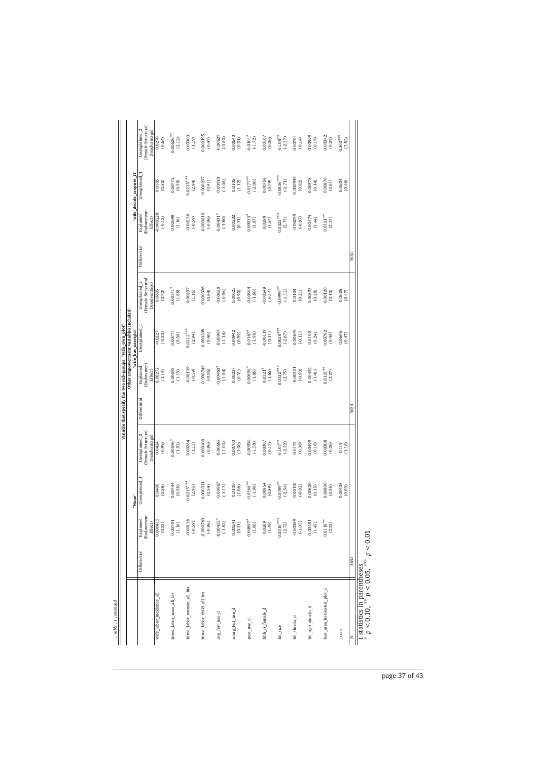... table 11 continued

| | Variable that specify the two sub-groups: "wife_own_plot" | | | | | | | | | | | |
|---|---|---|---|---|---|---|---|---|---|---|---|---|
| | Other empowerment variables included: | | | | | | | | | | | |
| | "None" | | | | "wife_has_usuright" | | | | "wife_decide_cropuse_t1" | | | |
| | Differential | Explained (Endowment Effect) | Unexplained_1 | Unexplained_2 (Female Structural Disadvantage) | Differential | Explained (Endowment Effect) | Unexplained_1 | Unexplained_2 (Female Structural Disadvantage) | Differential | Explained (Endowment Effect) | Unexplained_1 | Unexplained_2 (Female Structural Disadvantage) |
| wife_labor_incidence_all | | 0.000415 | 0.0468 | 0.0424 | | 0.00272 | -0.0227 | 0.0665 | | -0.000228 | 0.0385 | 0.0270 |
| | | (0.23) | (0.58) | (0.99) | | (1.14) | (-0.33) | (0.72) | | (-0.13) | (0.52) | (0.64) |
| hired_labor_man_all_bis | | 0.00701 | 0.00744 | 0.00596* | | 0.00695 | 0.00771 | 0.00571* | | 0.00698 | 0.00772 | 0.00626** |
| | | (1.16) | (0.56) | (1.92) | | (1.15) | (0.58) | (1.88) | | (1.16) | (0.59) | (2.12) |
| hired_labor_woman_all_bis | | -0.00136 | 0.0215*** | 0.00284 | | -0.00139 | 0.0212*** | 0.00297 | | -0.00136 | 0.0215*** | 0.00303 |
| | | (-0.59) | (2.95) | (1.13) | | (-0.59) | (2.94) | (1.16) | | (-0.59) | (2.94) | (1.19) |
| hired_labor_child_all_bis | | -0.000763 | 0.000311 | 0.000400 | | -0.000749 | 0.000208 | 0.000326 | | -0.000810 | 0.000237 | 0.000195 |
| | | (-0.96) | (0.54) | (0.96) | | (-0.96) | (0.40) | (0.84) | | (-0.96) | (0.41) | (0.47) |
| org_fert_use_d | | -0.00452* | -0.00967 | -0.00668 | | -0.00460* | -0.00967 | -0.00620 | | -0.00431* | -0.00910 | -0.00527 |
| | | (-1.82) | (-1.13) | (-1.03) | | (-1.84) | (-1.14) | (-0.96) | | (-1.80) | (-1.08) | (-0.83) |
| inorg_fert_use_d | | 0.00241 | 0.0100 | 0.00703 | | 0.00237 | 0.00942 | 0.00625 | | 0.00232 | 0.0106 | 0.00643 |
| | | (0.31) | (1.06) | (1.00) | | (0.31) | (0.99) | (0.90) | | (0.31) | (1.12) | (0.91) |
| pest_use_d | | 0.00897* | -0.0168** | -0.00924 | | 0.00898* | -0.0167* | -0.00944 | | 0.00933* | -0.0177** | -0.0101* |
| | | (1.86) | (-1.96) | (-1.58) | | (1.86) | (-1.96) | (-1.60) | | (1.87) | (-2.06) | (-1.72) |
| hhh_is_female_d | | 0.0289 | 0.00854 | 0.00307 | | 0.0321* | -0.00119 | -0.00249 | | 0.0298 | 0.00768 | 0.00107 |
| | | (1.49) | (0.89) | (0.17) | | (1.66) | (-0.11) | (-0.14) | | (1.54) | (0.79) | (0.06) |
| hh_size | | 0.0316*** | -0.0789** | -0.107** | | 0.0332*** | -0.0838*** | -0.0999** | | 0.0323*** | -0.0836*** | -0.108** |
| | | (2.72) | (-2.54) | (-2.32) | | (2.75) | (-2.67) | (-2.12) | | (2.75) | (-2.71) | (-2.37) |
| hh_shocks_d | | -0.00369 | -0.00101 | 0.0173 | | -0.00321 | -0.00649 | 0.0104 | | -0.00299 | 0.000949 | 0.00701 |
| | | (-1.05) | (-0.02) | (0.36) | | (-0.93) | (-0.11) | (0.21) | | (-0.87) | (0.02) | (0.14) |
| hh_agri_shocks_d | | 0.00481 | 0.00620 | 0.00499 | | 0.00452 | 0.0102 | 0.00893 | | 0.00474 | 0.00578 | 0.00599 |
| | | (1.45) | (0.15) | (0.16) | | (1.41) | (0.24) | (0.28) | | (1.44) | (0.14) | (0.19) |
| less_area_harvested_plot_d | | 0.0118** | 0.00800 | 0.00308 | | 0.0121** | 0.00702 | 0.00120 | | 0.0121** | 0.00876 | 0.00342 |
| | | (2.25) | (0.56) | (0.26) | | (2.27) | (0.48) | (0.10) | | (2.27) | (0.61) | (0.29) |
| _cons | | | 0.00408 | 0.119 | | | 0.0605 | 0.0625 | | | 0.0604 | 0.302*** |
| | | | (0.03) | (1.18) | | | (0.47) | (0.47) | | | (0.46) | (2.82) |
| N | 3634 | | | | 3634 | | | | 3634 | | | |

$t$ statistics in parentheses
$^{*}$ $p < 0.10$, $^{**}$ $p < 0.05$, $^{***}$ $p < 0.01$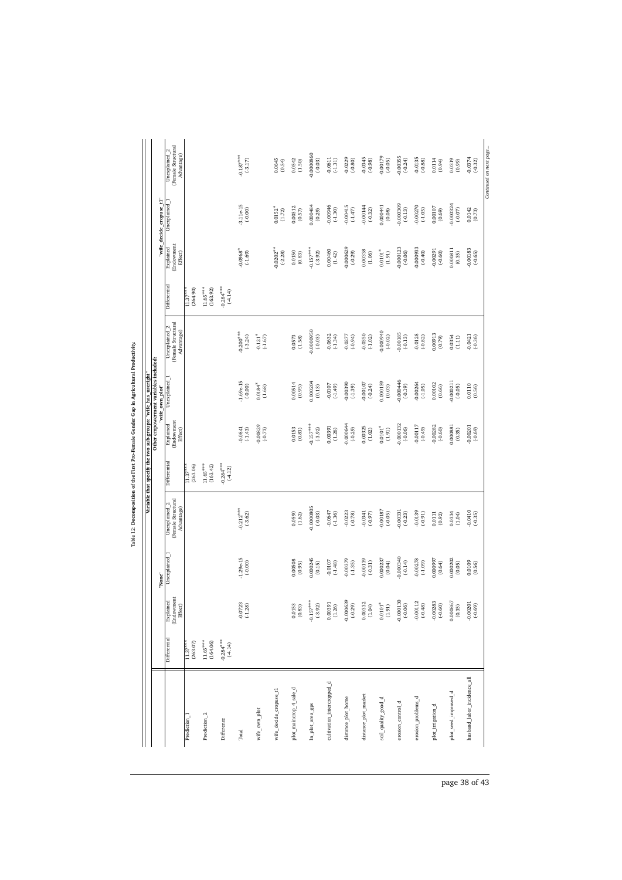Table 12: **Decomposition of the First Pro-Female Gender Gap in Agricultural Productivity.**

| | Variable that specify the two sub-groups: "wife_has_useright" | | | | | | | | | | | |
|---|---|---|---|---|---|---|---|---|---|---|---|---|
| | Other empowerment variables included: | | | | | | | | | | | |
| | "None" | | | | "wife_own_plot" | | | | "wife_decide_cropuse_t1" | | | |
| | Differential | Explained (Endowment Effect) | Unexplained_1 | Unexplained_2 (Female Structural Advantage) | Differential | Explained (Endowment Effect) | Unexplained_1 | Unexplained_2 (Female Structural Advantage) | Differential | Explained (Endowment Effect) | Unexplained_1 | Unexplained_2 (Female Structural Advantage) |
| Prediction_1 | 11.37*** (263.07) | | | | 11.37*** (263.06) | | | | 11.37*** (264.90) | | | |
| Prediction_2 | 11.65*** (164.06) | | | | 11.65*** (163.42) | | | | 11.65*** (163.92) | | | |
| Difference | -0.284*** (-4.14) | | | | -0.284*** (-4.12) | | | | -0.284*** (-4.14) | | | |
| Total | | -0.0723 (-1.28) | -1.29e-15 (-0.00) | -0.212*** (-3.62) | | -0.0841 (-1.43) | -1.69e-15 (-0.00) | -0.200*** (-3.24) | | -0.0968* (-1.69) | -3.11e-15 (-0.00) | -0.187*** (-3.17) |
| wife_own_plot | | | | | | -0.00829 (-0.73) | 0.0184* (1.68) | -0.121* (-1.67) | | | | |
| wife_decide_cropuse_t1 | | | | | | | | | | -0.0202** (-2.28) | 0.0152* (1.72) | 0.0645 (0.54) |
| plot_maincrop_4_sale_d | | 0.0153 (0.83) | 0.00508 (0.95) | 0.0590 (1.62) | | 0.0153 (0.83) | 0.00514 (0.95) | 0.0573 (1.58) | | 0.0150 (0.83) | 0.00312 (0.57) | 0.0542 (1.50) |
| ln_plot_area_gps | | -0.157*** (-3.92) | 0.000245 (0.15) | -0.0000805 (-0.03) | | -0.157*** (-3.92) | 0.000204 (0.13) | -0.0000950 (-0.03) | | -0.157*** (-3.92) | 0.000484 (0.29) | -0.0000860 (-0.03) |
| cultivation_intercropped_d | | 0.00391 (1.26) | -0.0107 (-1.48) | -0.0647 (-1.36) | | 0.00391 (1.26) | -0.0107 (-1.49) | -0.0632 (-1.34) | | 0.00460 (1.42) | -0.00946 (-1.30) | -0.0611 (-1.31) |
| distance_plot_home | | -0.000639 (-0.29) | -0.00379 (-1.35) | -0.0223 (-0.78) | | -0.000644 (-0.29) | -0.00390 (-1.39) | -0.0277 (-0.94) | | -0.000629 (-0.29) | -0.00415 (-1.47) | -0.0229 (-0.80) |
| distance_plot_market | | 0.00332 (1.04) | -0.00139 (-0.31) | -0.0341 (-0.97) | | 0.00325 (1.02) | -0.00107 (-0.24) | -0.0350 (-1.02) | | 0.00338 (1.06) | -0.00144 (-0.32) | -0.0345 (-0.98) |
| soil_quality_good_d | | 0.0101* (1.91) | 0.000237 (0.04) | -0.00187 (-0.05) | | 0.0101* (1.91) | 0.000159 (0.03) | -0.000940 (-0.02) | | 0.0101* (1.91) | 0.000441 (0.08) | -0.00179 (-0.05) |
| erosion_control_d | | -0.000130 (-0.06) | -0.000340 (-0.14) | -0.00331 (-0.23) | | -0.000132 (-0.06) | -0.000446 (-0.19) | -0.00185 (-0.13) | | -0.000123 (-0.06) | -0.000309 (-0.13) | -0.00355 (-0.24) |
| erosion_problems_d | | -0.00112 (-0.48) | -0.00278 (-1.09) | -0.0139 (-0.91) | | -0.00117 (-0.49) | -0.00264 (-1.05) | -0.0128 (-0.82) | | -0.000933 (-0.40) | -0.00270 (-1.05) | -0.0135 (-0.88) |
| plot_irrigation_d | | -0.00283 (-0.60) | 0.000997 (0.64) | 0.0111 (0.92) | | -0.00282 (-0.60) | 0.00102 (0.66) | 0.00913 (0.79) | | -0.00291 (-0.60) | 0.00107 (0.69) | 0.0114 (0.94) |
| plot_seed_improved_d | | 0.000867 (0.35) | 0.000202 (0.05) | 0.0334 (1.04) | | 0.000881 (0.35) | -0.000211 (-0.05) | 0.0354 (1.11) | | 0.000811 (0.35) | -0.000324 (-0.07) | 0.0319 (0.99) |
| husband_labor_incidence_all | | -0.00201 (-0.69) | 0.0109 (0.56) | -0.0410 (-0.35) | | -0.00201 (-0.69) | 0.0110 (0.56) | -0.0421 (-0.36) | | -0.00183 (-0.65) | 0.0142 (0.73) | -0.0374 (-0.32) |

*Continued on next page...*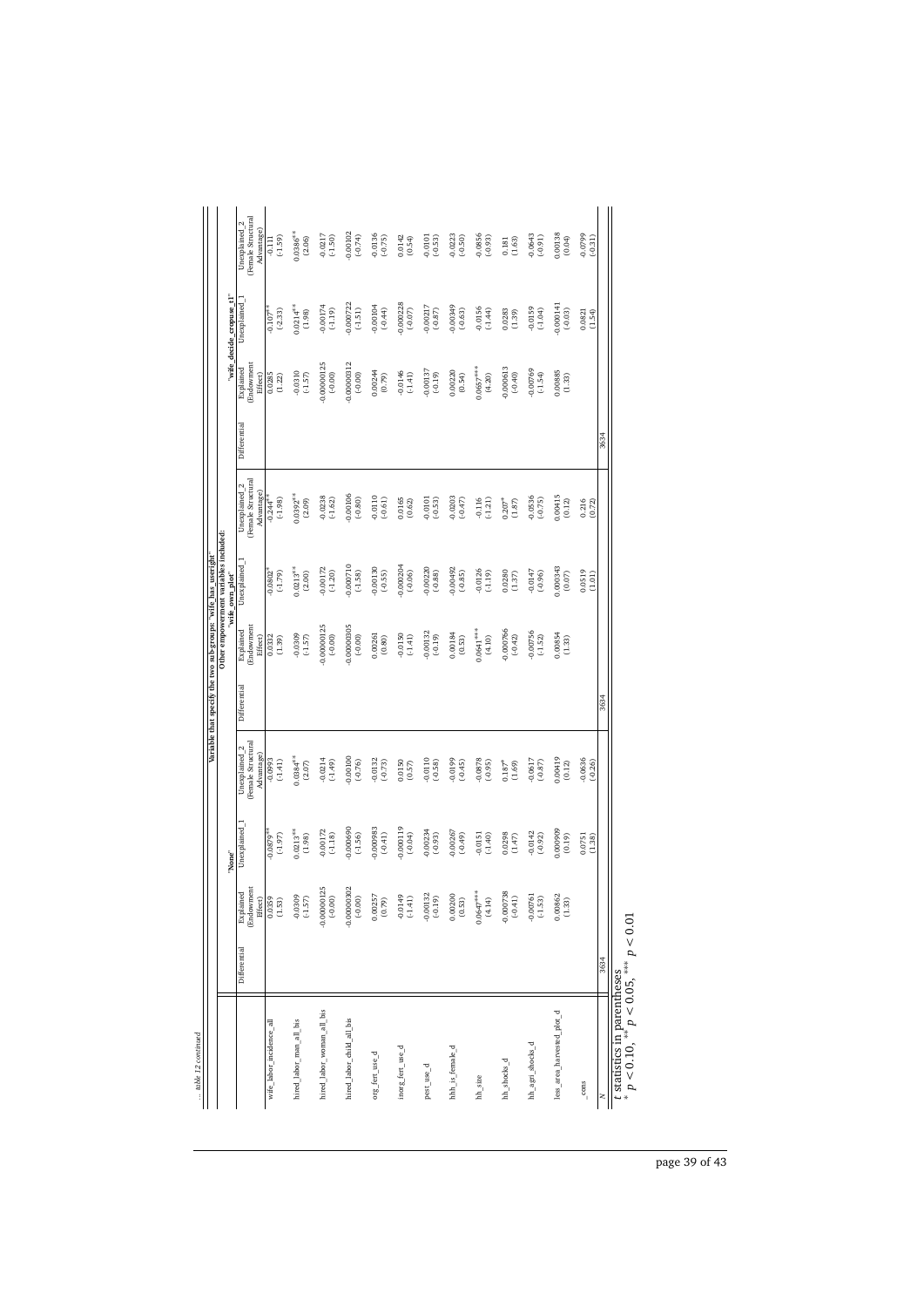... table 12 continued

| | Variable that specify the two sub-groups: "wife_has_useright" | | | | | | | | | | | |
|---|---|---|---|---|---|---|---|---|---|---|---|---|
| | Other empowerment variables included: | | | | | | | | | | | |
| | "None" | | | | "wife_own_plot" | | | | "wife_decide_cropuse_t1" | | | |
| | Differential | Explained (Endowment Effect) | Unexplained_1 | Unexplained_2 (Female Structural Advantage) | Differential | Explained (Endowment Effect) | Unexplained_1 | Unexplained_2 (Female Structural Advantage) | Differential | Explained (Endowment Effect) | Unexplained_1 | Unexplained_2 (Female Structural Advantage) |
| wife_labor_incidence_all | | 0.0359 (1.53) | -0.0879** (-1.97) | -0.0993 (-1.41) | | 0.0332 (1.39) | -0.0802* (-1.79) | -0.244** (-1.98) | | 0.0285 (1.22) | -0.107** (-2.33) | -0.111 (-1.59) |
| hired_labor_man_all_bis | | -0.0309 (-1.57) | 0.0213** (1.98) | 0.0384** (2.07) | | -0.0309 (-1.57) | 0.0213** (2.00) | 0.0392** (2.09) | | -0.0310 (-1.57) | 0.0214** (1.98) | 0.0386** (2.06) |
| hired_labor_woman_all_bis | | -0.00000125 (-0.00) | -0.00172 (-1.18) | -0.0214 (-1.49) | | -0.00000125 (-0.00) | -0.00172 (-1.20) | -0.0238 (-1.62) | | -0.00000125 (-0.00) | -0.00174 (-1.19) | -0.0217 (-1.50) |
| hired_labor_child_all_bis | | -0.00000302 (-0.00) | -0.000690 (-1.56) | -0.00100 (-0.76) | | -0.00000305 (-0.00) | -0.000710 (-1.58) | -0.00106 (-0.80) | | -0.00000312 (-0.00) | -0.000722 (-1.51) | -0.00102 (-0.74) |
| org_fert_use_d | | 0.00257 (0.79) | -0.000983 (-0.41) | -0.0132 (-0.73) | | 0.00261 (0.80) | -0.00130 (-0.55) | -0.0110 (-0.61) | | 0.00244 (0.79) | -0.00104 (-0.44) | -0.0136 (-0.75) |
| inorg_fert_use_d | | -0.0149 (-1.41) | -0.000119 (-0.04) | 0.0150 (0.57) | | -0.0150 (-1.41) | -0.000204 (-0.06) | 0.0165 (0.62) | | -0.0146 (-1.41) | -0.000228 (-0.07) | 0.0142 (0.54) |
| pest_use_d | | -0.00132 (-0.19) | -0.00234 (-0.93) | -0.0110 (-0.58) | | -0.00132 (-0.19) | -0.00220 (-0.88) | -0.0101 (-0.53) | | -0.00137 (-0.19) | -0.00217 (-0.87) | -0.0101 (-0.53) |
| hhh_is_female_d | | 0.00200 (0.53) | -0.00267 (-0.49) | -0.0199 (-0.45) | | 0.00184 (0.53) | -0.00492 (-0.85) | -0.0203 (-0.47) | | 0.00220 (0.54) | -0.00349 (-0.63) | -0.0223 (-0.50) |
| hh_size | | 0.0647*** (4.14) | -0.0151 (-1.40) | -0.0878 (-0.95) | | 0.0641*** (4.10) | -0.0126 (-1.19) | -0.116 (-1.21) | | 0.0657*** (4.20) | -0.0156 (-1.44) | -0.0856 (-0.93) |
| hh_shocks_d | | -0.000738 (-0.41) | 0.0298 (1.47) | 0.187* (1.69) | | -0.000766 (-0.42) | 0.0280 (1.37) | 0.207* (1.87) | | -0.000613 (-0.40) | 0.0283 (1.39) | 0.181 (1.63) |
| hh_agri_shocks_d | | -0.00761 (-1.53) | -0.0142 (-0.92) | -0.0617 (-0.87) | | -0.00756 (-1.52) | -0.0147 (-0.96) | -0.0536 (-0.75) | | -0.00769 (-1.54) | -0.0159 (-1.04) | -0.0643 (-0.91) |
| less_area_harvested_plot_d | | 0.00862 (1.33) | 0.000909 (0.19) | 0.00419 (0.12) | | 0.00854 (1.33) | 0.000343 (0.07) | 0.00415 (0.12) | | 0.00885 (1.33) | -0.000141 (-0.03) | 0.00138 (0.04) |
| _cons | | | 0.0751 (1.38) | -0.0636 (-0.26) | | | 0.0519 (1.01) | 0.216 (0.72) | | | 0.0821 (1.54) | -0.0799 (-0.31) |
| $N$ | 3634 | | | | 3634 | | | | 3634 | | | |

$t$ statistics in parentheses
$^{*}$ $p < 0.10$, $^{**}$ $p < 0.05$, $^{***}$ $p < 0.01$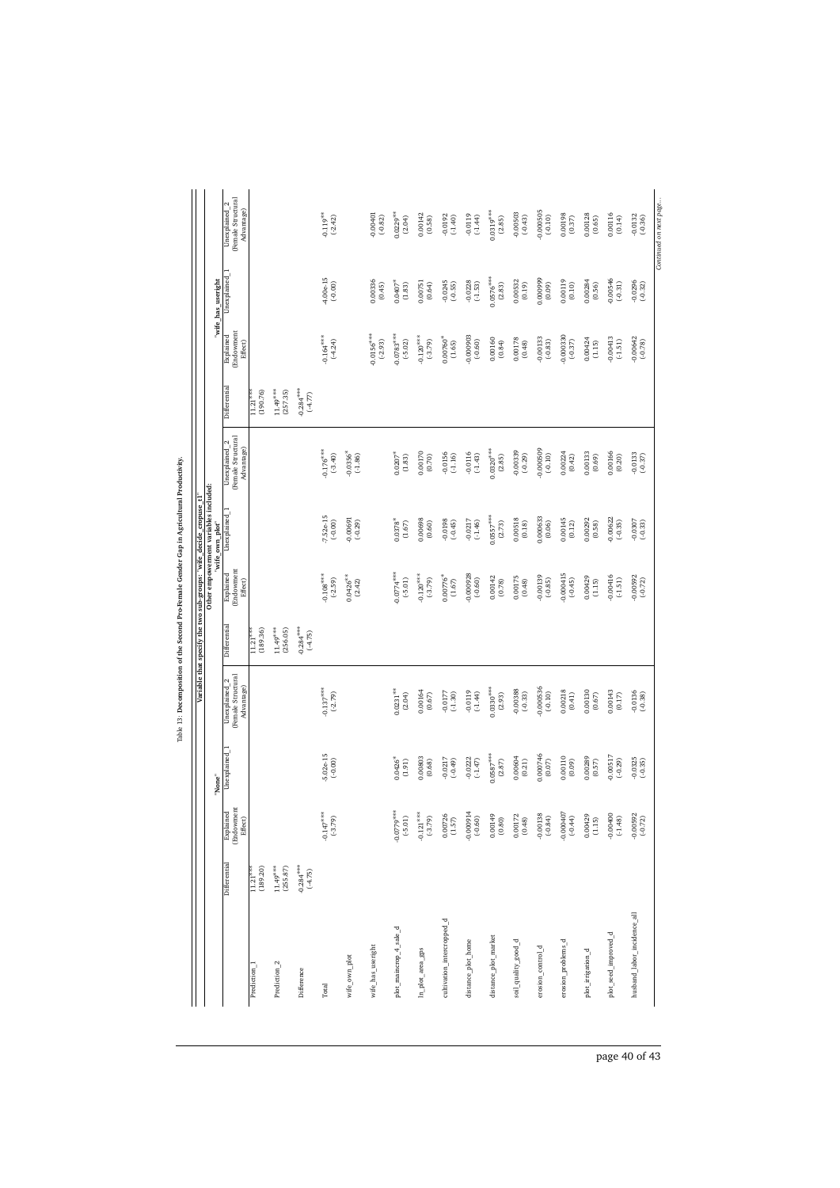Table 13: **Decomposition of the Second Pro-Female Gender Gap in Agricultural Productivity.**

| | Variable that specify the two sub-groups: "wife_decide_cropuse_41" | | | | | | | | | | | |
|---|---|---|---|---|---|---|---|---|---|---|---|---|
| | Other empowerment variables included: | | | | | | | | | | | |
| | "None" | | | | "wife_own_plot" | | | | "wife_has_useright" | | | |
| | Differential | Explained (Endowment Effect) | Unexplained_1 | Unexplained_2 (Female Structural Advantage) | Differential | Explained (Endowment Effect) | Unexplained_1 | Unexplained_2 (Female Structural Advantage) | Differential | Explained (Endowment Effect) | Unexplained_1 | Unexplained_2 (Female Structural Advantage) |
| Prediction_1 | 11.21*** (189.20) | | | | 11.21*** (189.36) | | | | 11.21*** (190.76) | | | |
| Prediction_2 | 11.49*** (255.87) | | | | 11.49*** (256.05) | | | | 11.49*** (257.35) | | | |
| Difference | -0.284*** (-4.75) | | | | -0.284*** (-4.75) | | | | -0.284*** (-4.77) | | | |
| Total | | -0.147*** (-3.79) | -5.02e-15 (-0.00) | -0.137*** (-2.79) | | -0.108*** (-2.59) | -7.52e-15 (-0.00) | -0.176*** (-3.40) | | -0.164*** (-4.24) | -4.00e-15 (-0.00) | -0.119** (-2.42) |
| wife_own_plot | | | | | | 0.0426** (2.42) | -0.00691 (-0.29) | -0.0356* (-1.86) | | | | |
| wife_has_useright | | | | | | | | | | -0.0156*** (-2.93) | 0.00336 (0.45) | -0.00401 (-0.82) |
| plot_maincrop_4_sale_d | | -0.0779*** (-5.01) | 0.0426* (1.91) | 0.0231** (2.04) | | -0.0774*** (-5.01) | 0.0378* (1.67) | 0.0207* (1.83) | | -0.0783*** (-5.02) | 0.0407* (1.83) | 0.0229** (2.04) |
| ln_plot_area_gps | | -0.121*** (-3.79) | 0.00803 (0.68) | 0.00164 (0.67) | | -0.120*** (-3.79) | 0.00698 (0.60) | 0.00170 (0.70) | | -0.120*** (-3.79) | 0.00751 (0.64) | 0.00142 (0.58) |
| cultivation_intercropped_d | | 0.00726 (1.57) | -0.0217 (-0.49) | -0.0177 (-1.30) | | 0.00776* (1.67) | -0.0198 (-0.45) | -0.0156 (-1.16) | | 0.00760* (1.65) | -0.0245 (-0.55) | -0.0192 (-1.40) |
| distance_plot_home | | -0.000914 (-0.60) | -0.0222 (-1.47) | -0.0119 (-1.44) | | -0.000928 (-0.60) | -0.0217 (-1.46) | -0.0116 (-1.43) | | -0.000903 (-0.60) | -0.0228 (-1.53) | -0.0119 (-1.44) |
| distance_plot_market | | 0.00149 (0.80) | 0.0587*** (2.87) | 0.0330*** (2.93) | | 0.00142 (0.78) | 0.0557*** (2.73) | 0.0320*** (2.85) | | 0.00160 (0.84) | 0.0576*** (2.83) | 0.0319*** (2.85) |
| soil_quality_good_d | | 0.00172 (0.48) | 0.00604 (0.21) | -0.00388 (-0.33) | | 0.00175 (0.48) | 0.00518 (0.18) | -0.00339 (-0.29) | | 0.00178 (0.48) | 0.00532 (0.19) | -0.00503 (-0.43) |
| erosion_control_d | | -0.00138 (-0.84) | 0.000746 (0.07) | -0.000536 (-0.10) | | -0.00139 (-0.85) | 0.000633 (0.06) | -0.000509 (-0.10) | | -0.00133 (-0.83) | 0.000999 (0.09) | -0.000505 (-0.10) |
| erosion_problems_d | | -0.000407 (-0.44) | 0.00110 (0.09) | 0.00218 (0.41) | | -0.000415 (-0.45) | 0.00145 (0.12) | 0.00224 (0.42) | | -0.000330 (-0.37) | 0.00119 (0.10) | 0.00198 (0.37) |
| plot_irrigation_d | | 0.00429 (1.15) | 0.00289 (0.57) | 0.00130 (0.67) | | 0.00429 (1.15) | 0.00292 (0.58) | 0.00133 (0.69) | | 0.00424 (1.15) | 0.00284 (0.56) | 0.00128 (0.65) |
| plot_seed_improved_d | | -0.00400 (-1.48) | -0.00517 (-0.29) | 0.00143 (0.17) | | -0.00416 (-1.51) | -0.00622 (-0.35) | 0.00166 (0.20) | | -0.00413 (-1.51) | -0.00546 (-0.31) | 0.00116 (0.14) |
| husband_labor_incidence_all | | -0.00592 (-0.72) | -0.0325 (-0.35) | -0.0136 (-0.38) | | -0.00592 (-0.72) | -0.0307 (-0.33) | -0.0133 (-0.37) | | -0.00642 (-0.78) | -0.0296 (-0.32) | -0.0132 (-0.36) |

*Continued on next page...*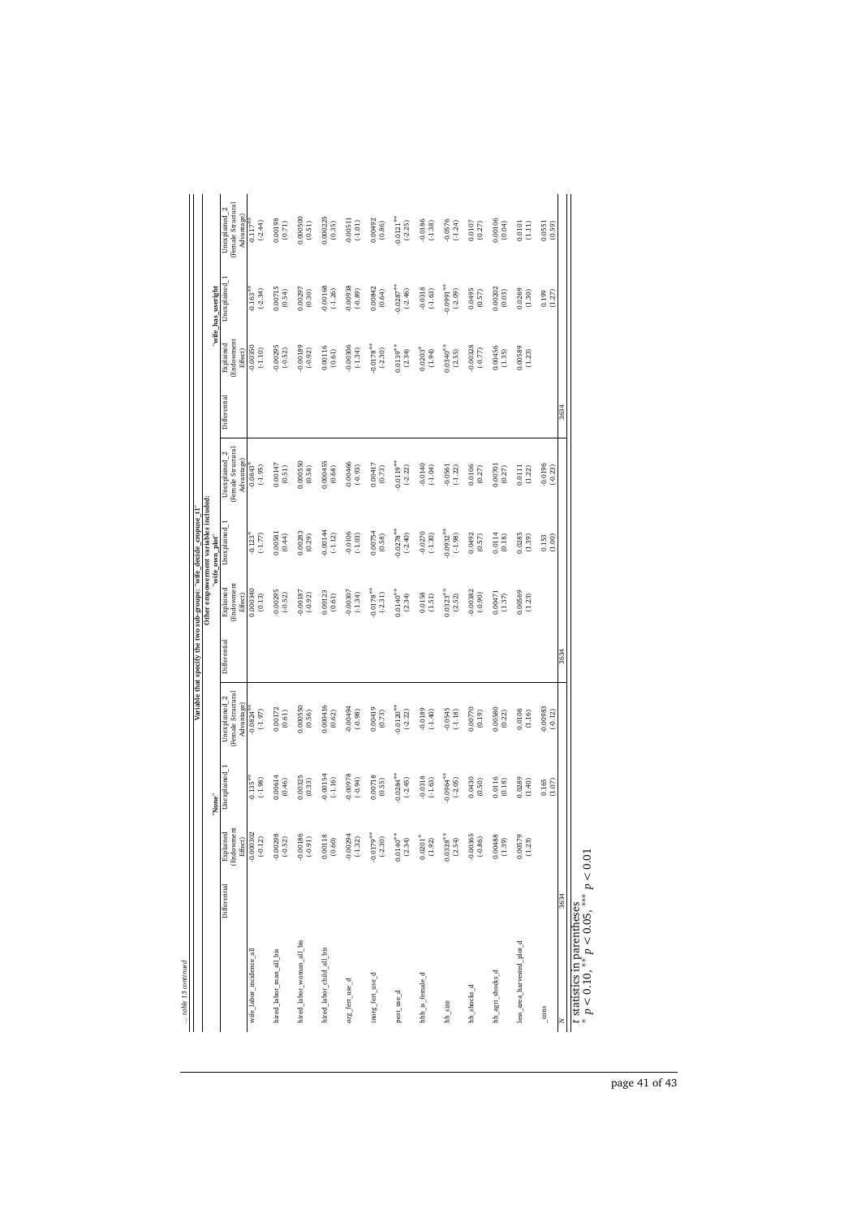... table 13 continued

| | Variable that specify the two sub-groups: 'wife_decide_cropuse_t1' | | | | | | | | | | | |
|---|---|---|---|---|---|---|---|---|---|---|---|---|
| | Other empowerment variables included: | | | | | | | | | | | |
| | "None" | | | | 'wife_own_plot' | | | | 'wife_has_useright' | | | |
| | Differential | Explained (Endowment Effect) | Unexplained_1 | Unexplained_2 (Female Structural Advantage) | Differential | Explained (Endowment Effect) | Unexplained_1 | Unexplained_2 (Female Structural Advantage) | Differential | Explained (Endowment Effect) | Unexplained_1 | Unexplained_2 (Female Structural Advantage) |
| wife_labor_incidence_all | | -0.000302<br>(-0.12) | -0.135**<br>(-1.98) | -0.0824**<br>(-1.97) | | 0.000340<br>(0.13) | -0.123*<br>(-1.77) | -0.0843*<br>(-1.95) | | -0.00350<br>(-1.10) | -0.163**<br>(-2.34) | -0.117**<br>(-2.44) |
| hired_labor_man_all_bis | | -0.00298<br>(-0.52) | 0.00614<br>(0.46) | 0.00172<br>(0.61) | | -0.00295<br>(-0.52) | 0.00581<br>(0.44) | 0.00147<br>(0.51) | | -0.00295<br>(-0.52) | 0.00715<br>(0.54) | 0.00198<br>(0.71) |
| hired_labor_woman_all_bis | | -0.00186<br>(-0.91) | 0.00325<br>(0.33) | 0.000550<br>(0.56) | | -0.00187<br>(-0.92) | 0.00283<br>(0.29) | 0.000550<br>(0.58) | | -0.00189<br>(-0.92) | 0.00297<br>(0.30) | 0.000500<br>(0.51) |
| hired_labor_child_all_bis | | 0.00118<br>(0.60) | -0.00154<br>(-1.16) | 0.000416<br>(0.62) | | 0.00123<br>(0.61) | -0.00144<br>(-1.12) | 0.000455<br>(0.68) | | 0.00116<br>(0.61) | -0.00168<br>(-1.26) | 0.000225<br>(0.35) |
| org_fert_use_d | | -0.00294<br>(-1.32) | -0.00978<br>(-0.94) | -0.00494<br>(-0.98) | | -0.00307<br>(-1.34) | -0.0106<br>(-1.03) | -0.00466<br>(-0.93) | | -0.00306<br>(-1.34) | -0.00938<br>(-0.89) | -0.00511<br>(-1.01) |
| inorg_fert_use_d | | -0.0179**<br>(-2.30) | 0.00718<br>(0.55) | 0.00419<br>(0.73) | | -0.0178**<br>(-2.31) | 0.00754<br>(0.58) | 0.00417<br>(0.73) | | -0.0178**<br>(-2.30) | 0.00842<br>(0.64) | 0.00492<br>(0.86) |
| pest_use_d | | 0.0140**<br>(2.34) | -0.0284**<br>(-2.45) | -0.0120**<br>(-2.22) | | 0.0140**<br>(2.34) | -0.0278**<br>(-2.40) | -0.0119**<br>(-2.22) | | 0.0139**<br>(2.34) | -0.0287**<br>(-2.46) | -0.0121**<br>(-2.25) |
| hhh_is_female_d | | 0.0201*<br>(1.92) | -0.0318<br>(-1.63) | -0.0189<br>(-1.40) | | 0.0158<br>(1.51) | -0.0270<br>(-1.30) | -0.0140<br>(-1.04) | | 0.0203*<br>(1.94) | -0.0318<br>(-1.63) | -0.0186<br>(-1.38) |
| hh_size | | 0.0328**<br>(2.54) | -0.0964**<br>(-2.05) | -0.0545<br>(-1.18) | | 0.0323**<br>(2.52) | -0.0932**<br>(-1.98) | -0.0561<br>(-1.22) | | 0.0340**<br>(2.55) | -0.0991**<br>(-2.09) | -0.0576<br>(-1.24) |
| hh_shocks_d | | -0.00365<br>(-0.86) | 0.0430<br>(0.50) | 0.00770<br>(0.19) | | -0.00382<br>(-0.90) | 0.0492<br>(0.57) | 0.0106<br>(0.27) | | -0.00328<br>(-0.77) | 0.0495<br>(0.57) | 0.0107<br>(0.27) |
| hh_agri_shocks_d | | 0.00488<br>(1.39) | 0.0116<br>(0.18) | 0.00580<br>(0.22) | | 0.00471<br>(1.37) | 0.0114<br>(0.18) | 0.00701<br>(0.27) | | 0.00456<br>(1.35) | 0.00202<br>(0.03) | 0.00106<br>(0.04) |
| less_area_harvested_plot_d | | 0.00579<br>(1.23) | 0.0289<br>(1.40) | 0.0106<br>(1.16) | | 0.00569<br>(1.23) | 0.0285<br>(1.39) | 0.0111<br>(1.22) | | 0.00589<br>(1.23) | 0.0269<br>(1.30) | 0.0101<br>(1.11) |
| _cons | | | 0.165<br>(1.07) | -0.00983<br>(-0.12) | | | 0.153<br>(1.00) | -0.0196<br>(-0.23) | | | 0.199<br>(1.27) | 0.0551<br>(0.59) |
| N | 3634 | | | | 3634 | | | | 3634 | | | |

$t$ statistics in parentheses
$^{*}$ $p < 0.10$, $^{**}$ $p < 0.05$, $^{***}$ $p < 0.01$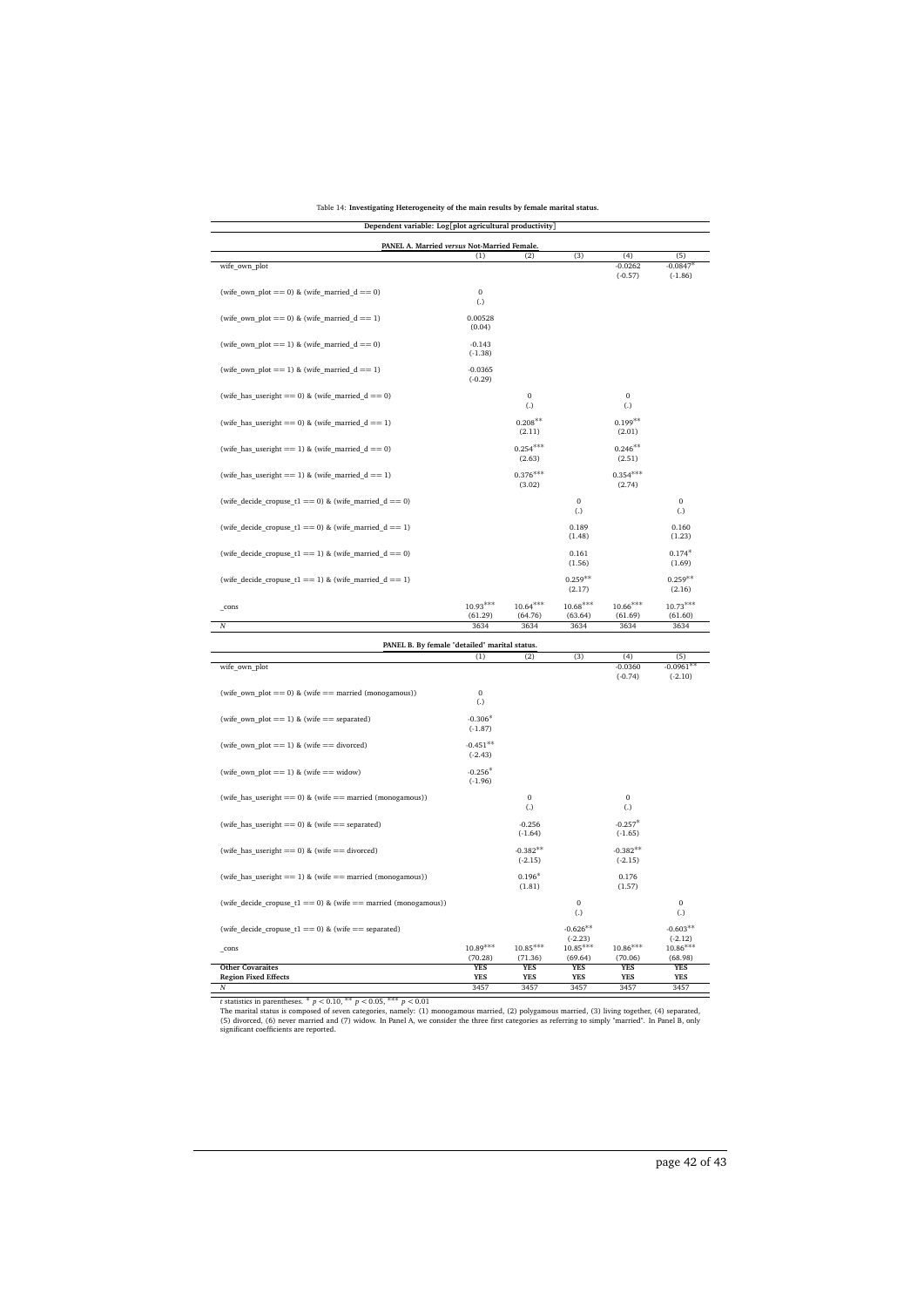Table 14: **Investigating Heterogeneity of the main results by female marital status.**

| Dependent variable: Log[plot agricultural productivity] | | | | | |
|---|---|---|---|---|---|
| **PANEL A. Married *versus* Not-Married Female.** | | | | | |
| | (1) | (2) | (3) | (4) | (5) |
| wife_own_plot | | | | -0.0262 | -0.0847$^{*}$ |
| | | | | (-0.57) | (-1.86) |
| (wife_own_plot == 0) & (wife_married_d == 0) | 0 | | | | |
| | (.) | | | | |
| (wife_own_plot == 0) & (wife_married_d == 1) | 0.00528 | | | | |
| | (0.04) | | | | |
| (wife_own_plot == 1) & (wife_married_d == 0) | -0.143 | | | | |
| | (-1.38) | | | | |
| (wife_own_plot == 1) & (wife_married_d == 1) | -0.0365 | | | | |
| | (-0.29) | | | | |
| (wife_has_useright == 0) & (wife_married_d == 0) | | 0 | | 0 | |
| | | (.) | | (.) | |
| (wife_has_useright == 0) & (wife_married_d == 1) | | 0.208$^{**}$ | | 0.199$^{**}$ | |
| | | (2.11) | | (2.01) | |
| (wife_has_useright == 1) & (wife_married_d == 0) | | 0.254$^{***}$ | | 0.246$^{**}$ | |
| | | (2.63) | | (2.51) | |
| (wife_has_useright == 1) & (wife_married_d == 1) | | 0.376$^{***}$ | | 0.354$^{***}$ | |
| | | (3.02) | | (2.74) | |
| (wife_decide_cropuse_t1 == 0) & (wife_married_d == 0) | | | 0 | | 0 |
| | | | (.) | | (.) |
| (wife_decide_cropuse_t1 == 0) & (wife_married_d == 1) | | | 0.189 | | 0.160 |
| | | | (1.48) | | (1.23) |
| (wife_decide_cropuse_t1 == 1) & (wife_married_d == 0) | | | 0.161 | | 0.174$^{*}$ |
| | | | (1.56) | | (1.69) |
| (wife_decide_cropuse_t1 == 1) & (wife_married_d == 1) | | | 0.259$^{**}$ | | 0.259$^{**}$ |
| | | | (2.17) | | (2.16) |
| _cons | 10.93$^{***}$ | 10.64$^{***}$ | 10.68$^{***}$ | 10.66$^{***}$ | 10.73$^{***}$ |
| | (61.29) | (64.76) | (63.64) | (61.69) | (61.60) |
| *N* | 3634 | 3634 | 3634 | 3634 | 3634 |
| **PANEL B. By female "detailed" marital status.** | | | | | |
| | (1) | (2) | (3) | (4) | (5) |
| wife_own_plot | | | | -0.0360 | -0.0961$^{**}$ |
| | | | | (-0.74) | (-2.10) |
| (wife_own_plot == 0) & (wife == married (monogamous)) | 0 | | | | |
| | (.) | | | | |
| (wife_own_plot == 1) & (wife == separated) | -0.306$^{*}$ | | | | |
| | (-1.87) | | | | |
| (wife_own_plot == 1) & (wife == divorced) | -0.451$^{**}$ | | | | |
| | (-2.43) | | | | |
| (wife_own_plot == 1) & (wife == widow) | -0.256$^{*}$ | | | | |
| | (-1.96) | | | | |
| (wife_has_useright == 0) & (wife == married (monogamous)) | | 0 | | 0 | |
| | | (.) | | (.) | |
| (wife_has_useright == 0) & (wife == separated) | | -0.256 | | -0.257$^{*}$ | |
| | | (-1.64) | | (-1.65) | |
| (wife_has_useright == 0) & (wife == divorced) | | -0.382$^{**}$ | | -0.382$^{**}$ | |
| | | (-2.15) | | (-2.15) | |
| (wife_has_useright == 1) & (wife == married (monogamous)) | | 0.196$^{*}$ | | 0.176 | |
| | | (1.81) | | (1.57) | |
| (wife_decide_cropuse_t1 == 0) & (wife == married (monogamous)) | | | 0 | | 0 |
| | | | (.) | | (.) |
| (wife_decide_cropuse_t1 == 0) & (wife == separated) | | | -0.626$^{**}$ | | -0.603$^{**}$ |
| | | | (-2.23) | | (-2.12) |
| _cons | 10.89$^{***}$ | 10.85$^{***}$ | 10.85$^{***}$ | 10.86$^{***}$ | 10.86$^{***}$ |
| | (70.28) | (71.36) | (69.64) | (70.06) | (68.98) |
| **Other Covaraites** | **YES** | **YES** | **YES** | **YES** | **YES** |
| **Region Fixed Effects** | **YES** | **YES** | **YES** | **YES** | **YES** |
| *N* | 3457 | 3457 | 3457 | 3457 | 3457 |

*t* statistics in parentheses. $^{*}$ $p < 0.10$, $^{**}$ $p < 0.05$, $^{***}$ $p < 0.01$

The marital status is composed of seven categories, namely: (1) monogamous married, (2) polygamous married, (3) living together, (4) separated, (5) divorced, (6) never married and (7) widow. In Panel A, we consider the three first categories as referring to simply "married". In Panel B, only significant coefficients are reported.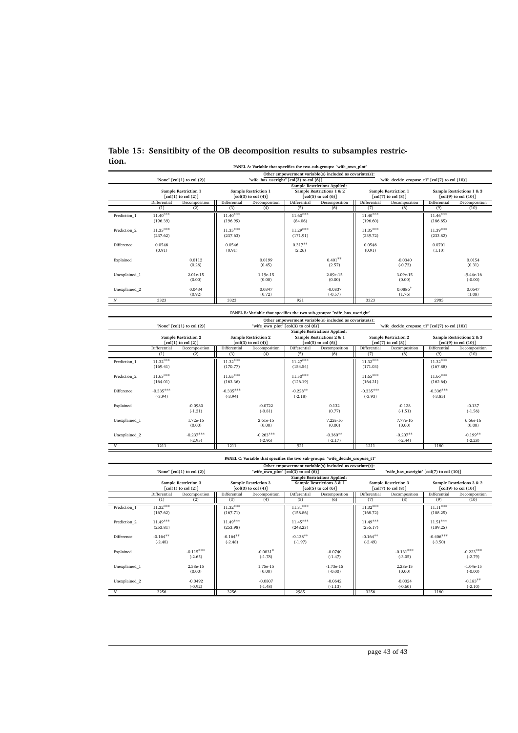**Table 15: Sensitibity of the OB decomposition results to subsamples restriction.**

PANEL A: Variable that specifies the two sub-groups: "wife_own_plot"

| | "None" [col(1) to col (2)] | | "wife_has_useright" [col(3) to col (6)] | | | | "wife_decide_cropuse_t1" [col(7) to col (10)] | | | |
|---|---|---|---|---|---|---|---|---|---|---|
| | Sample Restriction 1 [col(1) to col (2)] | | Sample Restriction 1 [col(3) to col (4)] | | Sample Restrictions Applied: Sample Restrictions 1 & 2 [col(5) to col (6)] | | Sample Restriction 1 [col(7) to col (8)] | | Sample Restrictions 1 & 3 [col(9) to col (10)] | |
| | Differential | Decomposition | Differential | Decomposition | Differential | Decomposition | Differential | Decomposition | Differential | Decomposition |
| | (1) | (2) | (3) | (4) | (5) | (6) | (7) | (8) | (9) | (10) |
| Prediction_1 | 11.40*** | | 11.40*** | | 11.60*** | | 11.40*** | | 11.46*** | |
| | (196.39) | | (196.99) | | (84.06) | | (196.60) | | (186.65) | |
| Prediction_2 | 11.35*** | | 11.35*** | | 11.29*** | | 11.35*** | | 11.39*** | |
| | (237.62) | | (237.63) | | (171.91) | | (239.72) | | (233.82) | |
| Difference | 0.0546 | | 0.0546 | | 0.317** | | 0.0546 | | 0.0701 | |
| | (0.91) | | (0.91) | | (2.26) | | (0.91) | | (1.10) | |
| Explained | | 0.0112 | | 0.0199 | | 0.401** | | -0.0340 | | 0.0154 |
| | | (0.26) | | (0.45) | | (2.57) | | (-0.73) | | (0.31) |
| Unexplained_1 | | 2.01e-15 | | 1.19e-15 | | 2.89e-15 | | 3.09e-15 | | -9.44e-16 |
| | | (0.00) | | (0.00) | | (0.00) | | (0.00) | | (-0.00) |
| Unexplained_2 | | 0.0434 | | 0.0347 | | -0.0837 | | 0.0886* | | 0.0547 |
| | | (0.92) | | (0.72) | | (-0.57) | | (1.76) | | (1.08) |
| N | 3323 | | 3323 | | 921 | | 3323 | | 2985 | |

PANEL B: Variable that specifies the two sub-groups: "wife_has_useright"

| | "None" [col(1) to col (2)] | | "wife_own_plot" [col(3) to col (6)] | | | | "wife_decide_cropuse_t1" [col(7) to col (10)] | | | |
|---|---|---|---|---|---|---|---|---|---|---|
| | Sample Restriction 2 [col(1) to col (2)] | | Sample Restriction 2 [col(3) to col (4)] | | Sample Restrictions Applied: Sample Restrictions 2 & 1 [col(5) to col (6)] | | Sample Restriction 2 [col(7) to col (8)] | | Sample Restrictions 2 & 3 [col(9) to col (10)] | |
| | Differential | Decomposition | Differential | Decomposition | Differential | Decomposition | Differential | Decomposition | Differential | Decomposition |
| | (1) | (2) | (3) | (4) | (5) | (6) | (7) | (8) | (9) | (10) |
| Prediction_1 | 11.32*** | | 11.32*** | | 11.27*** | | 11.32*** | | 11.32*** | |
| | (169.41) | | (170.77) | | (154.54) | | (171.03) | | (167.88) | |
| Prediction_2 | 11.65*** | | 11.65*** | | 11.50*** | | 11.65*** | | 11.66*** | |
| | (164.01) | | (163.36) | | (126.19) | | (164.21) | | (162.64) | |
| Difference | -0.335*** | | -0.335*** | | -0.228** | | -0.335*** | | -0.336*** | |
| | (-3.94) | | (-3.94) | | (-2.18) | | (-3.93) | | (-3.85) | |
| Explained | | -0.0980 | | -0.0722 | | 0.132 | | -0.128 | | -0.137 |
| | | (-1.21) | | (-0.81) | | (0.77) | | (-1.51) | | (-1.56) |
| Unexplained_1 | | 1.72e-15 | | 2.61e-15 | | 7.22e-16 | | 7.77e-16 | | 6.66e-16 |
| | | (0.00) | | (0.00) | | (0.00) | | (0.00) | | (0.00) |
| Unexplained_2 | | -0.237*** | | -0.263*** | | -0.360** | | -0.207** | | -0.199** |
| | | (-2.95) | | (-2.96) | | (-2.17) | | (-2.44) | | (-2.28) |
| N | 1211 | | 1211 | | 921 | | 1211 | | 1180 | |

PANEL C: Variable that specifies the two sub-groups: "wife_decide_cropuse_t1"

| | "None" [col(1) to col (2)] | | "wife_own_plot" [col(3) to col (6)] | | | | "wife_has_useright" [col(7) to col (10)] | | | |
|---|---|---|---|---|---|---|---|---|---|---|
| | Sample Restriction 3 [col(1) to col (2)] | | Sample Restriction 3 [col(3) to col (4)] | | Sample Restrictions Applied: Sample Restrictions 3 & 1 [col(5) to col (6)] | | Sample Restriction 3 [col(7) to col (8)] | | Sample Restrictions 3 & 2 [col(9) to col (10)] | |
| | Differential | Decomposition | Differential | Decomposition | Differential | Decomposition | Differential | Decomposition | Differential | Decomposition |
| | (1) | (2) | (3) | (4) | (5) | (6) | (7) | (8) | (9) | (10) |
| Prediction_1 | 11.32*** | | 11.32*** | | 11.31*** | | 11.32*** | | 11.11*** | |
| | (167.62) | | (167.71) | | (158.86) | | (168.72) | | (108.25) | |
| Prediction_2 | 11.49*** | | 11.49*** | | 11.45*** | | 11.49*** | | 11.51*** | |
| | (253.81) | | (253.98) | | (248.23) | | (255.17) | | (189.25) | |
| Difference | -0.164** | | -0.164** | | -0.138** | | -0.164** | | -0.406*** | |
| | (-2.48) | | (-2.48) | | (-1.97) | | (-2.49) | | (-3.50) | |
| Explained | | -0.115*** | | -0.0831* | | -0.0740 | | -0.131*** | | -0.223*** |
| | | (-2.65) | | (-1.78) | | (-1.47) | | (-3.05) | | (-2.79) |
| Unexplained_1 | | 2.58e-15 | | 1.75e-15 | | -1.73e-15 | | 2.28e-15 | | -1.04e-15 |
| | | (0.00) | | (0.00) | | (-0.00) | | (0.00) | | (-0.00) |
| Unexplained_2 | | -0.0492 | | -0.0807 | | -0.0642 | | -0.0324 | | -0.183** |
| | | (-0.92) | | (-1.48) | | (-1.13) | | (-0.60) | | (-2.10) |
| N | 3256 | | 3256 | | 2985 | | 3256 | | 1180 | |